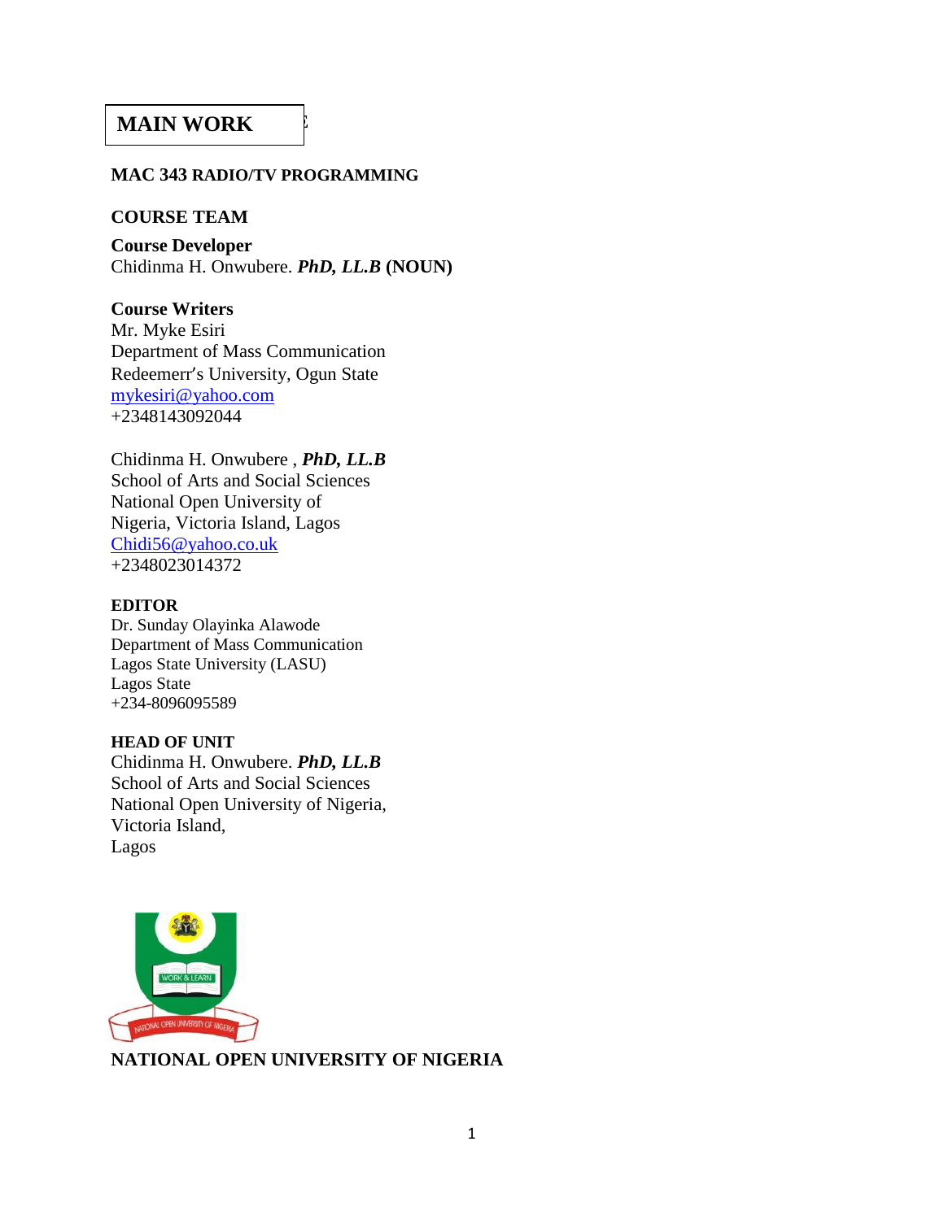**MAIN WORK**

**MAC 343 RADIO/TV PROGRAMMING**

**COURSE TEAM**

**Course Developer**
Chidinma H. Onwubere. ***PhD, LL.B*** **(NOUN)**

**Course Writers**
Mr. Myke Esiri
Department of Mass Communication
Redeemerr's University, Ogun State
mykesiri@yahoo.com
+2348143092044

Chidinma H. Onwubere , ***PhD, LL.B***
School of Arts and Social Sciences
National Open University of
Nigeria, Victoria Island, Lagos
Chidi56@yahoo.co.uk
+2348023014372

**EDITOR**
Dr. Sunday Olayinka Alawode
Department of Mass Communication
Lagos State University (LASU)
Lagos State
+234-8096095589

**HEAD OF UNIT**
Chidinma H. Onwubere. ***PhD, LL.B***
School of Arts and Social Sciences
National Open University of Nigeria,
Victoria Island,
Lagos

**NATIONAL OPEN UNIVERSITY OF NIGERIA**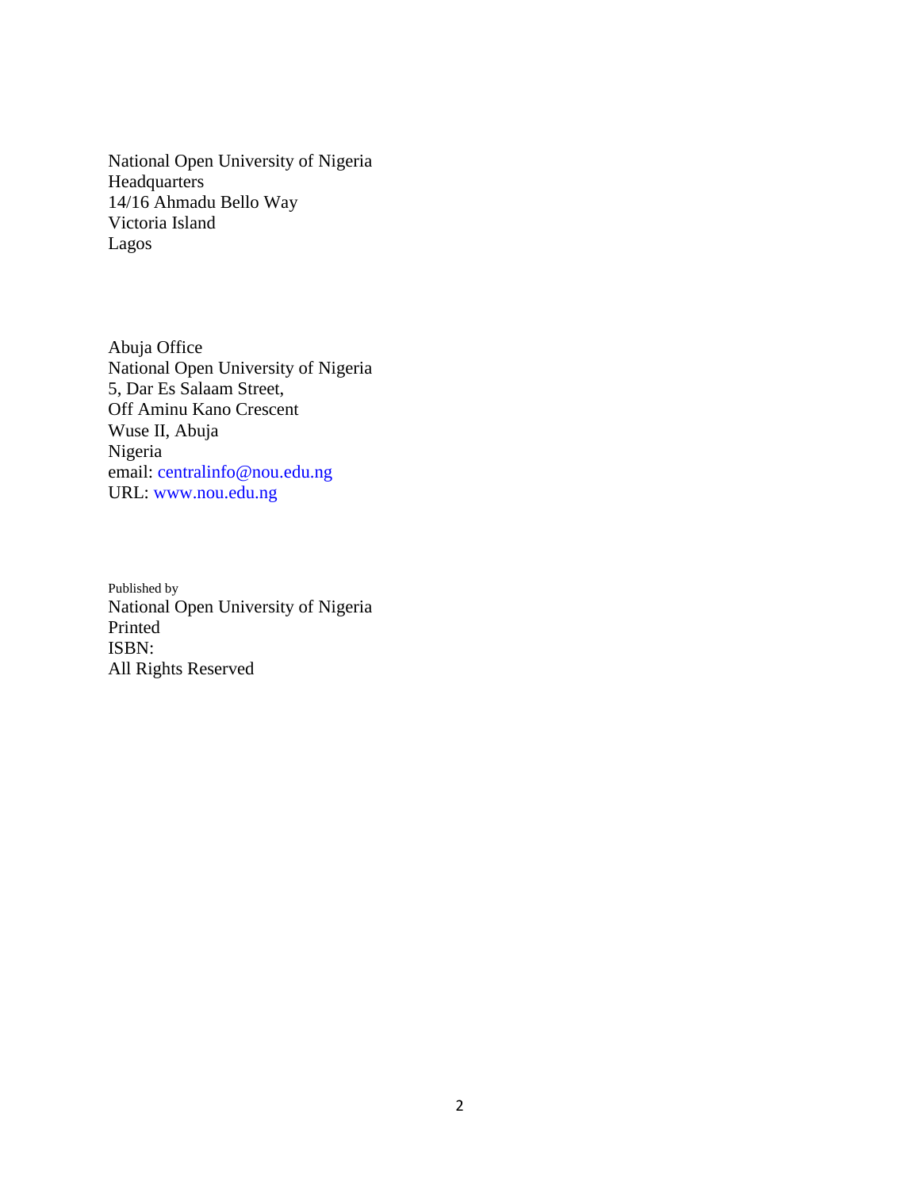National Open University of Nigeria
Headquarters
14/16 Ahmadu Bello Way
Victoria Island
Lagos

Abuja Office
National Open University of Nigeria
5, Dar Es Salaam Street,
Off Aminu Kano Crescent
Wuse II, Abuja
Nigeria
email: centralinfo@nou.edu.ng
URL: www.nou.edu.ng

Published by
National Open University of Nigeria
Printed
ISBN:
All Rights Reserved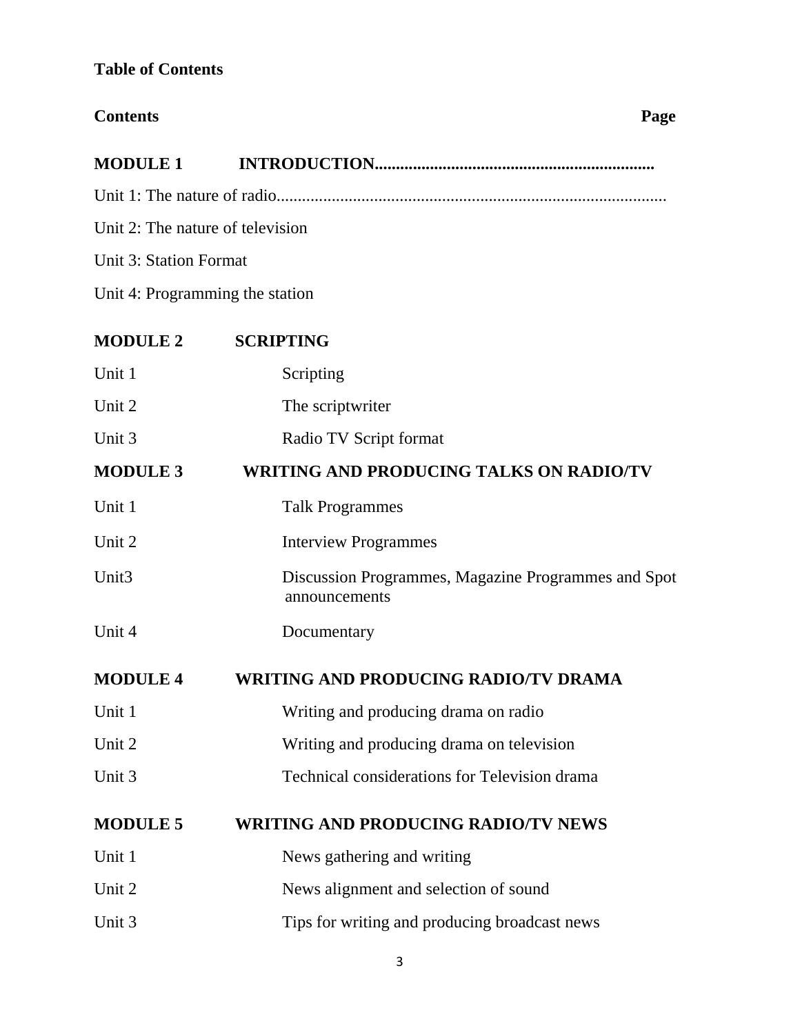**Table of Contents**

**Contents** **Page**

**MODULE 1 INTRODUCTION.................................................................**

Unit 1: The nature of radio...........................................................................................

Unit 2: The nature of television

Unit 3: Station Format

Unit 4: Programming the station

**MODULE 2 SCRIPTING**

Unit 1 Scripting

Unit 2 The scriptwriter

Unit 3 Radio TV Script format

**MODULE 3 WRITING AND PRODUCING TALKS ON RADIO/TV**

Unit 1 Talk Programmes

Unit 2 Interview Programmes

Unit3 Discussion Programmes, Magazine Programmes and Spot announcements

Unit 4 Documentary

**MODULE 4 WRITING AND PRODUCING RADIO/TV DRAMA**

Unit 1 Writing and producing drama on radio

Unit 2 Writing and producing drama on television

Unit 3 Technical considerations for Television drama

**MODULE 5 WRITING AND PRODUCING RADIO/TV NEWS**

Unit 1 News gathering and writing

Unit 2 News alignment and selection of sound

Unit 3 Tips for writing and producing broadcast news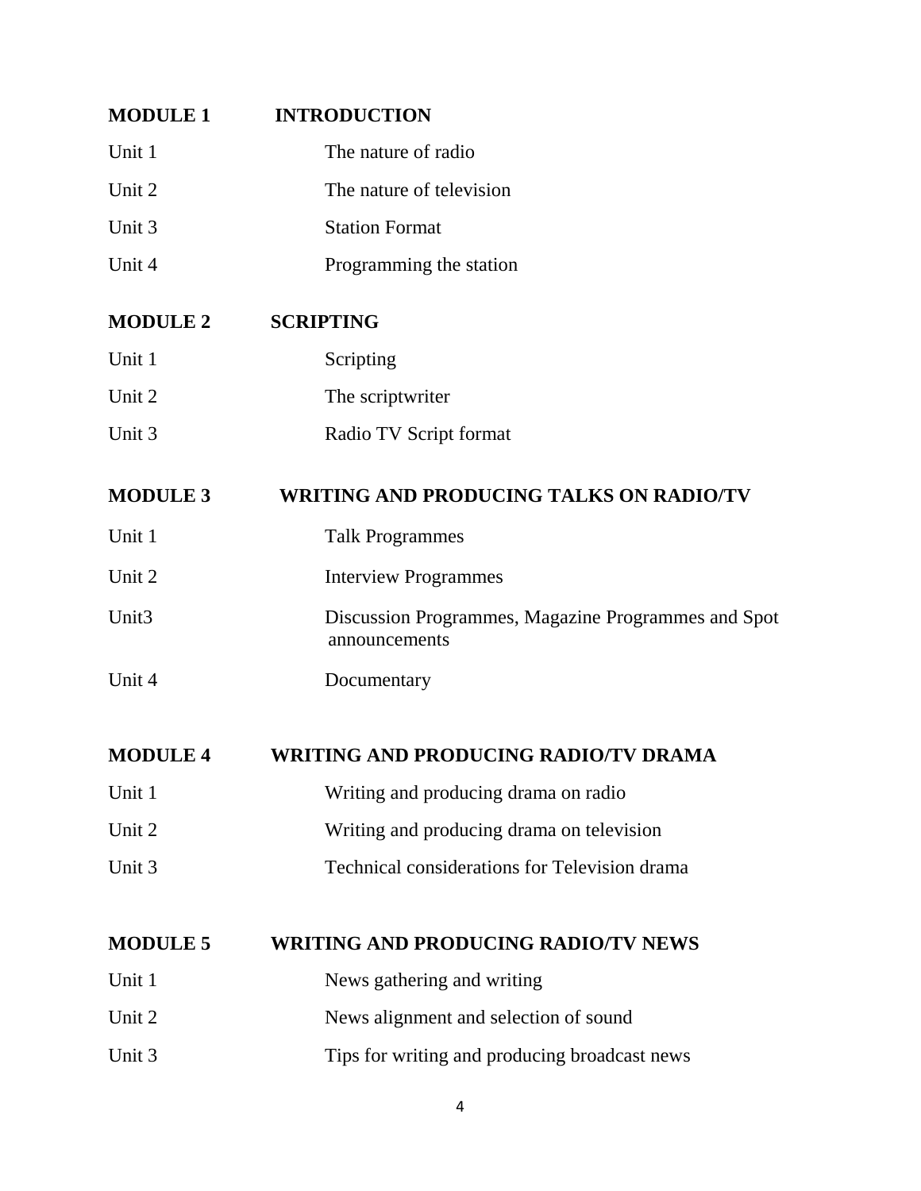**MODULE 1 INTRODUCTION**

| | |
|---|---|
| Unit 1 | The nature of radio |
| Unit 2 | The nature of television |
| Unit 3 | Station Format |
| Unit 4 | Programming the station |

**MODULE 2 SCRIPTING**

| | |
|---|---|
| Unit 1 | Scripting |
| Unit 2 | The scriptwriter |
| Unit 3 | Radio TV Script format |

**MODULE 3 WRITING AND PRODUCING TALKS ON RADIO/TV**

| | |
|---|---|
| Unit 1 | Talk Programmes |
| Unit 2 | Interview Programmes |
| Unit3 | Discussion Programmes, Magazine Programmes and Spot announcements |
| Unit 4 | Documentary |

**MODULE 4 WRITING AND PRODUCING RADIO/TV DRAMA**

| | |
|---|---|
| Unit 1 | Writing and producing drama on radio |
| Unit 2 | Writing and producing drama on television |
| Unit 3 | Technical considerations for Television drama |

**MODULE 5 WRITING AND PRODUCING RADIO/TV NEWS**

| | |
|---|---|
| Unit 1 | News gathering and writing |
| Unit 2 | News alignment and selection of sound |
| Unit 3 | Tips for writing and producing broadcast news |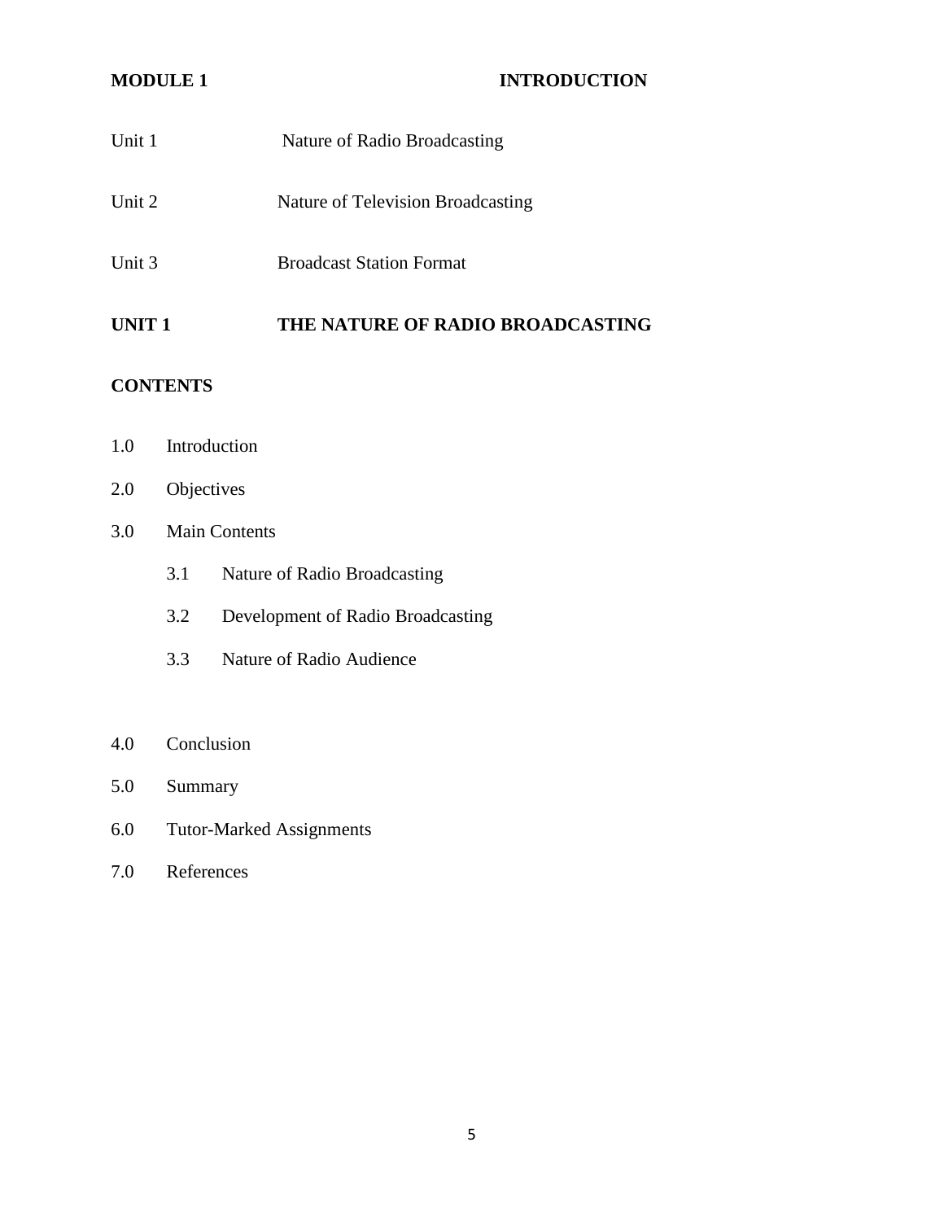**MODULE 1 INTRODUCTION**

Unit 1 Nature of Radio Broadcasting

Unit 2 Nature of Television Broadcasting

Unit 3 Broadcast Station Format

## UNIT 1 THE NATURE OF RADIO BROADCASTING

**CONTENTS**

1.0 Introduction

2.0 Objectives

3.0 Main Contents

- 3.1 Nature of Radio Broadcasting
- 3.2 Development of Radio Broadcasting
- 3.3 Nature of Radio Audience

4.0 Conclusion

5.0 Summary

6.0 Tutor-Marked Assignments

7.0 References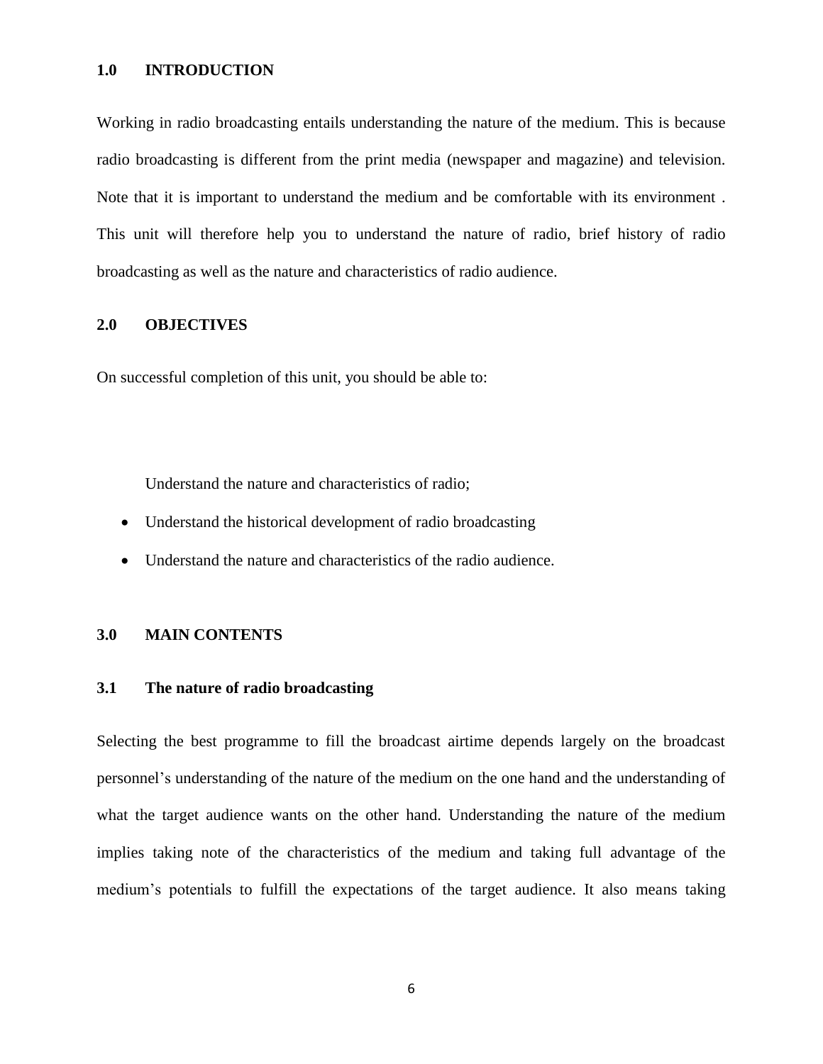## 1.0 INTRODUCTION

Working in radio broadcasting entails understanding the nature of the medium. This is because radio broadcasting is different from the print media (newspaper and magazine) and television. Note that it is important to understand the medium and be comfortable with its environment . This unit will therefore help you to understand the nature of radio, brief history of radio broadcasting as well as the nature and characteristics of radio audience.

## 2.0 OBJECTIVES

On successful completion of this unit, you should be able to:

Understand the nature and characteristics of radio;

- Understand the historical development of radio broadcasting
- Understand the nature and characteristics of the radio audience.

## 3.0 MAIN CONTENTS

### 3.1 The nature of radio broadcasting

Selecting the best programme to fill the broadcast airtime depends largely on the broadcast personnel's understanding of the nature of the medium on the one hand and the understanding of what the target audience wants on the other hand. Understanding the nature of the medium implies taking note of the characteristics of the medium and taking full advantage of the medium's potentials to fulfill the expectations of the target audience. It also means taking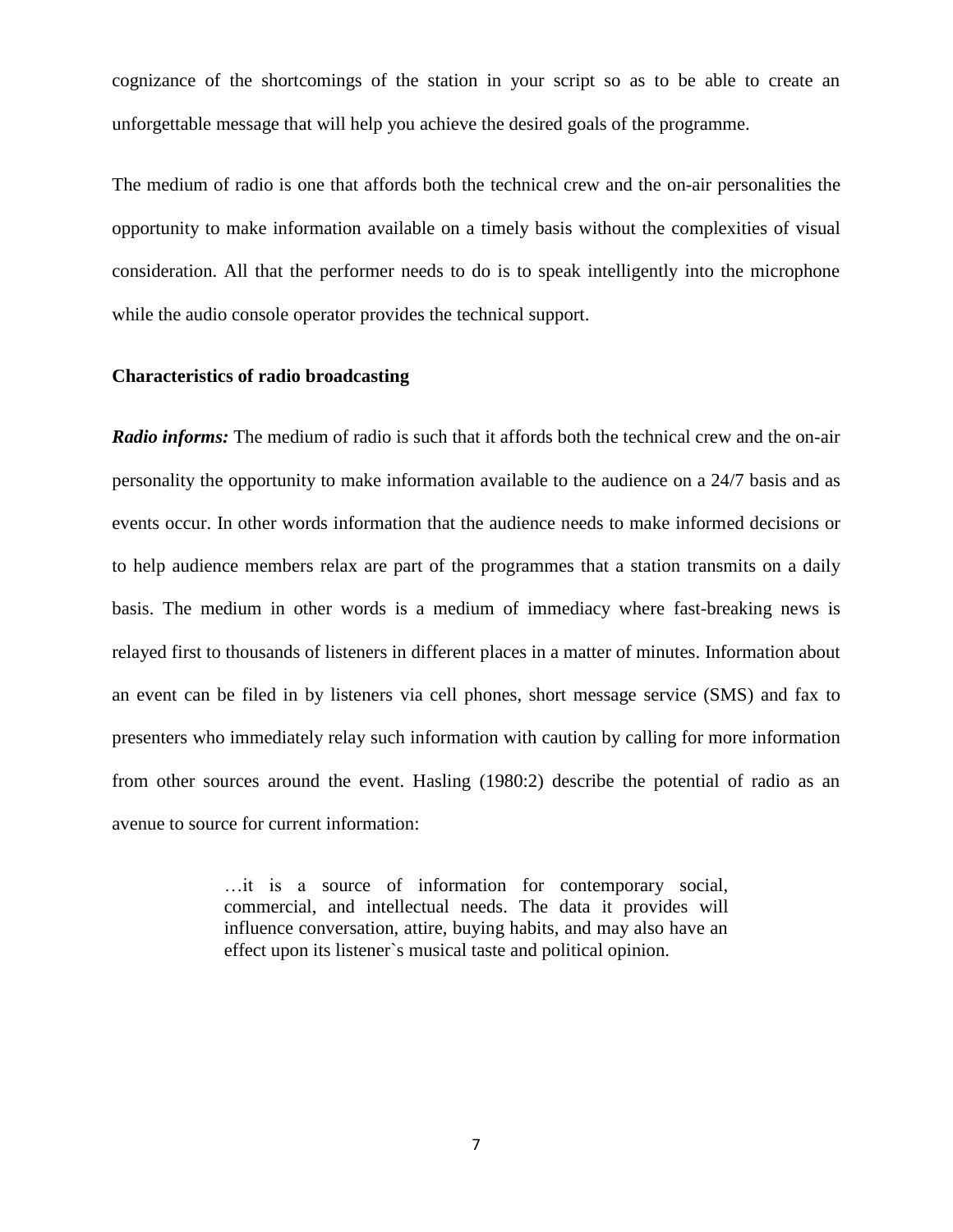cognizance of the shortcomings of the station in your script so as to be able to create an unforgettable message that will help you achieve the desired goals of the programme.

The medium of radio is one that affords both the technical crew and the on-air personalities the opportunity to make information available on a timely basis without the complexities of visual consideration. All that the performer needs to do is to speak intelligently into the microphone while the audio console operator provides the technical support.

**Characteristics of radio broadcasting**

***Radio informs:*** The medium of radio is such that it affords both the technical crew and the on-air personality the opportunity to make information available to the audience on a 24/7 basis and as events occur. In other words information that the audience needs to make informed decisions or to help audience members relax are part of the programmes that a station transmits on a daily basis. The medium in other words is a medium of immediacy where fast-breaking news is relayed first to thousands of listeners in different places in a matter of minutes. Information about an event can be filed in by listeners via cell phones, short message service (SMS) and fax to presenters who immediately relay such information with caution by calling for more information from other sources around the event. Hasling (1980:2) describe the potential of radio as an avenue to source for current information:

> …it is a source of information for contemporary social, commercial, and intellectual needs. The data it provides will influence conversation, attire, buying habits, and may also have an effect upon its listener`s musical taste and political opinion.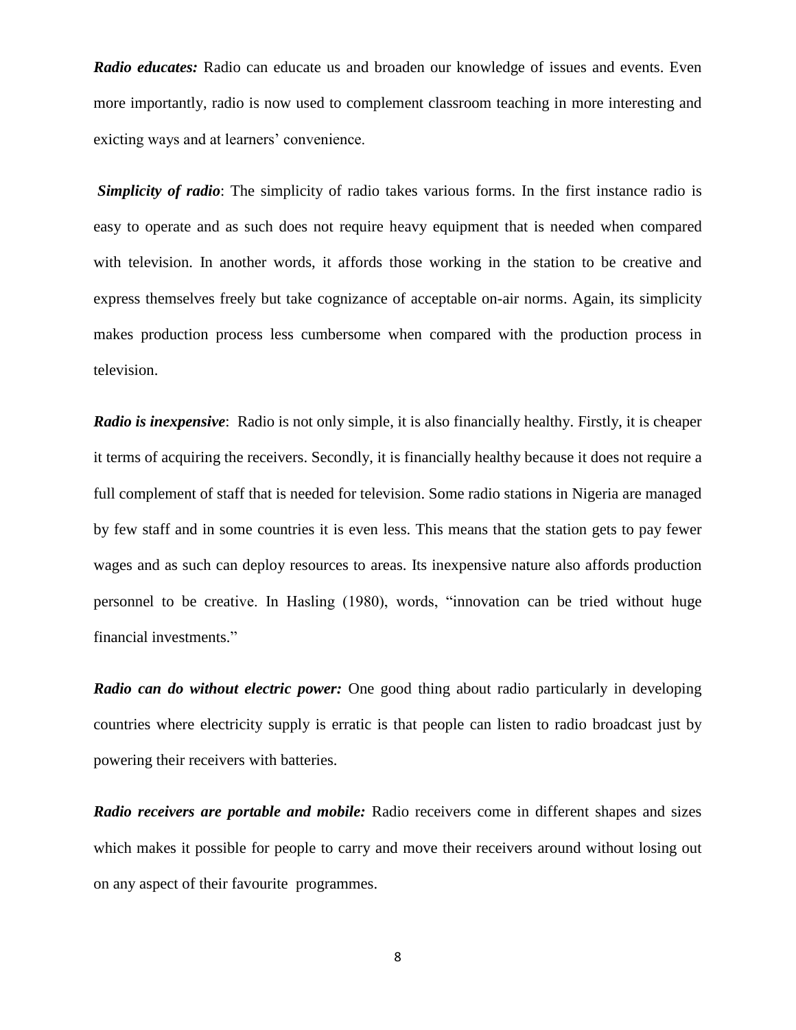***Radio educates:*** Radio can educate us and broaden our knowledge of issues and events. Even more importantly, radio is now used to complement classroom teaching in more interesting and exicting ways and at learners' convenience.

***Simplicity of radio***: The simplicity of radio takes various forms. In the first instance radio is easy to operate and as such does not require heavy equipment that is needed when compared with television. In another words, it affords those working in the station to be creative and express themselves freely but take cognizance of acceptable on-air norms. Again, its simplicity makes production process less cumbersome when compared with the production process in television.

***Radio is inexpensive***: Radio is not only simple, it is also financially healthy. Firstly, it is cheaper it terms of acquiring the receivers. Secondly, it is financially healthy because it does not require a full complement of staff that is needed for television. Some radio stations in Nigeria are managed by few staff and in some countries it is even less. This means that the station gets to pay fewer wages and as such can deploy resources to areas. Its inexpensive nature also affords production personnel to be creative. In Hasling (1980), words, "innovation can be tried without huge financial investments."

***Radio can do without electric power:*** One good thing about radio particularly in developing countries where electricity supply is erratic is that people can listen to radio broadcast just by powering their receivers with batteries.

***Radio receivers are portable and mobile:*** Radio receivers come in different shapes and sizes which makes it possible for people to carry and move their receivers around without losing out on any aspect of their favourite programmes.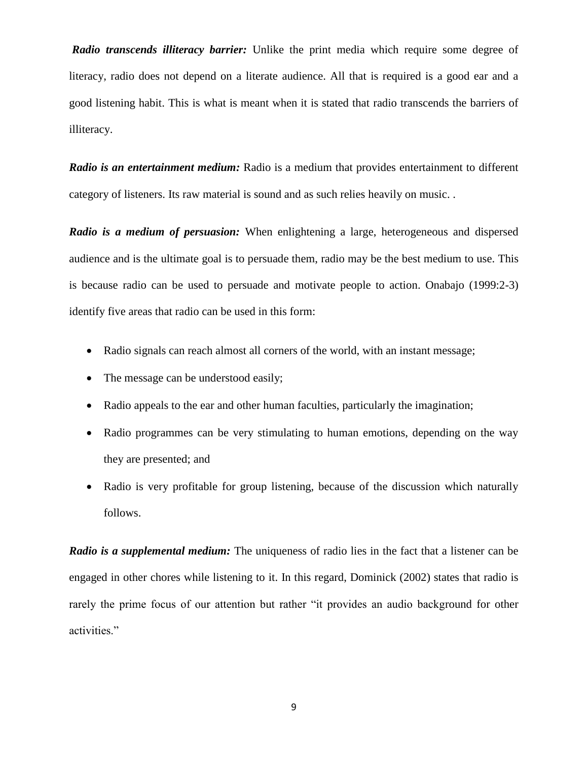***Radio transcends illiteracy barrier:*** Unlike the print media which require some degree of literacy, radio does not depend on a literate audience. All that is required is a good ear and a good listening habit. This is what is meant when it is stated that radio transcends the barriers of illiteracy.

***Radio is an entertainment medium:*** Radio is a medium that provides entertainment to different category of listeners. Its raw material is sound and as such relies heavily on music. .

***Radio is a medium of persuasion:*** When enlightening a large, heterogeneous and dispersed audience and is the ultimate goal is to persuade them, radio may be the best medium to use. This is because radio can be used to persuade and motivate people to action. Onabajo (1999:2-3) identify five areas that radio can be used in this form:

- Radio signals can reach almost all corners of the world, with an instant message;
- The message can be understood easily;
- Radio appeals to the ear and other human faculties, particularly the imagination;
- Radio programmes can be very stimulating to human emotions, depending on the way they are presented; and
- Radio is very profitable for group listening, because of the discussion which naturally follows.

***Radio is a supplemental medium:*** The uniqueness of radio lies in the fact that a listener can be engaged in other chores while listening to it. In this regard, Dominick (2002) states that radio is rarely the prime focus of our attention but rather "it provides an audio background for other activities."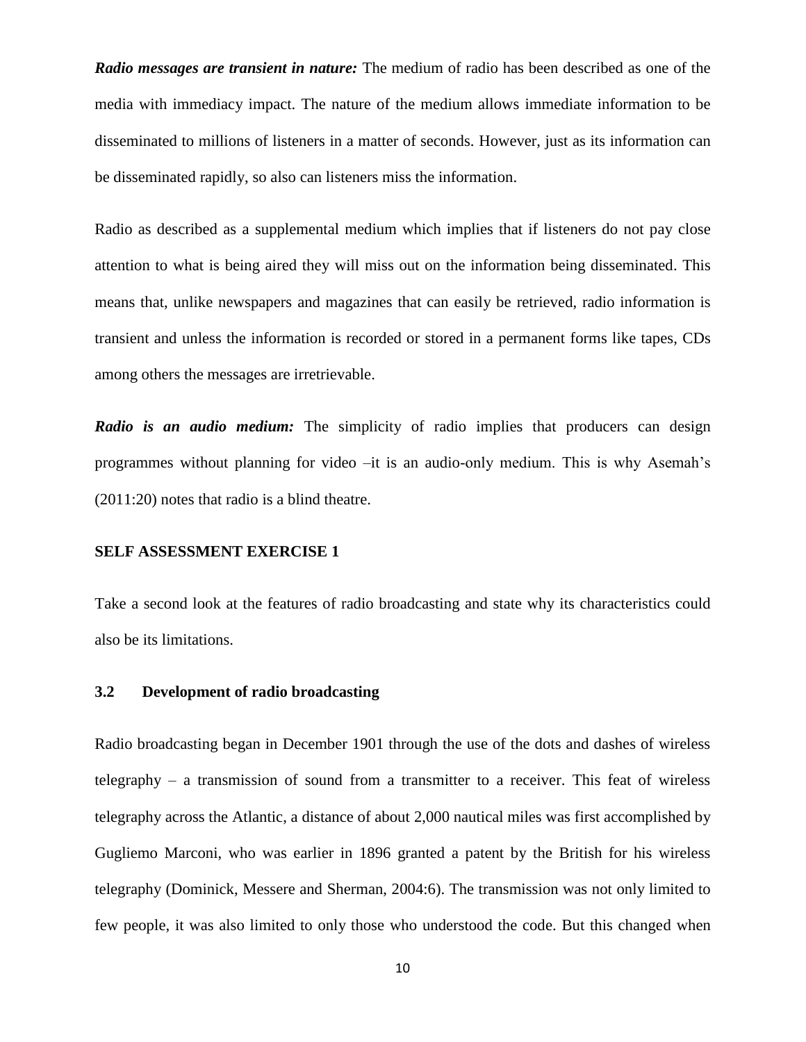***Radio messages are transient in nature:*** The medium of radio has been described as one of the media with immediacy impact. The nature of the medium allows immediate information to be disseminated to millions of listeners in a matter of seconds. However, just as its information can be disseminated rapidly, so also can listeners miss the information.

Radio as described as a supplemental medium which implies that if listeners do not pay close attention to what is being aired they will miss out on the information being disseminated. This means that, unlike newspapers and magazines that can easily be retrieved, radio information is transient and unless the information is recorded or stored in a permanent forms like tapes, CDs among others the messages are irretrievable.

***Radio is an audio medium:*** The simplicity of radio implies that producers can design programmes without planning for video –it is an audio-only medium. This is why Asemah's (2011:20) notes that radio is a blind theatre.

**SELF ASSESSMENT EXERCISE 1**

Take a second look at the features of radio broadcasting and state why its characteristics could also be its limitations.

### 3.2 Development of radio broadcasting

Radio broadcasting began in December 1901 through the use of the dots and dashes of wireless telegraphy – a transmission of sound from a transmitter to a receiver. This feat of wireless telegraphy across the Atlantic, a distance of about 2,000 nautical miles was first accomplished by Gugliemo Marconi, who was earlier in 1896 granted a patent by the British for his wireless telegraphy (Dominick, Messere and Sherman, 2004:6). The transmission was not only limited to few people, it was also limited to only those who understood the code. But this changed when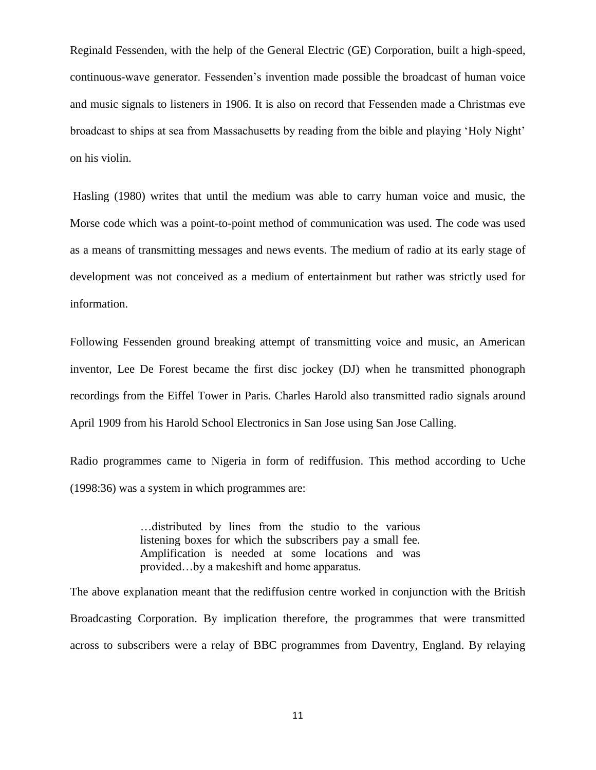Reginald Fessenden, with the help of the General Electric (GE) Corporation, built a high-speed, continuous-wave generator. Fessenden's invention made possible the broadcast of human voice and music signals to listeners in 1906. It is also on record that Fessenden made a Christmas eve broadcast to ships at sea from Massachusetts by reading from the bible and playing 'Holy Night' on his violin.

Hasling (1980) writes that until the medium was able to carry human voice and music, the Morse code which was a point-to-point method of communication was used. The code was used as a means of transmitting messages and news events. The medium of radio at its early stage of development was not conceived as a medium of entertainment but rather was strictly used for information.

Following Fessenden ground breaking attempt of transmitting voice and music, an American inventor, Lee De Forest became the first disc jockey (DJ) when he transmitted phonograph recordings from the Eiffel Tower in Paris. Charles Harold also transmitted radio signals around April 1909 from his Harold School Electronics in San Jose using San Jose Calling.

Radio programmes came to Nigeria in form of rediffusion. This method according to Uche (1998:36) was a system in which programmes are:

> …distributed by lines from the studio to the various listening boxes for which the subscribers pay a small fee. Amplification is needed at some locations and was provided…by a makeshift and home apparatus.

The above explanation meant that the rediffusion centre worked in conjunction with the British Broadcasting Corporation. By implication therefore, the programmes that were transmitted across to subscribers were a relay of BBC programmes from Daventry, England. By relaying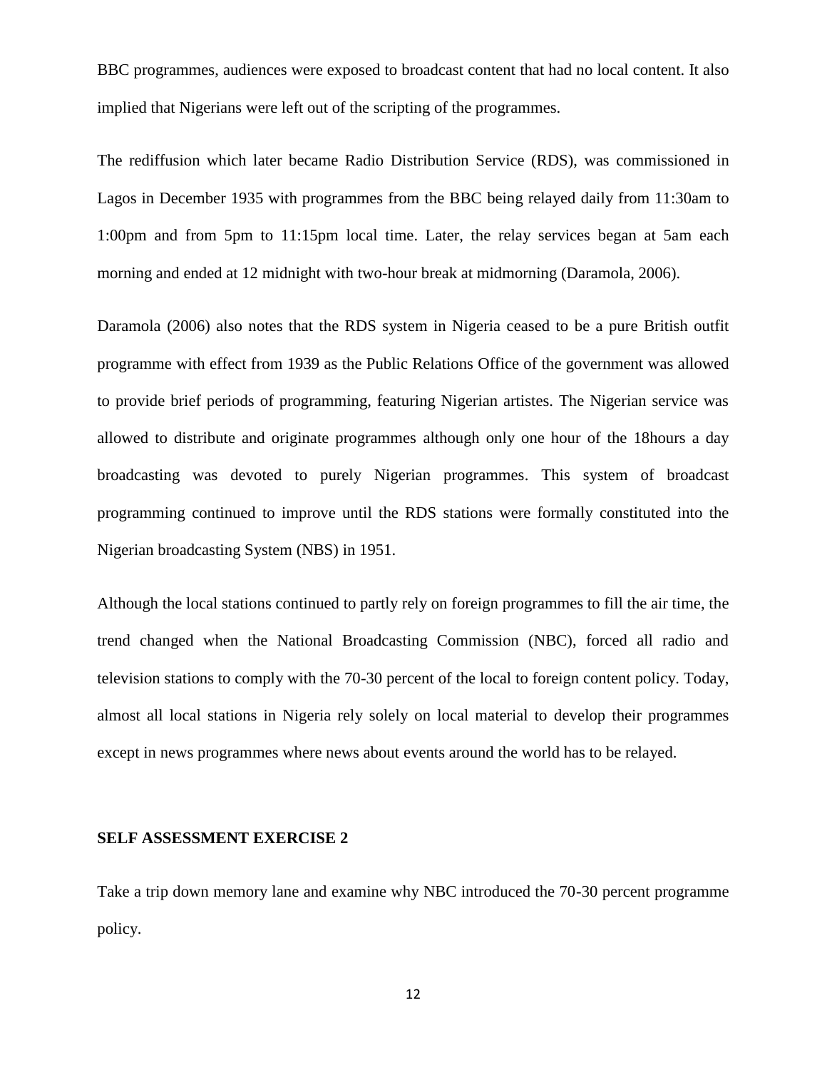BBC programmes, audiences were exposed to broadcast content that had no local content. It also implied that Nigerians were left out of the scripting of the programmes.

The rediffusion which later became Radio Distribution Service (RDS), was commissioned in Lagos in December 1935 with programmes from the BBC being relayed daily from 11:30am to 1:00pm and from 5pm to 11:15pm local time. Later, the relay services began at 5am each morning and ended at 12 midnight with two-hour break at midmorning (Daramola, 2006).

Daramola (2006) also notes that the RDS system in Nigeria ceased to be a pure British outfit programme with effect from 1939 as the Public Relations Office of the government was allowed to provide brief periods of programming, featuring Nigerian artistes. The Nigerian service was allowed to distribute and originate programmes although only one hour of the 18hours a day broadcasting was devoted to purely Nigerian programmes. This system of broadcast programming continued to improve until the RDS stations were formally constituted into the Nigerian broadcasting System (NBS) in 1951.

Although the local stations continued to partly rely on foreign programmes to fill the air time, the trend changed when the National Broadcasting Commission (NBC), forced all radio and television stations to comply with the 70-30 percent of the local to foreign content policy. Today, almost all local stations in Nigeria rely solely on local material to develop their programmes except in news programmes where news about events around the world has to be relayed.

**SELF ASSESSMENT EXERCISE 2**

Take a trip down memory lane and examine why NBC introduced the 70-30 percent programme policy.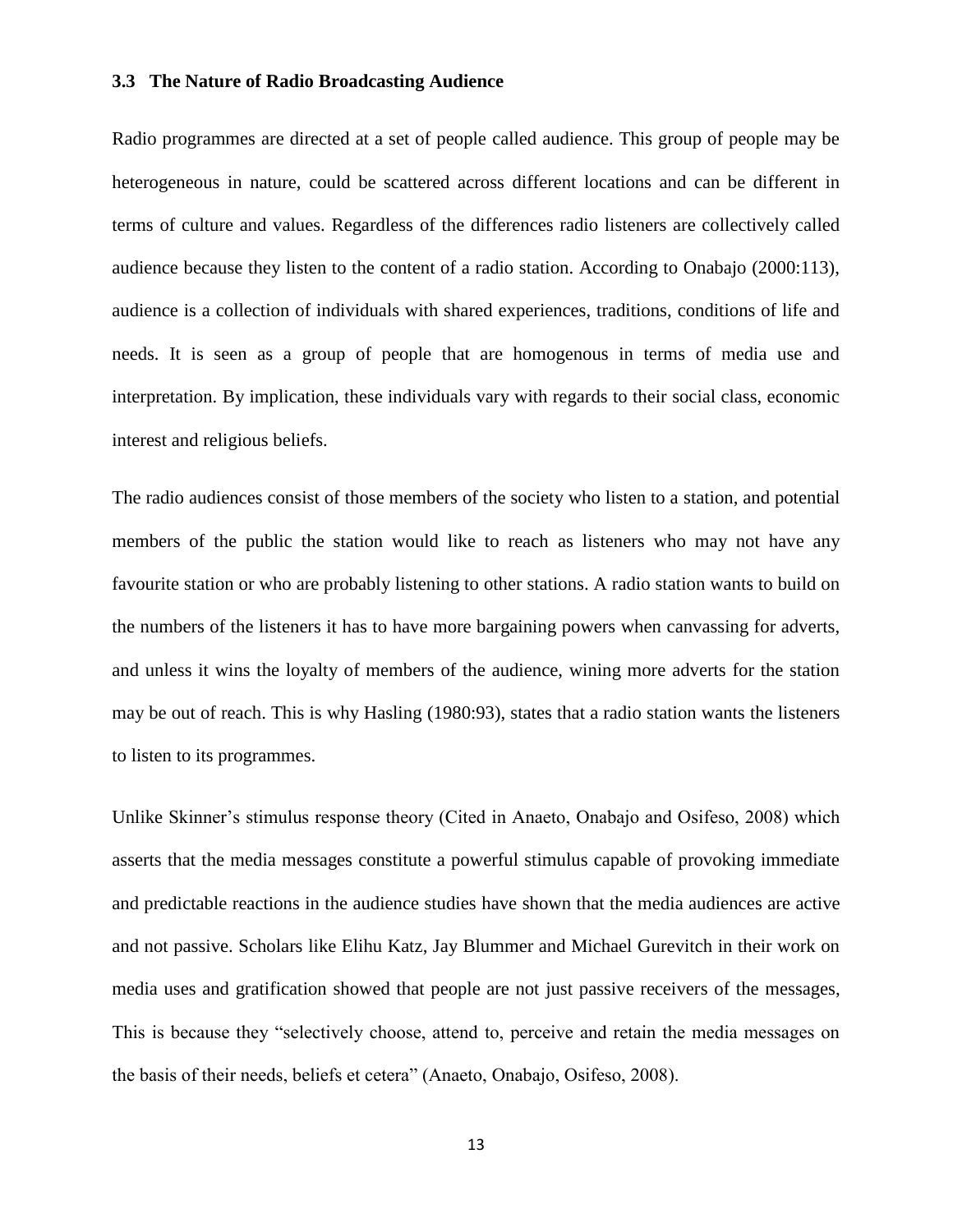### 3.3 The Nature of Radio Broadcasting Audience

Radio programmes are directed at a set of people called audience. This group of people may be heterogeneous in nature, could be scattered across different locations and can be different in terms of culture and values. Regardless of the differences radio listeners are collectively called audience because they listen to the content of a radio station. According to Onabajo (2000:113), audience is a collection of individuals with shared experiences, traditions, conditions of life and needs. It is seen as a group of people that are homogenous in terms of media use and interpretation. By implication, these individuals vary with regards to their social class, economic interest and religious beliefs.

The radio audiences consist of those members of the society who listen to a station, and potential members of the public the station would like to reach as listeners who may not have any favourite station or who are probably listening to other stations. A radio station wants to build on the numbers of the listeners it has to have more bargaining powers when canvassing for adverts, and unless it wins the loyalty of members of the audience, wining more adverts for the station may be out of reach. This is why Hasling (1980:93), states that a radio station wants the listeners to listen to its programmes.

Unlike Skinner's stimulus response theory (Cited in Anaeto, Onabajo and Osifeso, 2008) which asserts that the media messages constitute a powerful stimulus capable of provoking immediate and predictable reactions in the audience studies have shown that the media audiences are active and not passive. Scholars like Elihu Katz, Jay Blummer and Michael Gurevitch in their work on media uses and gratification showed that people are not just passive receivers of the messages, This is because they "selectively choose, attend to, perceive and retain the media messages on the basis of their needs, beliefs et cetera" (Anaeto, Onabajo, Osifeso, 2008).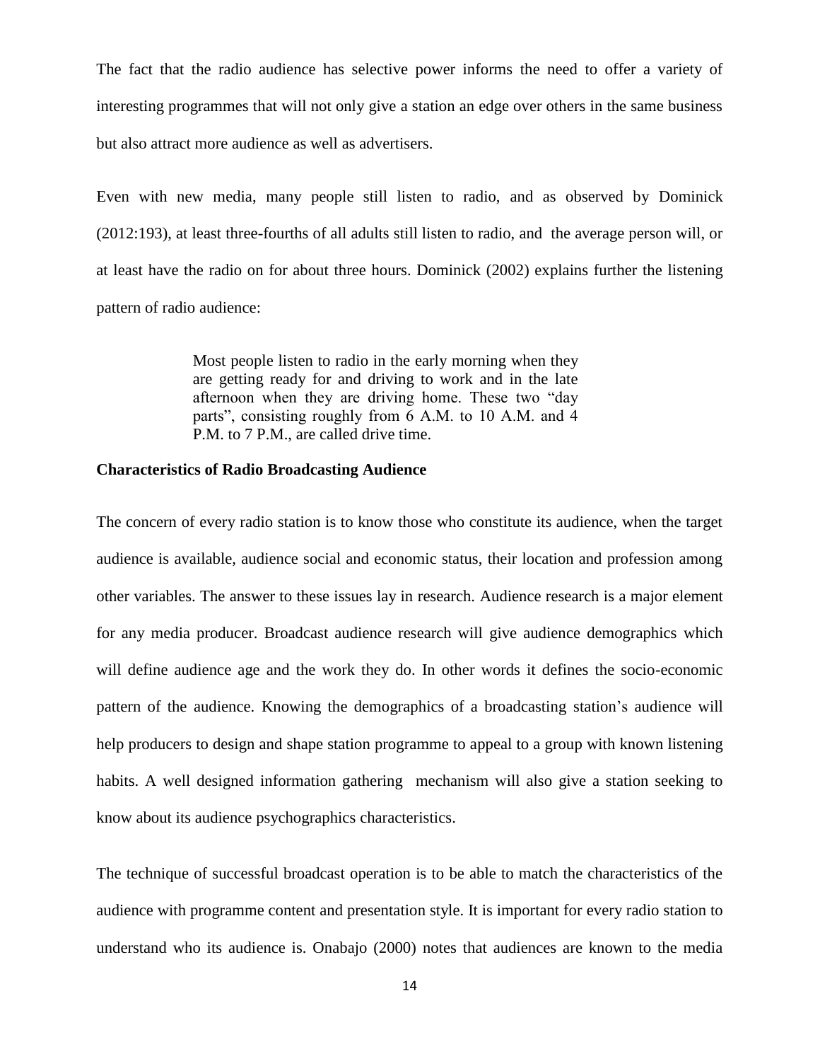The fact that the radio audience has selective power informs the need to offer a variety of interesting programmes that will not only give a station an edge over others in the same business but also attract more audience as well as advertisers.

Even with new media, many people still listen to radio, and as observed by Dominick (2012:193), at least three-fourths of all adults still listen to radio, and the average person will, or at least have the radio on for about three hours. Dominick (2002) explains further the listening pattern of radio audience:

> Most people listen to radio in the early morning when they are getting ready for and driving to work and in the late afternoon when they are driving home. These two "day parts", consisting roughly from 6 A.M. to 10 A.M. and 4 P.M. to 7 P.M., are called drive time.

**Characteristics of Radio Broadcasting Audience**

The concern of every radio station is to know those who constitute its audience, when the target audience is available, audience social and economic status, their location and profession among other variables. The answer to these issues lay in research. Audience research is a major element for any media producer. Broadcast audience research will give audience demographics which will define audience age and the work they do. In other words it defines the socio-economic pattern of the audience. Knowing the demographics of a broadcasting station's audience will help producers to design and shape station programme to appeal to a group with known listening habits. A well designed information gathering mechanism will also give a station seeking to know about its audience psychographics characteristics.

The technique of successful broadcast operation is to be able to match the characteristics of the audience with programme content and presentation style. It is important for every radio station to understand who its audience is. Onabajo (2000) notes that audiences are known to the media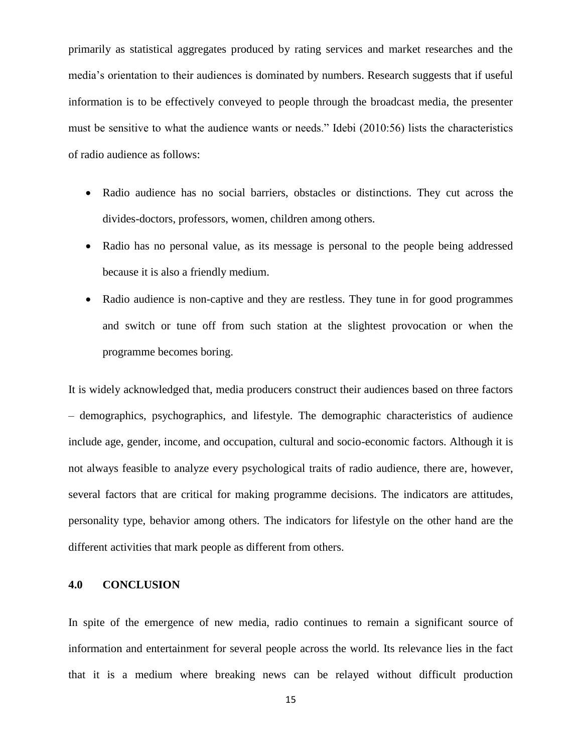primarily as statistical aggregates produced by rating services and market researches and the media's orientation to their audiences is dominated by numbers. Research suggests that if useful information is to be effectively conveyed to people through the broadcast media, the presenter must be sensitive to what the audience wants or needs." Idebi (2010:56) lists the characteristics of radio audience as follows:

- Radio audience has no social barriers, obstacles or distinctions. They cut across the divides-doctors, professors, women, children among others.
- Radio has no personal value, as its message is personal to the people being addressed because it is also a friendly medium.
- Radio audience is non-captive and they are restless. They tune in for good programmes and switch or tune off from such station at the slightest provocation or when the programme becomes boring.

It is widely acknowledged that, media producers construct their audiences based on three factors – demographics, psychographics, and lifestyle. The demographic characteristics of audience include age, gender, income, and occupation, cultural and socio-economic factors. Although it is not always feasible to analyze every psychological traits of radio audience, there are, however, several factors that are critical for making programme decisions. The indicators are attitudes, personality type, behavior among others. The indicators for lifestyle on the other hand are the different activities that mark people as different from others.

## 4.0 CONCLUSION

In spite of the emergence of new media, radio continues to remain a significant source of information and entertainment for several people across the world. Its relevance lies in the fact that it is a medium where breaking news can be relayed without difficult production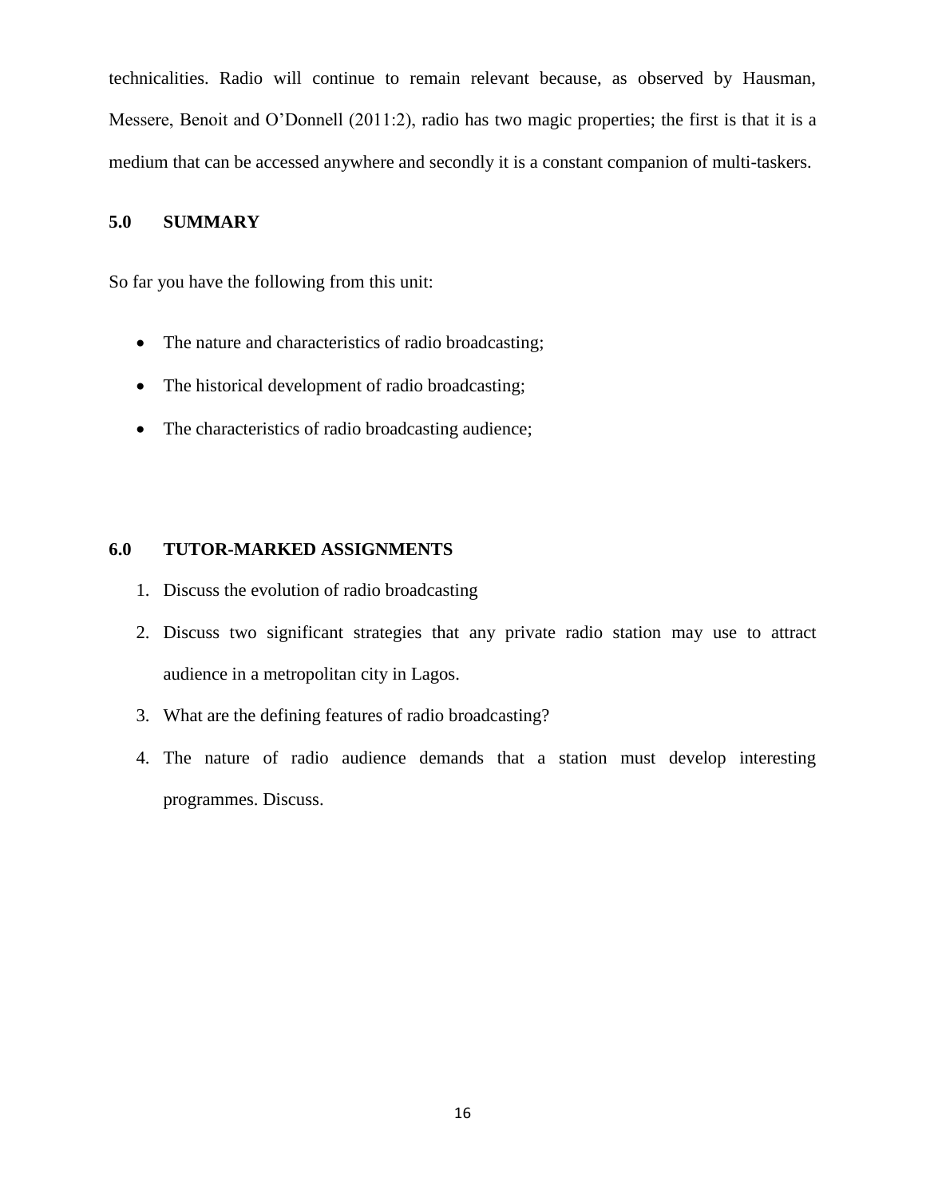technicalities. Radio will continue to remain relevant because, as observed by Hausman, Messere, Benoit and O'Donnell (2011:2), radio has two magic properties; the first is that it is a medium that can be accessed anywhere and secondly it is a constant companion of multi-taskers.

## 5.0 SUMMARY

So far you have the following from this unit:

- The nature and characteristics of radio broadcasting;
- The historical development of radio broadcasting;
- The characteristics of radio broadcasting audience;

## 6.0 TUTOR-MARKED ASSIGNMENTS

1. Discuss the evolution of radio broadcasting
2. Discuss two significant strategies that any private radio station may use to attract audience in a metropolitan city in Lagos.
3. What are the defining features of radio broadcasting?
4. The nature of radio audience demands that a station must develop interesting programmes. Discuss.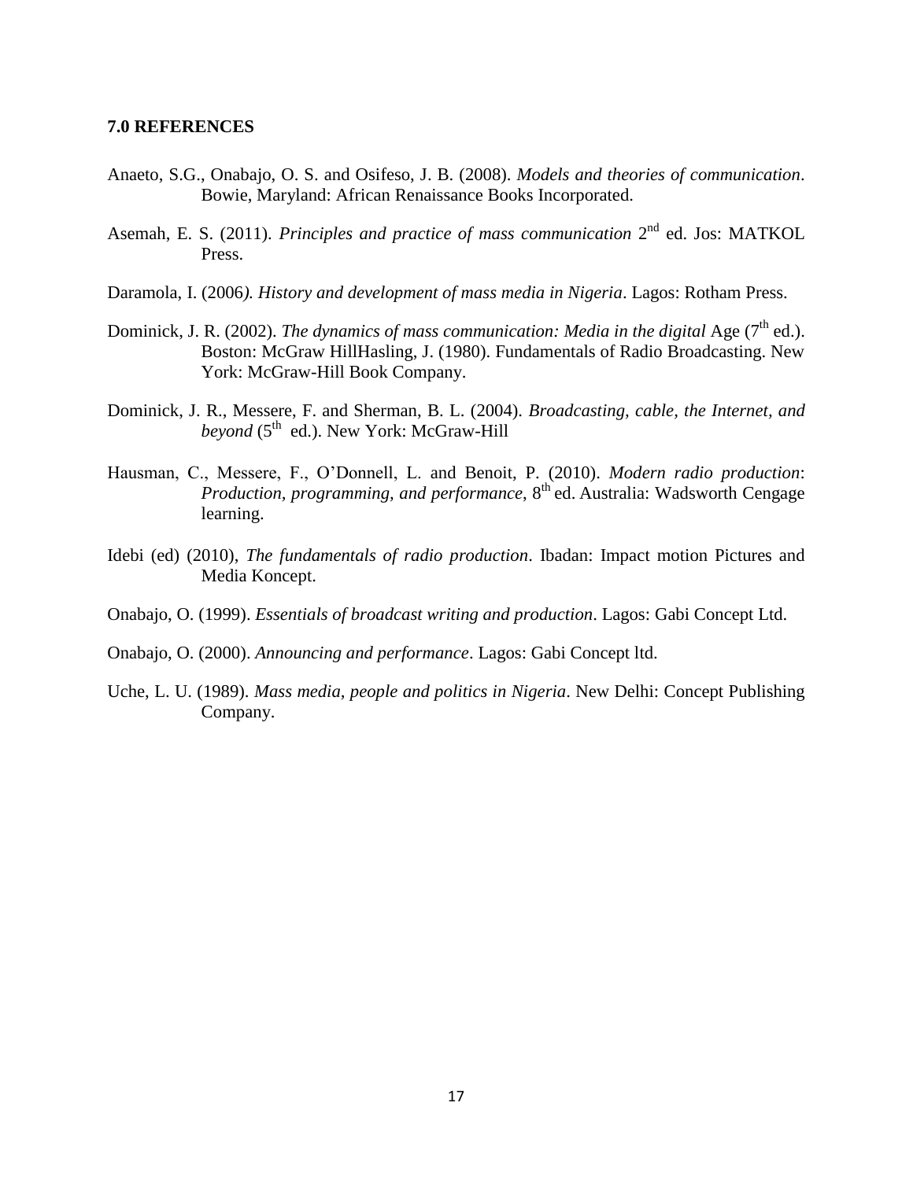**7.0 REFERENCES**

Anaeto, S.G., Onabajo, O. S. and Osifeso, J. B. (2008). *Models and theories of communication*. Bowie, Maryland: African Renaissance Books Incorporated.

Asemah, E. S. (2011). *Principles and practice of mass communication* 2nd ed. Jos: MATKOL Press.

Daramola, I. (2006*). History and development of mass media in Nigeria*. Lagos: Rotham Press.

Dominick, J. R. (2002). *The dynamics of mass communication: Media in the digital* Age (7th ed.). Boston: McGraw HillHasling, J. (1980). Fundamentals of Radio Broadcasting. New York: McGraw-Hill Book Company.

Dominick, J. R., Messere, F. and Sherman, B. L. (2004). *Broadcasting, cable, the Internet, and beyond* (5th ed.). New York: McGraw-Hill

Hausman, C., Messere, F., O'Donnell, L. and Benoit, P. (2010). *Modern radio production*: *Production, programming, and performance*, 8th ed. Australia: Wadsworth Cengage learning.

Idebi (ed) (2010), *The fundamentals of radio production*. Ibadan: Impact motion Pictures and Media Koncept.

Onabajo, O. (1999). *Essentials of broadcast writing and production*. Lagos: Gabi Concept Ltd.

Onabajo, O. (2000). *Announcing and performance*. Lagos: Gabi Concept ltd.

Uche, L. U. (1989). *Mass media, people and politics in Nigeria*. New Delhi: Concept Publishing Company.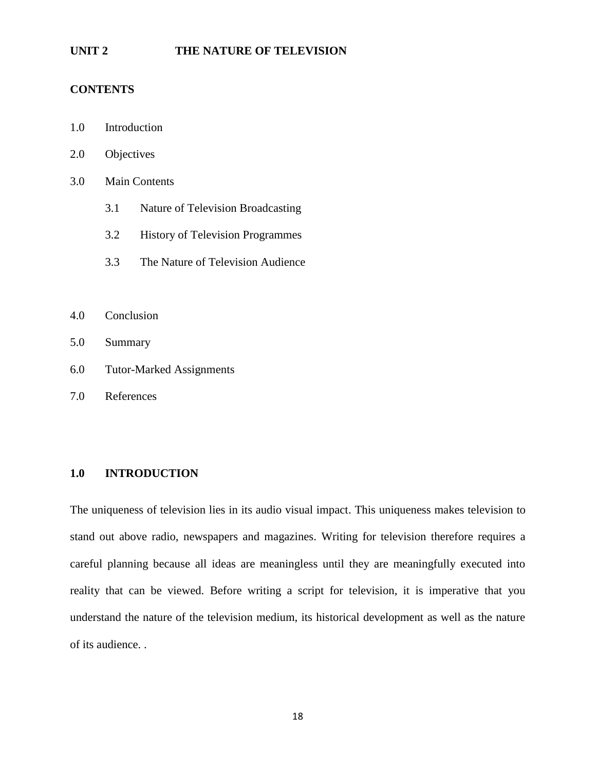## UNIT 2 THE NATURE OF TELEVISION

**CONTENTS**

1.0 Introduction

2.0 Objectives

3.0 Main Contents

- 3.1 Nature of Television Broadcasting
- 3.2 History of Television Programmes
- 3.3 The Nature of Television Audience

4.0 Conclusion

5.0 Summary

6.0 Tutor-Marked Assignments

7.0 References

### 1.0 INTRODUCTION

The uniqueness of television lies in its audio visual impact. This uniqueness makes television to stand out above radio, newspapers and magazines. Writing for television therefore requires a careful planning because all ideas are meaningless until they are meaningfully executed into reality that can be viewed. Before writing a script for television, it is imperative that you understand the nature of the television medium, its historical development as well as the nature of its audience. .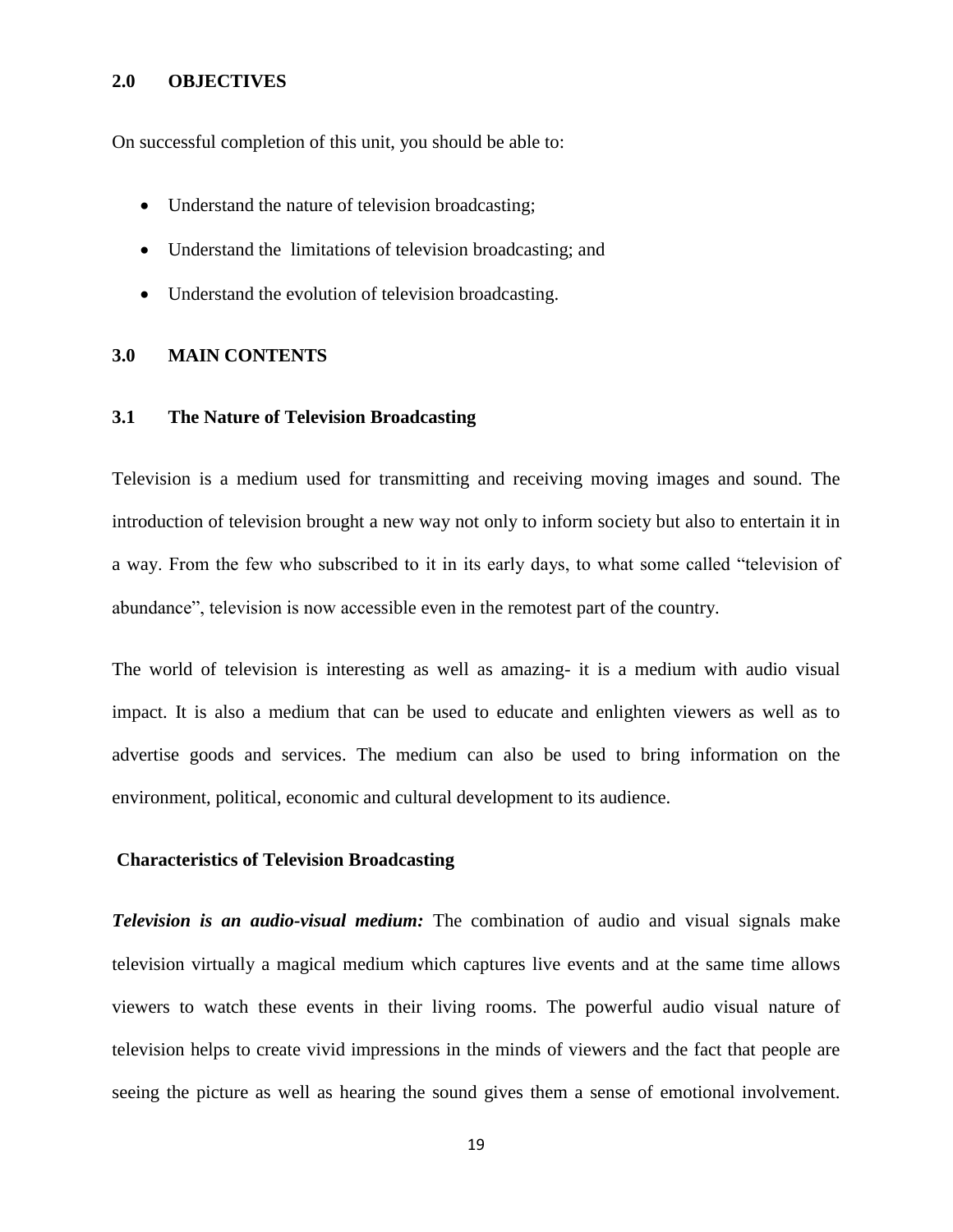## 2.0 OBJECTIVES

On successful completion of this unit, you should be able to:

- Understand the nature of television broadcasting;
- Understand the limitations of television broadcasting; and
- Understand the evolution of television broadcasting.

## 3.0 MAIN CONTENTS

### 3.1 The Nature of Television Broadcasting

Television is a medium used for transmitting and receiving moving images and sound. The introduction of television brought a new way not only to inform society but also to entertain it in a way. From the few who subscribed to it in its early days, to what some called "television of abundance", television is now accessible even in the remotest part of the country.

The world of television is interesting as well as amazing- it is a medium with audio visual impact. It is also a medium that can be used to educate and enlighten viewers as well as to advertise goods and services. The medium can also be used to bring information on the environment, political, economic and cultural development to its audience.

#### Characteristics of Television Broadcasting

***Television is an audio-visual medium:*** The combination of audio and visual signals make television virtually a magical medium which captures live events and at the same time allows viewers to watch these events in their living rooms. The powerful audio visual nature of television helps to create vivid impressions in the minds of viewers and the fact that people are seeing the picture as well as hearing the sound gives them a sense of emotional involvement.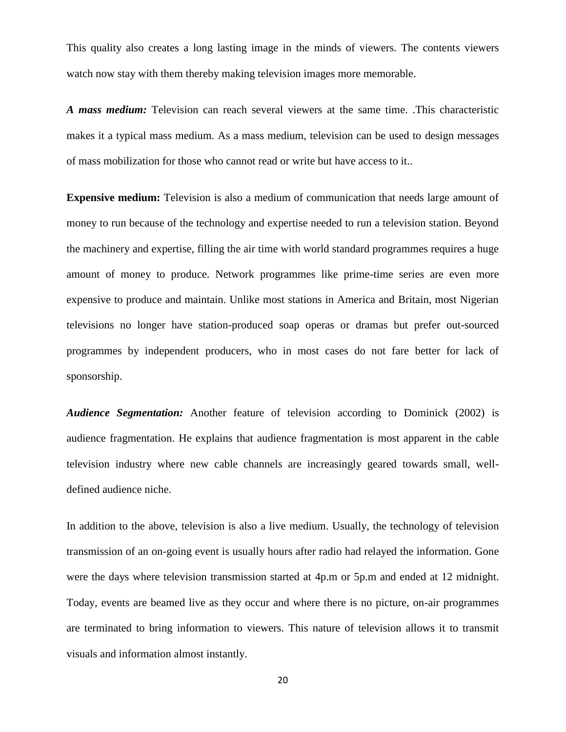This quality also creates a long lasting image in the minds of viewers. The contents viewers watch now stay with them thereby making television images more memorable.

***A mass medium:*** Television can reach several viewers at the same time. .This characteristic makes it a typical mass medium. As a mass medium, television can be used to design messages of mass mobilization for those who cannot read or write but have access to it..

**Expensive medium:** Television is also a medium of communication that needs large amount of money to run because of the technology and expertise needed to run a television station. Beyond the machinery and expertise, filling the air time with world standard programmes requires a huge amount of money to produce. Network programmes like prime-time series are even more expensive to produce and maintain. Unlike most stations in America and Britain, most Nigerian televisions no longer have station-produced soap operas or dramas but prefer out-sourced programmes by independent producers, who in most cases do not fare better for lack of sponsorship.

***Audience Segmentation:*** Another feature of television according to Dominick (2002) is audience fragmentation. He explains that audience fragmentation is most apparent in the cable television industry where new cable channels are increasingly geared towards small, well-defined audience niche.

In addition to the above, television is also a live medium. Usually, the technology of television transmission of an on-going event is usually hours after radio had relayed the information. Gone were the days where television transmission started at 4p.m or 5p.m and ended at 12 midnight. Today, events are beamed live as they occur and where there is no picture, on-air programmes are terminated to bring information to viewers. This nature of television allows it to transmit visuals and information almost instantly.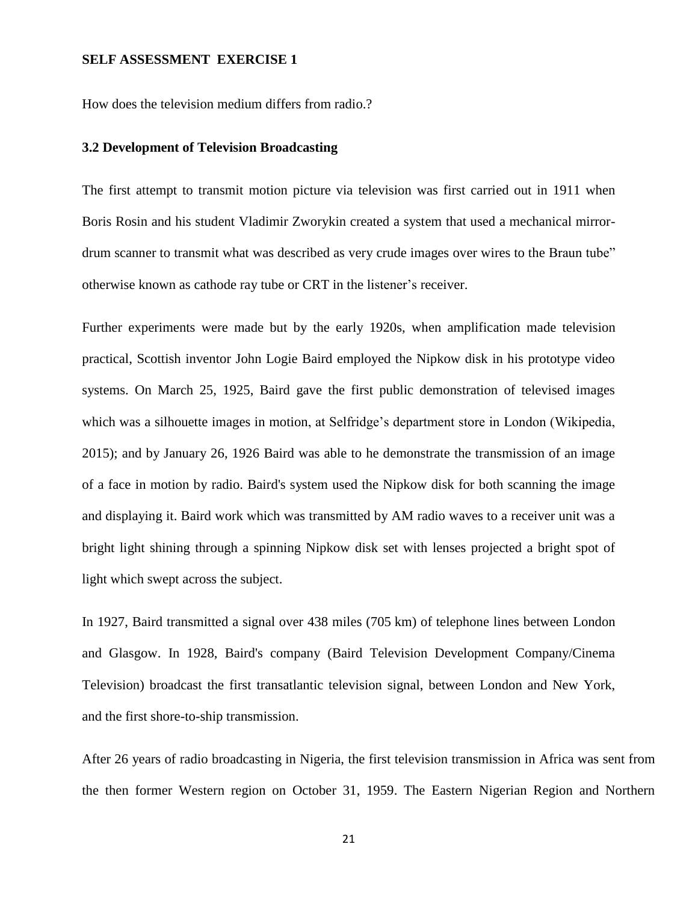**SELF ASSESSMENT EXERCISE 1**

How does the television medium differs from radio.?

### 3.2 Development of Television Broadcasting

The first attempt to transmit motion picture via television was first carried out in 1911 when Boris Rosin and his student Vladimir Zworykin created a system that used a mechanical mirror-drum scanner to transmit what was described as very crude images over wires to the Braun tube" otherwise known as cathode ray tube or CRT in the listener's receiver.

Further experiments were made but by the early 1920s, when amplification made television practical, Scottish inventor John Logie Baird employed the Nipkow disk in his prototype video systems. On March 25, 1925, Baird gave the first public demonstration of televised images which was a silhouette images in motion, at Selfridge's department store in London (Wikipedia, 2015); and by January 26, 1926 Baird was able to he demonstrate the transmission of an image of a face in motion by radio. Baird's system used the Nipkow disk for both scanning the image and displaying it. Baird work which was transmitted by AM radio waves to a receiver unit was a bright light shining through a spinning Nipkow disk set with lenses projected a bright spot of light which swept across the subject.

In 1927, Baird transmitted a signal over 438 miles (705 km) of telephone lines between London and Glasgow. In 1928, Baird's company (Baird Television Development Company/Cinema Television) broadcast the first transatlantic television signal, between London and New York, and the first shore-to-ship transmission.

After 26 years of radio broadcasting in Nigeria, the first television transmission in Africa was sent from the then former Western region on October 31, 1959. The Eastern Nigerian Region and Northern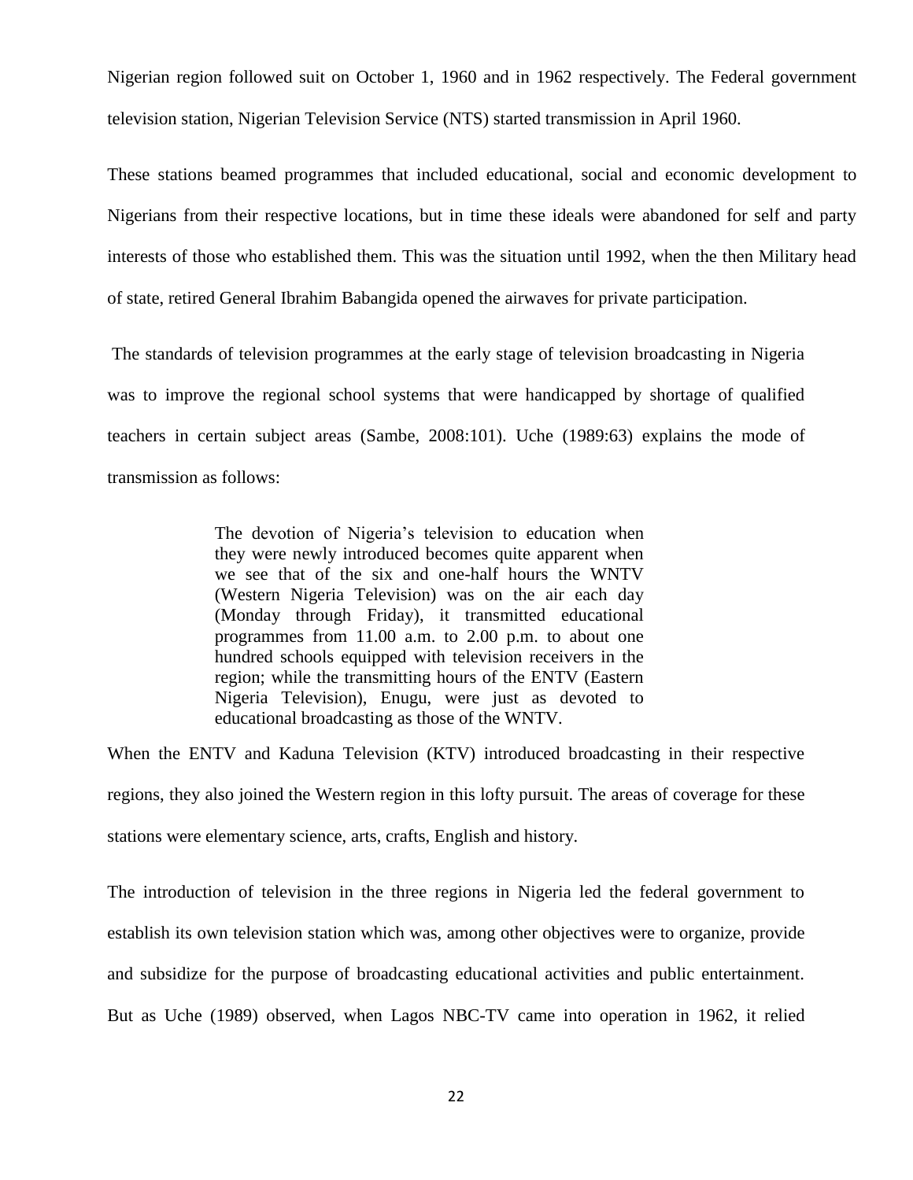Nigerian region followed suit on October 1, 1960 and in 1962 respectively. The Federal government television station, Nigerian Television Service (NTS) started transmission in April 1960.

These stations beamed programmes that included educational, social and economic development to Nigerians from their respective locations, but in time these ideals were abandoned for self and party interests of those who established them. This was the situation until 1992, when the then Military head of state, retired General Ibrahim Babangida opened the airwaves for private participation.

The standards of television programmes at the early stage of television broadcasting in Nigeria was to improve the regional school systems that were handicapped by shortage of qualified teachers in certain subject areas (Sambe, 2008:101). Uche (1989:63) explains the mode of transmission as follows:

> The devotion of Nigeria's television to education when they were newly introduced becomes quite apparent when we see that of the six and one-half hours the WNTV (Western Nigeria Television) was on the air each day (Monday through Friday), it transmitted educational programmes from 11.00 a.m. to 2.00 p.m. to about one hundred schools equipped with television receivers in the region; while the transmitting hours of the ENTV (Eastern Nigeria Television), Enugu, were just as devoted to educational broadcasting as those of the WNTV.

When the ENTV and Kaduna Television (KTV) introduced broadcasting in their respective regions, they also joined the Western region in this lofty pursuit. The areas of coverage for these stations were elementary science, arts, crafts, English and history.

The introduction of television in the three regions in Nigeria led the federal government to establish its own television station which was, among other objectives were to organize, provide and subsidize for the purpose of broadcasting educational activities and public entertainment. But as Uche (1989) observed, when Lagos NBC-TV came into operation in 1962, it relied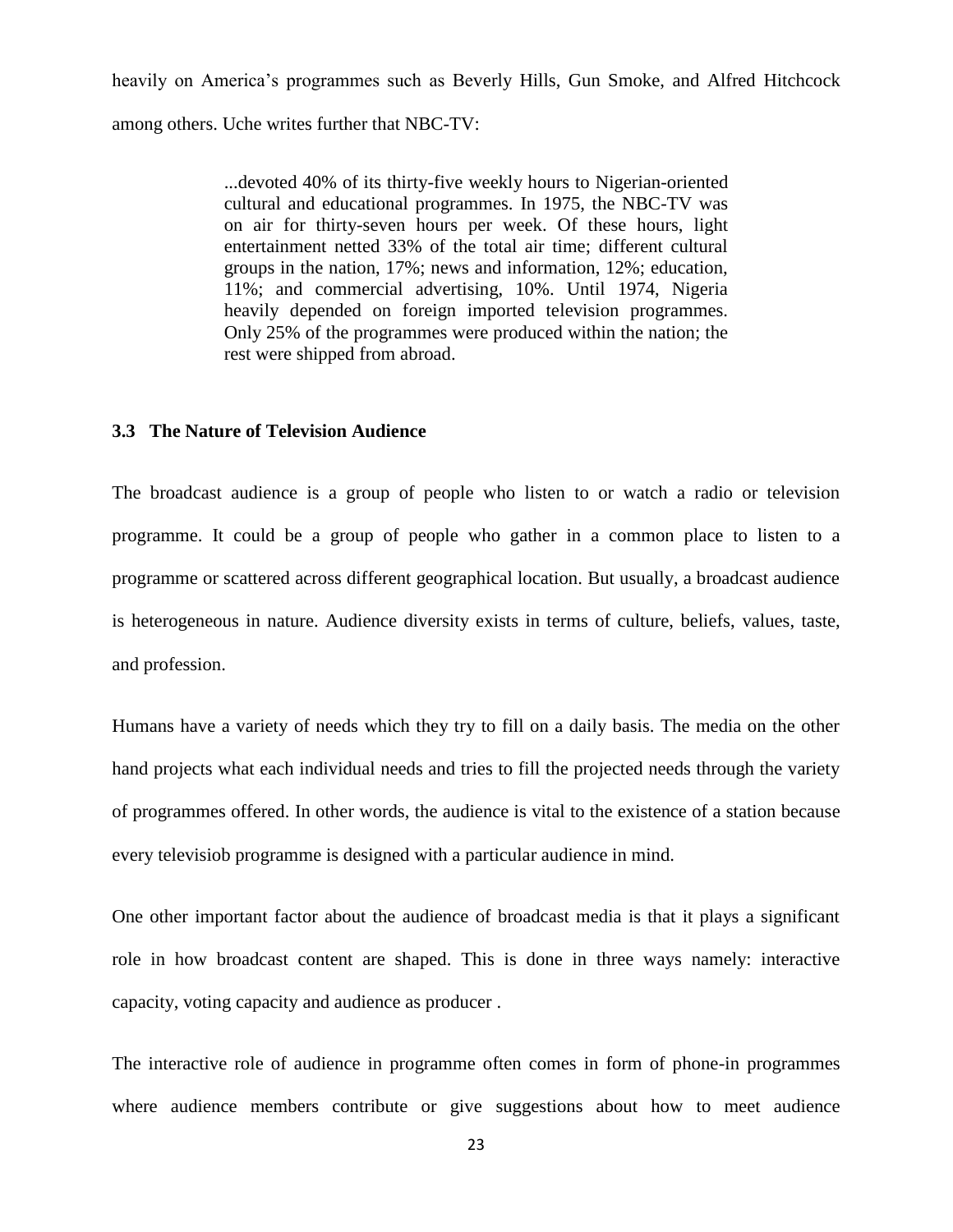heavily on America's programmes such as Beverly Hills, Gun Smoke, and Alfred Hitchcock among others. Uche writes further that NBC-TV:

> ...devoted 40% of its thirty-five weekly hours to Nigerian-oriented cultural and educational programmes. In 1975, the NBC-TV was on air for thirty-seven hours per week. Of these hours, light entertainment netted 33% of the total air time; different cultural groups in the nation, 17%; news and information, 12%; education, 11%; and commercial advertising, 10%. Until 1974, Nigeria heavily depended on foreign imported television programmes. Only 25% of the programmes were produced within the nation; the rest were shipped from abroad.

### 3.3 The Nature of Television Audience

The broadcast audience is a group of people who listen to or watch a radio or television programme. It could be a group of people who gather in a common place to listen to a programme or scattered across different geographical location. But usually, a broadcast audience is heterogeneous in nature. Audience diversity exists in terms of culture, beliefs, values, taste, and profession.

Humans have a variety of needs which they try to fill on a daily basis. The media on the other hand projects what each individual needs and tries to fill the projected needs through the variety of programmes offered. In other words, the audience is vital to the existence of a station because every televisiob programme is designed with a particular audience in mind.

One other important factor about the audience of broadcast media is that it plays a significant role in how broadcast content are shaped. This is done in three ways namely: interactive capacity, voting capacity and audience as producer .

The interactive role of audience in programme often comes in form of phone-in programmes where audience members contribute or give suggestions about how to meet audience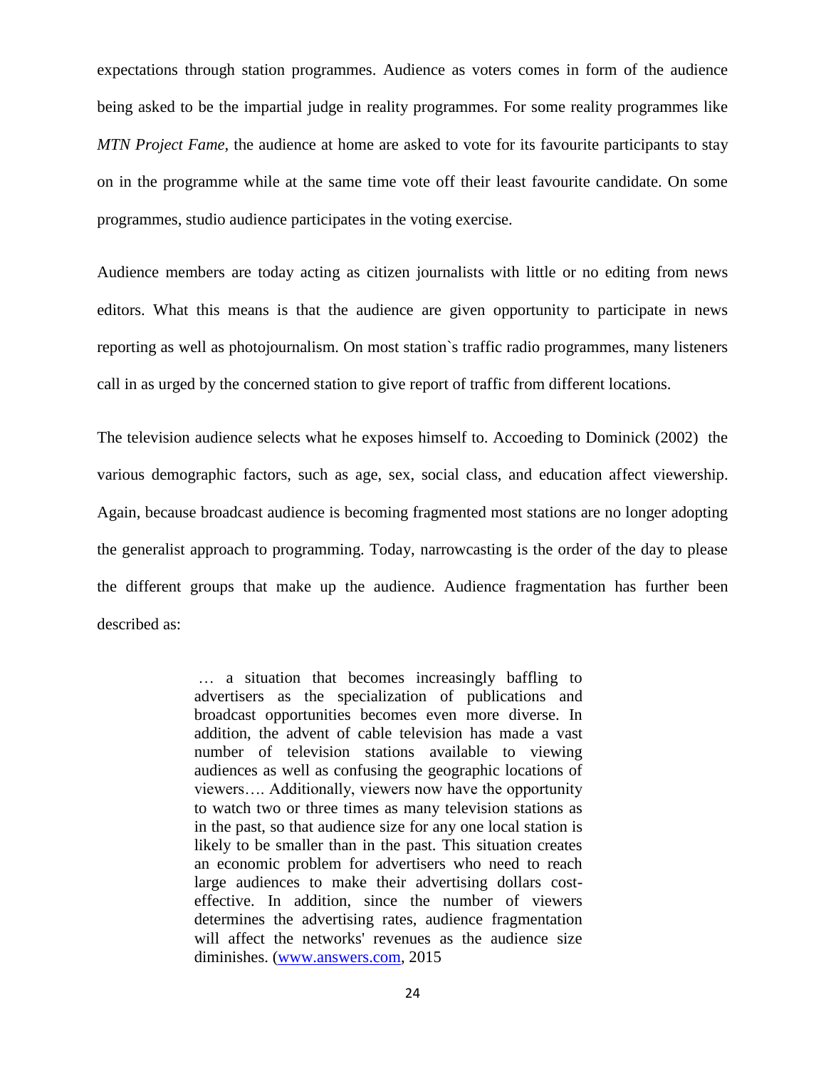expectations through station programmes. Audience as voters comes in form of the audience being asked to be the impartial judge in reality programmes. For some reality programmes like *MTN Project Fame,* the audience at home are asked to vote for its favourite participants to stay on in the programme while at the same time vote off their least favourite candidate. On some programmes, studio audience participates in the voting exercise.

Audience members are today acting as citizen journalists with little or no editing from news editors. What this means is that the audience are given opportunity to participate in news reporting as well as photojournalism. On most station`s traffic radio programmes, many listeners call in as urged by the concerned station to give report of traffic from different locations.

The television audience selects what he exposes himself to. Accoeding to Dominick (2002) the various demographic factors, such as age, sex, social class, and education affect viewership. Again, because broadcast audience is becoming fragmented most stations are no longer adopting the generalist approach to programming. Today, narrowcasting is the order of the day to please the different groups that make up the audience. Audience fragmentation has further been described as:

> … a situation that becomes increasingly baffling to advertisers as the specialization of publications and broadcast opportunities becomes even more diverse. In addition, the advent of cable television has made a vast number of television stations available to viewing audiences as well as confusing the geographic locations of viewers…. Additionally, viewers now have the opportunity to watch two or three times as many television stations as in the past, so that audience size for any one local station is likely to be smaller than in the past. This situation creates an economic problem for advertisers who need to reach large audiences to make their advertising dollars cost-effective. In addition, since the number of viewers determines the advertising rates, audience fragmentation will affect the networks' revenues as the audience size diminishes. (www.answers.com, 2015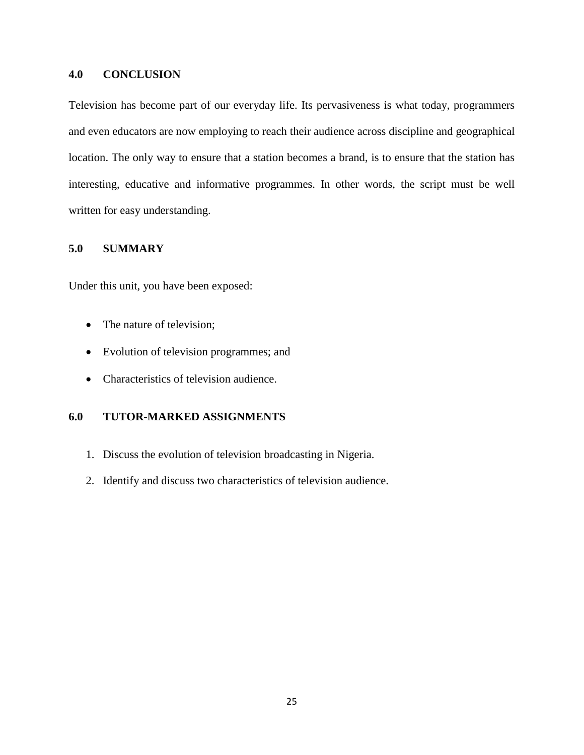## 4.0 CONCLUSION

Television has become part of our everyday life. Its pervasiveness is what today, programmers and even educators are now employing to reach their audience across discipline and geographical location. The only way to ensure that a station becomes a brand, is to ensure that the station has interesting, educative and informative programmes. In other words, the script must be well written for easy understanding.

## 5.0 SUMMARY

Under this unit, you have been exposed:

- The nature of television;
- Evolution of television programmes; and
- Characteristics of television audience.

## 6.0 TUTOR-MARKED ASSIGNMENTS

1. Discuss the evolution of television broadcasting in Nigeria.
2. Identify and discuss two characteristics of television audience.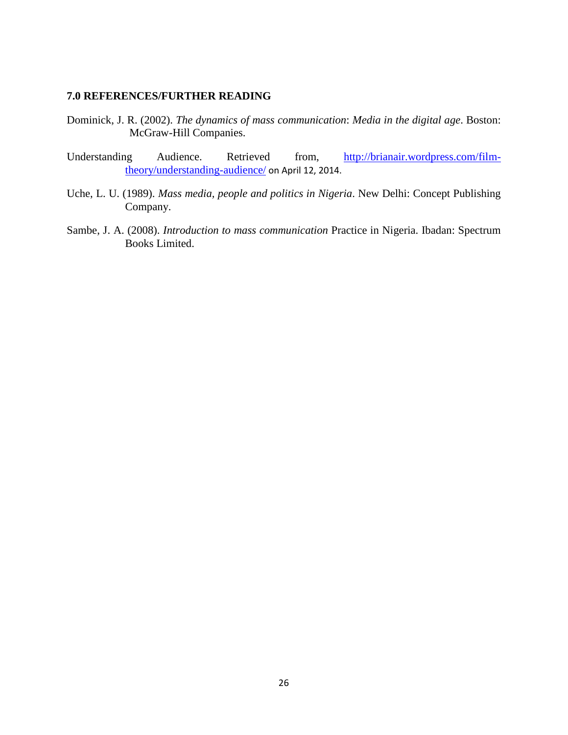### 7.0 REFERENCES/FURTHER READING

Dominick, J. R. (2002). *The dynamics of mass communication*: *Media in the digital age*. Boston: McGraw-Hill Companies.

Understanding Audience. Retrieved from, http://brianair.wordpress.com/film-theory/understanding-audience/ on April 12, 2014.

Uche, L. U. (1989). *Mass media, people and politics in Nigeria*. New Delhi: Concept Publishing Company.

Sambe, J. A. (2008). *Introduction to mass communication* Practice in Nigeria. Ibadan: Spectrum Books Limited.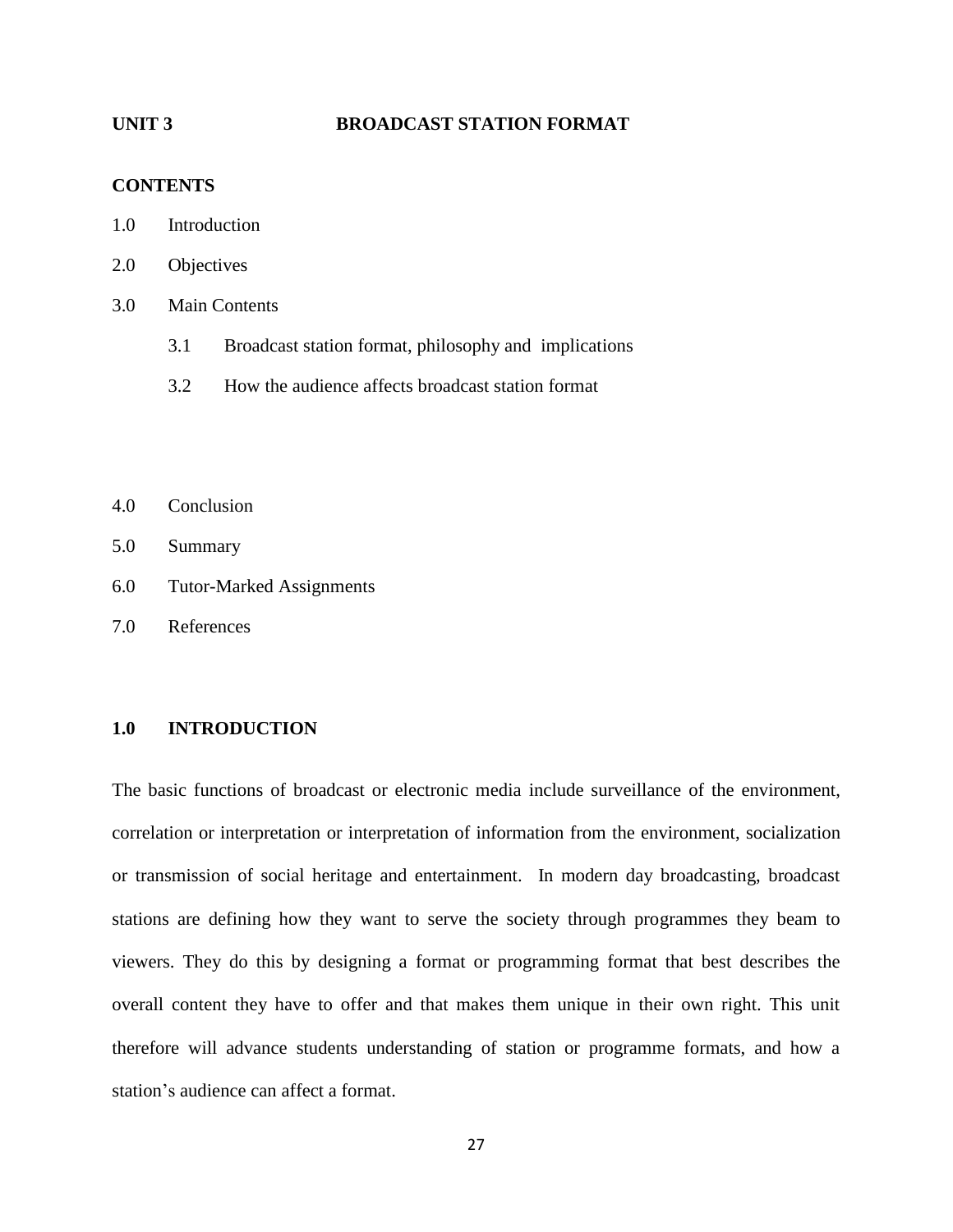## UNIT 3 BROADCAST STATION FORMAT

**CONTENTS**

1.0 Introduction

2.0 Objectives

3.0 Main Contents

- 3.1 Broadcast station format, philosophy and implications
- 3.2 How the audience affects broadcast station format

4.0 Conclusion

5.0 Summary

6.0 Tutor-Marked Assignments

7.0 References

### 1.0 INTRODUCTION

The basic functions of broadcast or electronic media include surveillance of the environment, correlation or interpretation or interpretation of information from the environment, socialization or transmission of social heritage and entertainment. In modern day broadcasting, broadcast stations are defining how they want to serve the society through programmes they beam to viewers. They do this by designing a format or programming format that best describes the overall content they have to offer and that makes them unique in their own right. This unit therefore will advance students understanding of station or programme formats, and how a station's audience can affect a format.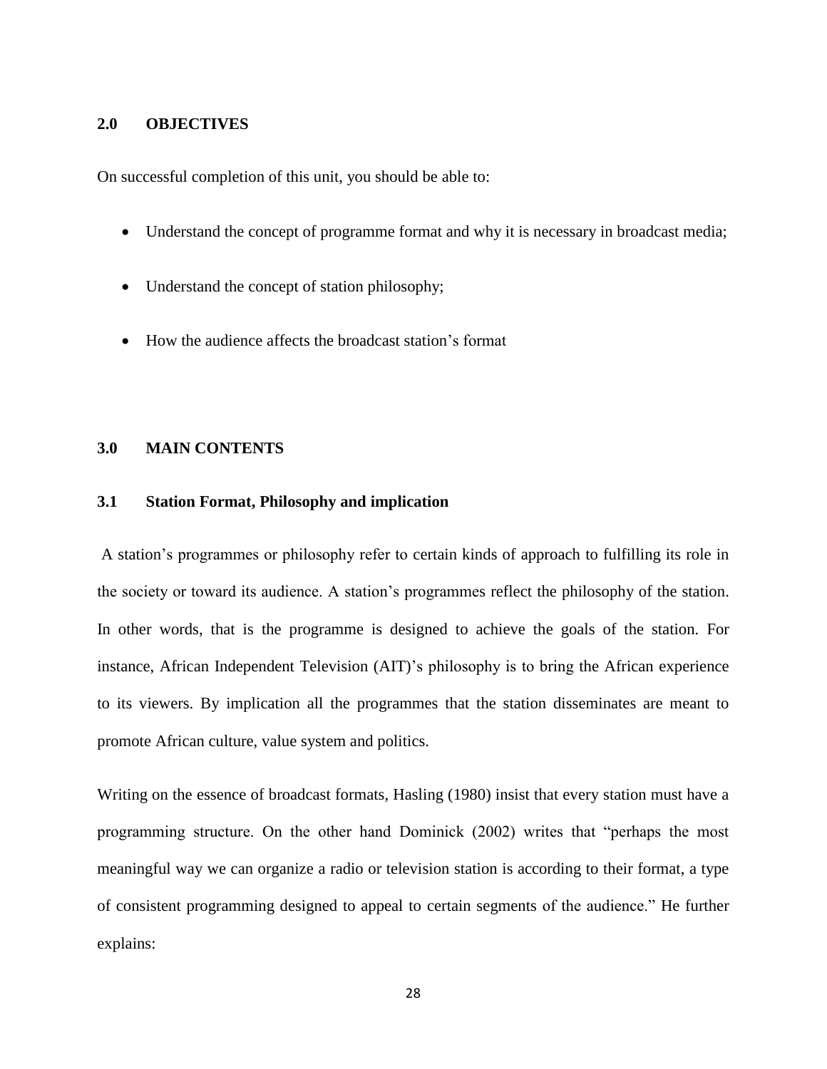## 2.0 OBJECTIVES

On successful completion of this unit, you should be able to:

- Understand the concept of programme format and why it is necessary in broadcast media;
- Understand the concept of station philosophy;
- How the audience affects the broadcast station's format

## 3.0 MAIN CONTENTS

### 3.1 Station Format, Philosophy and implication

A station's programmes or philosophy refer to certain kinds of approach to fulfilling its role in the society or toward its audience. A station's programmes reflect the philosophy of the station. In other words, that is the programme is designed to achieve the goals of the station. For instance, African Independent Television (AIT)'s philosophy is to bring the African experience to its viewers. By implication all the programmes that the station disseminates are meant to promote African culture, value system and politics.

Writing on the essence of broadcast formats, Hasling (1980) insist that every station must have a programming structure. On the other hand Dominick (2002) writes that "perhaps the most meaningful way we can organize a radio or television station is according to their format, a type of consistent programming designed to appeal to certain segments of the audience." He further explains: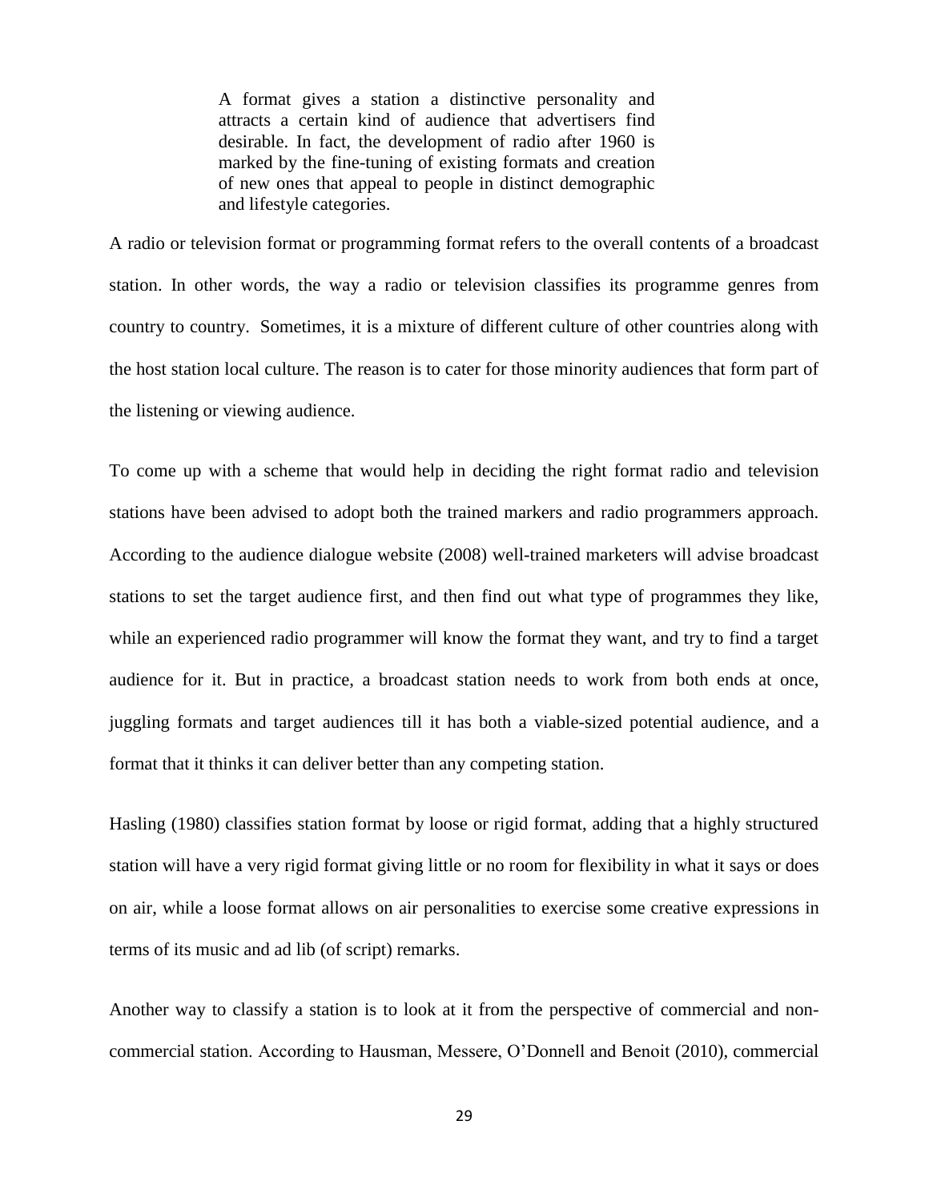> A format gives a station a distinctive personality and attracts a certain kind of audience that advertisers find desirable. In fact, the development of radio after 1960 is marked by the fine-tuning of existing formats and creation of new ones that appeal to people in distinct demographic and lifestyle categories.

A radio or television format or programming format refers to the overall contents of a broadcast station. In other words, the way a radio or television classifies its programme genres from country to country. Sometimes, it is a mixture of different culture of other countries along with the host station local culture. The reason is to cater for those minority audiences that form part of the listening or viewing audience.

To come up with a scheme that would help in deciding the right format radio and television stations have been advised to adopt both the trained markers and radio programmers approach. According to the audience dialogue website (2008) well-trained marketers will advise broadcast stations to set the target audience first, and then find out what type of programmes they like, while an experienced radio programmer will know the format they want, and try to find a target audience for it. But in practice, a broadcast station needs to work from both ends at once, juggling formats and target audiences till it has both a viable-sized potential audience, and a format that it thinks it can deliver better than any competing station.

Hasling (1980) classifies station format by loose or rigid format, adding that a highly structured station will have a very rigid format giving little or no room for flexibility in what it says or does on air, while a loose format allows on air personalities to exercise some creative expressions in terms of its music and ad lib (of script) remarks.

Another way to classify a station is to look at it from the perspective of commercial and non-commercial station. According to Hausman, Messere, O'Donnell and Benoit (2010), commercial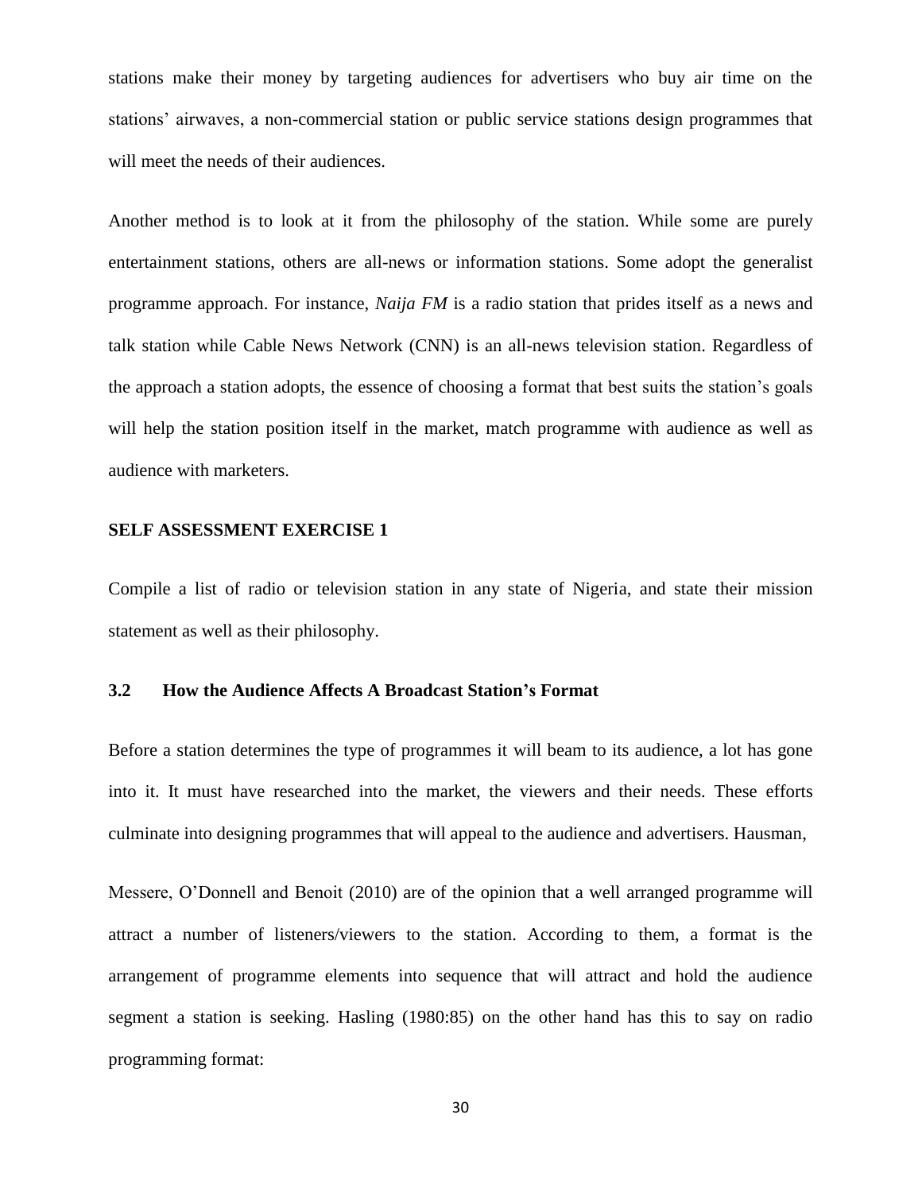stations make their money by targeting audiences for advertisers who buy air time on the stations' airwaves, a non-commercial station or public service stations design programmes that will meet the needs of their audiences.

Another method is to look at it from the philosophy of the station. While some are purely entertainment stations, others are all-news or information stations. Some adopt the generalist programme approach. For instance, *Naija FM* is a radio station that prides itself as a news and talk station while Cable News Network (CNN) is an all-news television station. Regardless of the approach a station adopts, the essence of choosing a format that best suits the station's goals will help the station position itself in the market, match programme with audience as well as audience with marketers.

**SELF ASSESSMENT EXERCISE 1**

Compile a list of radio or television station in any state of Nigeria, and state their mission statement as well as their philosophy.

### 3.2 How the Audience Affects A Broadcast Station's Format

Before a station determines the type of programmes it will beam to its audience, a lot has gone into it. It must have researched into the market, the viewers and their needs. These efforts culminate into designing programmes that will appeal to the audience and advertisers. Hausman, Messere, O'Donnell and Benoit (2010) are of the opinion that a well arranged programme will attract a number of listeners/viewers to the station. According to them, a format is the arrangement of programme elements into sequence that will attract and hold the audience segment a station is seeking. Hasling (1980:85) on the other hand has this to say on radio programming format: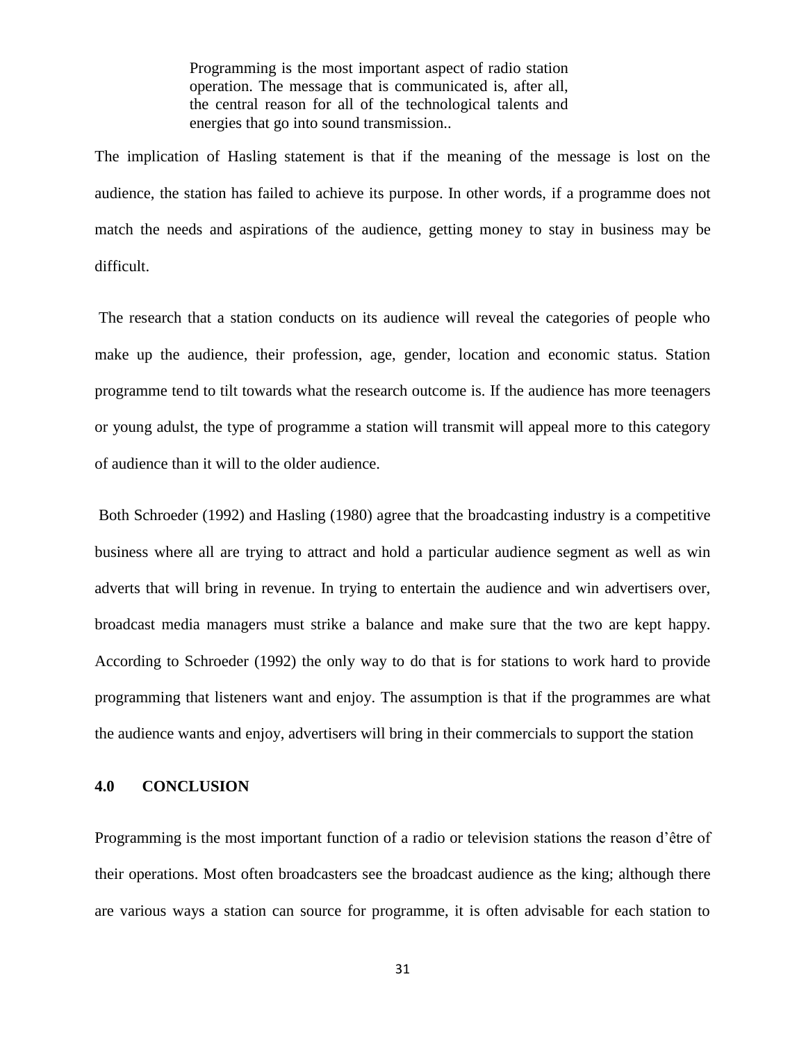> Programming is the most important aspect of radio station operation. The message that is communicated is, after all, the central reason for all of the technological talents and energies that go into sound transmission..

The implication of Hasling statement is that if the meaning of the message is lost on the audience, the station has failed to achieve its purpose. In other words, if a programme does not match the needs and aspirations of the audience, getting money to stay in business may be difficult.

The research that a station conducts on its audience will reveal the categories of people who make up the audience, their profession, age, gender, location and economic status. Station programme tend to tilt towards what the research outcome is. If the audience has more teenagers or young adulst, the type of programme a station will transmit will appeal more to this category of audience than it will to the older audience.

Both Schroeder (1992) and Hasling (1980) agree that the broadcasting industry is a competitive business where all are trying to attract and hold a particular audience segment as well as win adverts that will bring in revenue. In trying to entertain the audience and win advertisers over, broadcast media managers must strike a balance and make sure that the two are kept happy. According to Schroeder (1992) the only way to do that is for stations to work hard to provide programming that listeners want and enjoy. The assumption is that if the programmes are what the audience wants and enjoy, advertisers will bring in their commercials to support the station

## 4.0 CONCLUSION

Programming is the most important function of a radio or television stations the reason d'être of their operations. Most often broadcasters see the broadcast audience as the king; although there are various ways a station can source for programme, it is often advisable for each station to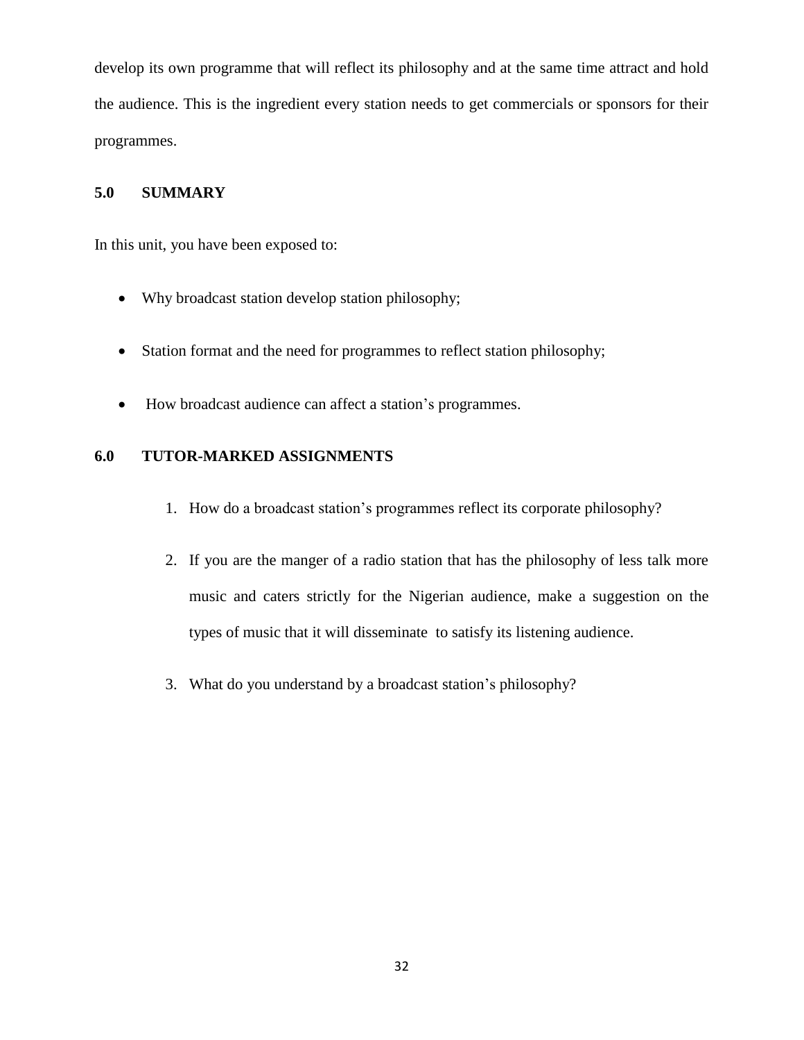develop its own programme that will reflect its philosophy and at the same time attract and hold the audience. This is the ingredient every station needs to get commercials or sponsors for their programmes.

## 5.0 SUMMARY

In this unit, you have been exposed to:

- Why broadcast station develop station philosophy;
- Station format and the need for programmes to reflect station philosophy;
- How broadcast audience can affect a station's programmes.

## 6.0 TUTOR-MARKED ASSIGNMENTS

1. How do a broadcast station's programmes reflect its corporate philosophy?
2. If you are the manger of a radio station that has the philosophy of less talk more music and caters strictly for the Nigerian audience, make a suggestion on the types of music that it will disseminate to satisfy its listening audience.
3. What do you understand by a broadcast station's philosophy?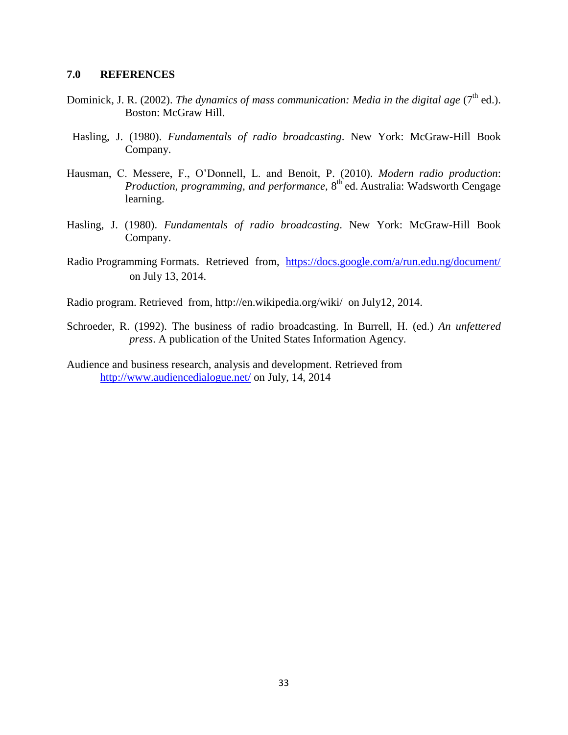## 7.0 REFERENCES

Dominick, J. R. (2002). *The dynamics of mass communication: Media in the digital age* (7th ed.). Boston: McGraw Hill.

Hasling, J. (1980). *Fundamentals of radio broadcasting*. New York: McGraw-Hill Book Company.

Hausman, C. Messere, F., O'Donnell, L. and Benoit, P. (2010). *Modern radio production*: *Production, programming, and performance*, 8th ed. Australia: Wadsworth Cengage learning.

Hasling, J. (1980). *Fundamentals of radio broadcasting*. New York: McGraw-Hill Book Company.

Radio Programming Formats. Retrieved from, https://docs.google.com/a/run.edu.ng/document/ on July 13, 2014.

Radio program. Retrieved from, http://en.wikipedia.org/wiki/ on July12, 2014.

Schroeder, R. (1992). The business of radio broadcasting. In Burrell, H. (ed.) *An unfettered press*. A publication of the United States Information Agency.

Audience and business research, analysis and development. Retrieved from http://www.audiencedialogue.net/ on July, 14, 2014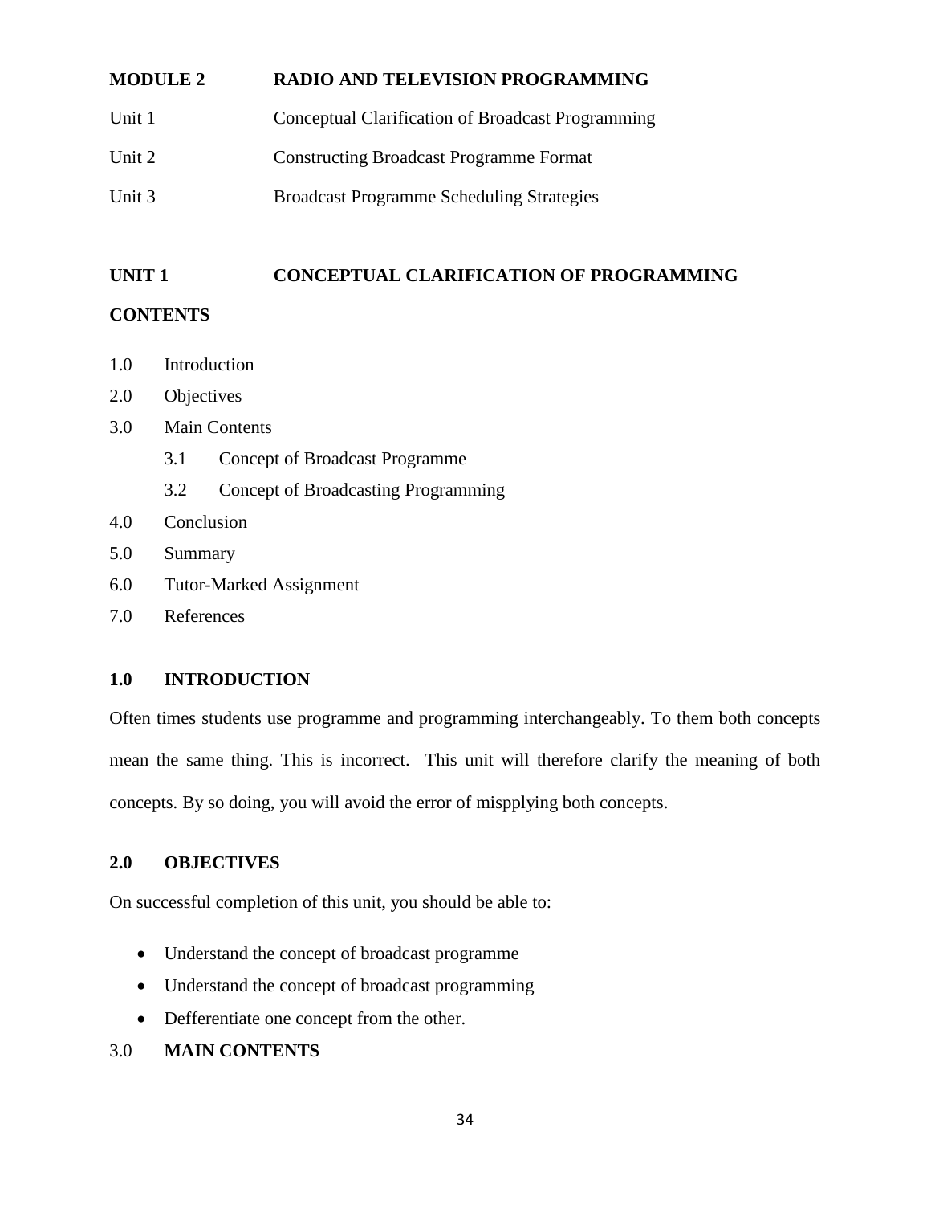## MODULE 2 RADIO AND TELEVISION PROGRAMMING

Unit 1 Conceptual Clarification of Broadcast Programming

Unit 2 Constructing Broadcast Programme Format

Unit 3 Broadcast Programme Scheduling Strategies

## UNIT 1 CONCEPTUAL CLARIFICATION OF PROGRAMMING

**CONTENTS**

1.0 Introduction

2.0 Objectives

3.0 Main Contents

  3.1 Concept of Broadcast Programme

  3.2 Concept of Broadcasting Programming

4.0 Conclusion

5.0 Summary

6.0 Tutor-Marked Assignment

7.0 References

### 1.0 INTRODUCTION

Often times students use programme and programming interchangeably. To them both concepts mean the same thing. This is incorrect. This unit will therefore clarify the meaning of both concepts. By so doing, you will avoid the error of mispplying both concepts.

### 2.0 OBJECTIVES

On successful completion of this unit, you should be able to:

- Understand the concept of broadcast programme
- Understand the concept of broadcast programming
- Defferentiate one concept from the other.

### 3.0 MAIN CONTENTS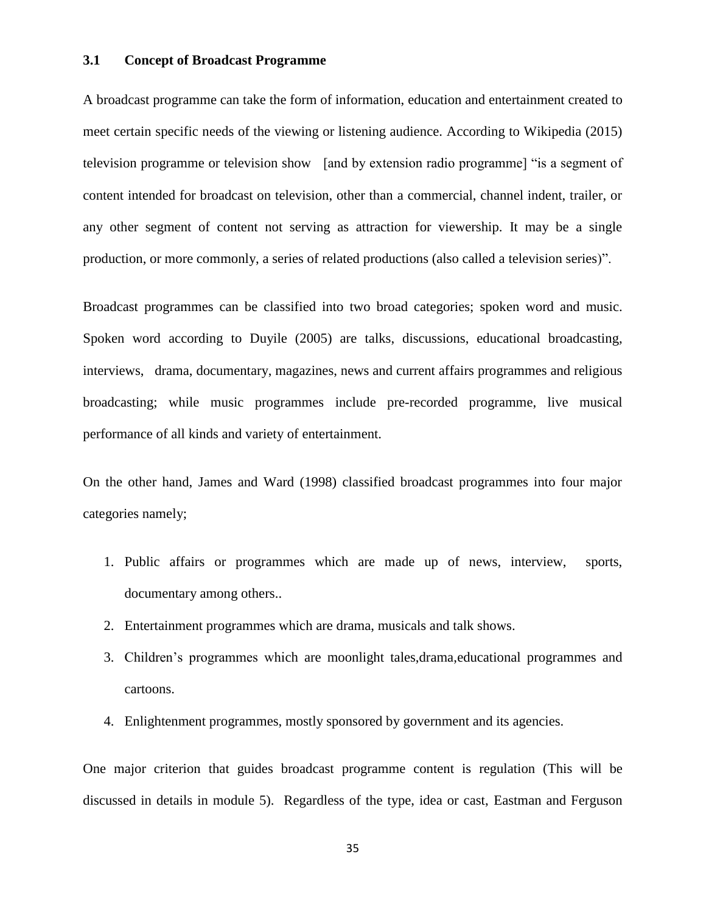### 3.1 Concept of Broadcast Programme

A broadcast programme can take the form of information, education and entertainment created to meet certain specific needs of the viewing or listening audience. According to Wikipedia (2015) television programme or television show [and by extension radio programme] "is a segment of content intended for broadcast on television, other than a commercial, channel indent, trailer, or any other segment of content not serving as attraction for viewership. It may be a single production, or more commonly, a series of related productions (also called a television series)".

Broadcast programmes can be classified into two broad categories; spoken word and music. Spoken word according to Duyile (2005) are talks, discussions, educational broadcasting, interviews, drama, documentary, magazines, news and current affairs programmes and religious broadcasting; while music programmes include pre-recorded programme, live musical performance of all kinds and variety of entertainment.

On the other hand, James and Ward (1998) classified broadcast programmes into four major categories namely;

1. Public affairs or programmes which are made up of news, interview, sports, documentary among others..
2. Entertainment programmes which are drama, musicals and talk shows.
3. Children's programmes which are moonlight tales,drama,educational programmes and cartoons.
4. Enlightenment programmes, mostly sponsored by government and its agencies.

One major criterion that guides broadcast programme content is regulation (This will be discussed in details in module 5). Regardless of the type, idea or cast, Eastman and Ferguson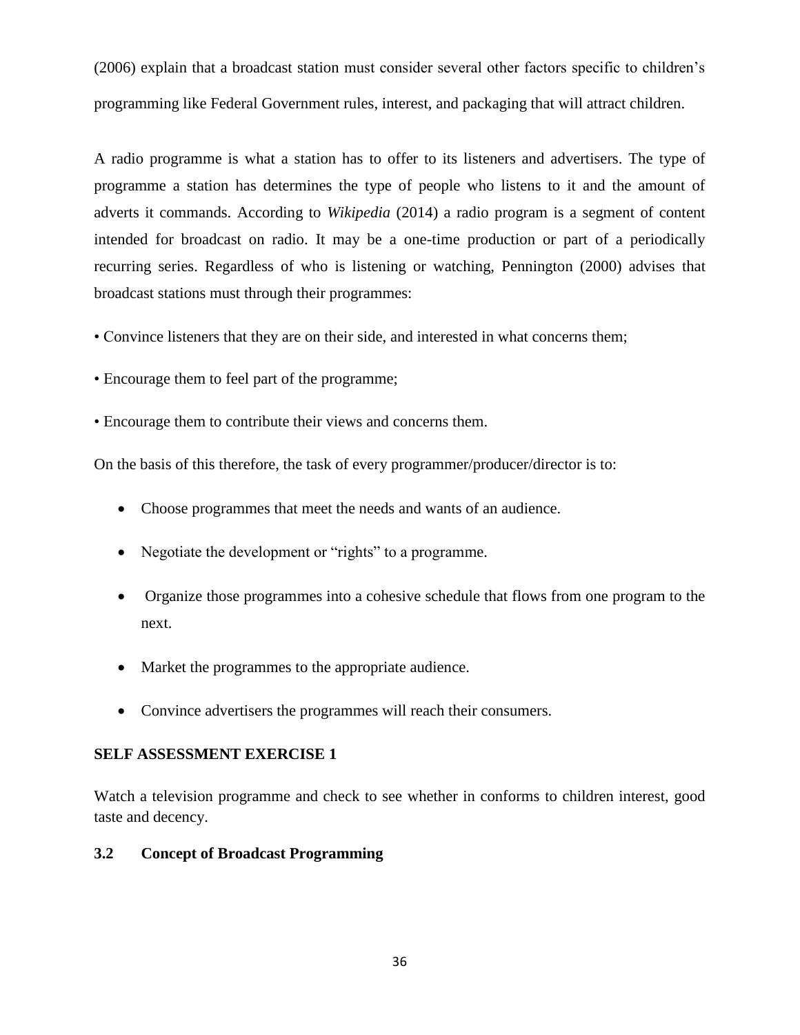(2006) explain that a broadcast station must consider several other factors specific to children's programming like Federal Government rules, interest, and packaging that will attract children.

A radio programme is what a station has to offer to its listeners and advertisers. The type of programme a station has determines the type of people who listens to it and the amount of adverts it commands. According to *Wikipedia* (2014) a radio program is a segment of content intended for broadcast on radio. It may be a one-time production or part of a periodically recurring series. Regardless of who is listening or watching, Pennington (2000) advises that broadcast stations must through their programmes:

- Convince listeners that they are on their side, and interested in what concerns them;
- Encourage them to feel part of the programme;
- Encourage them to contribute their views and concerns them.

On the basis of this therefore, the task of every programmer/producer/director is to:

- Choose programmes that meet the needs and wants of an audience.
- Negotiate the development or "rights" to a programme.
- Organize those programmes into a cohesive schedule that flows from one program to the next.
- Market the programmes to the appropriate audience.
- Convince advertisers the programmes will reach their consumers.

**SELF ASSESSMENT EXERCISE 1**

Watch a television programme and check to see whether in conforms to children interest, good taste and decency.

### 3.2 Concept of Broadcast Programming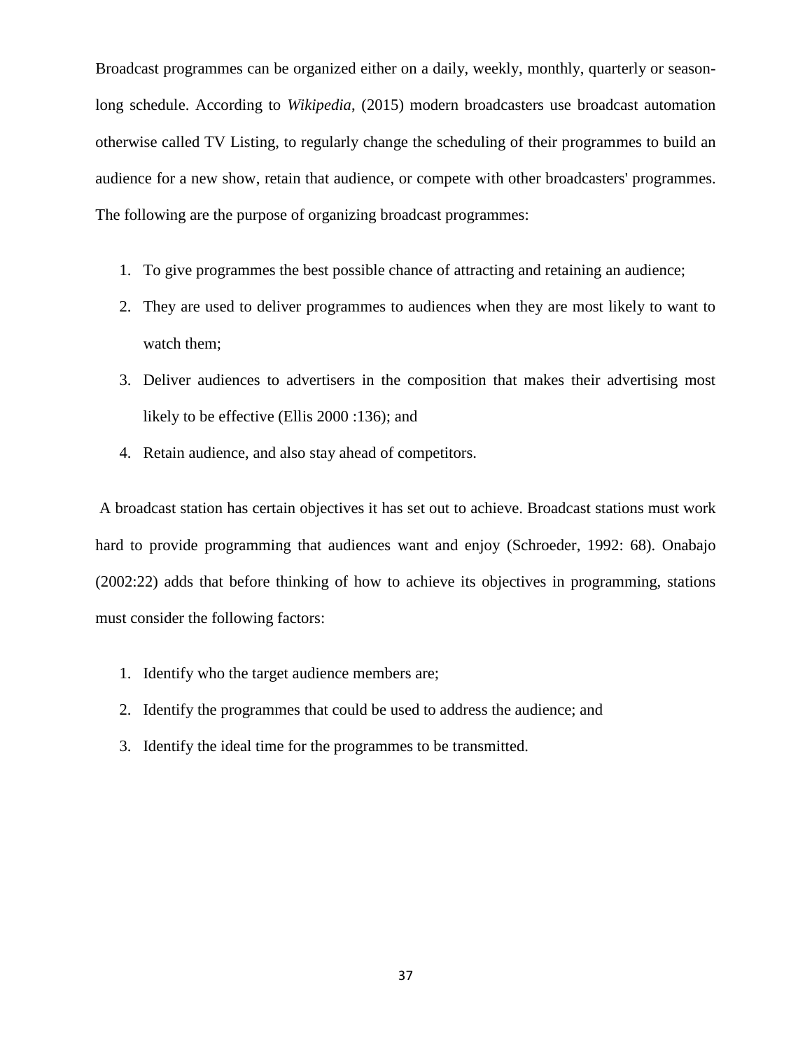Broadcast programmes can be organized either on a daily, weekly, monthly, quarterly or season-long schedule. According to *Wikipedia,* (2015) modern broadcasters use broadcast automation otherwise called TV Listing, to regularly change the scheduling of their programmes to build an audience for a new show, retain that audience, or compete with other broadcasters' programmes. The following are the purpose of organizing broadcast programmes:

1. To give programmes the best possible chance of attracting and retaining an audience;
2. They are used to deliver programmes to audiences when they are most likely to want to watch them;
3. Deliver audiences to advertisers in the composition that makes their advertising most likely to be effective (Ellis 2000 :136); and
4. Retain audience, and also stay ahead of competitors.

A broadcast station has certain objectives it has set out to achieve. Broadcast stations must work hard to provide programming that audiences want and enjoy (Schroeder, 1992: 68). Onabajo (2002:22) adds that before thinking of how to achieve its objectives in programming, stations must consider the following factors:

1. Identify who the target audience members are;
2. Identify the programmes that could be used to address the audience; and
3. Identify the ideal time for the programmes to be transmitted.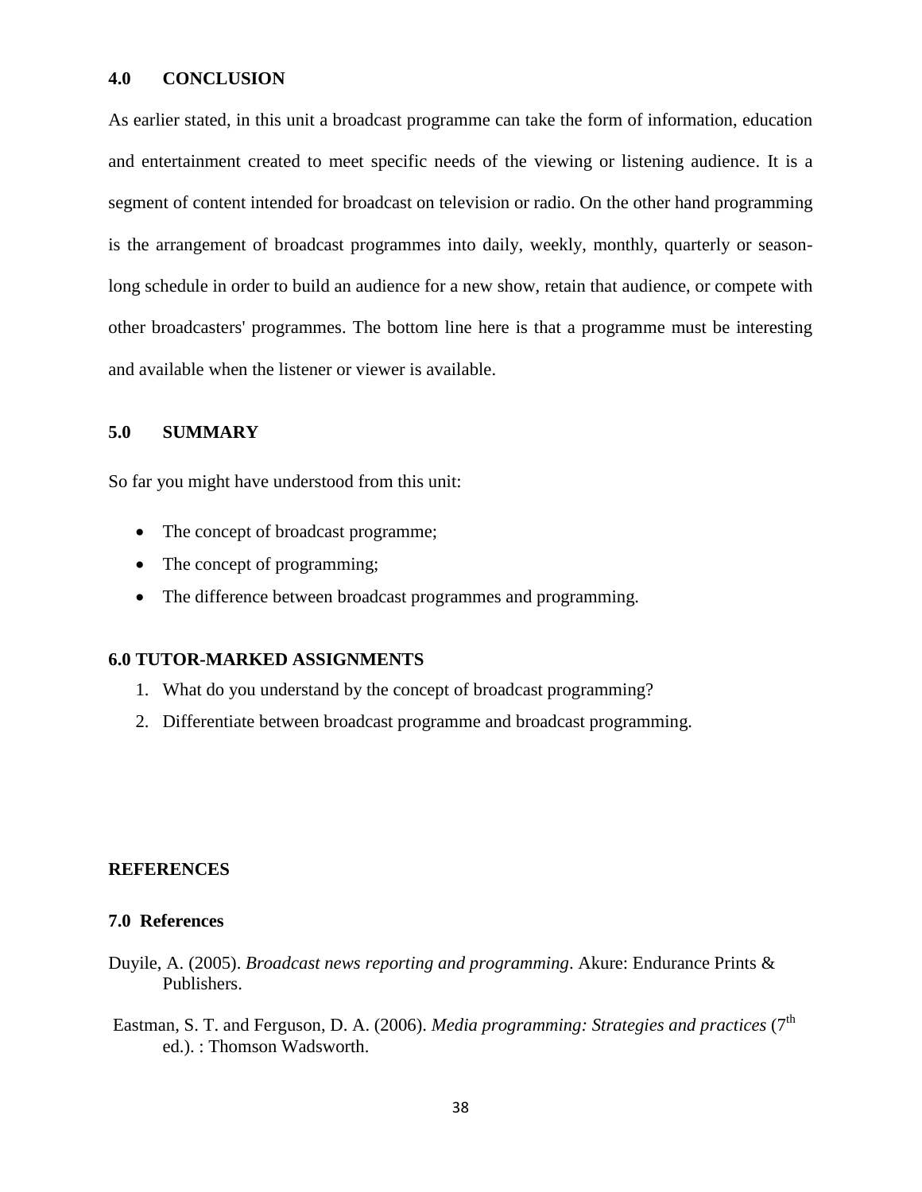## 4.0 CONCLUSION

As earlier stated, in this unit a broadcast programme can take the form of information, education and entertainment created to meet specific needs of the viewing or listening audience. It is a segment of content intended for broadcast on television or radio. On the other hand programming is the arrangement of broadcast programmes into daily, weekly, monthly, quarterly or season-long schedule in order to build an audience for a new show, retain that audience, or compete with other broadcasters' programmes. The bottom line here is that a programme must be interesting and available when the listener or viewer is available.

## 5.0 SUMMARY

So far you might have understood from this unit:

- The concept of broadcast programme;
- The concept of programming;
- The difference between broadcast programmes and programming.

## 6.0 TUTOR-MARKED ASSIGNMENTS

1. What do you understand by the concept of broadcast programming?
2. Differentiate between broadcast programme and broadcast programming.

## REFERENCES

## 7.0 References

Duyile, A. (2005). *Broadcast news reporting and programming*. Akure: Endurance Prints & Publishers.

Eastman, S. T. and Ferguson, D. A. (2006). *Media programming: Strategies and practices* (7th ed.). : Thomson Wadsworth.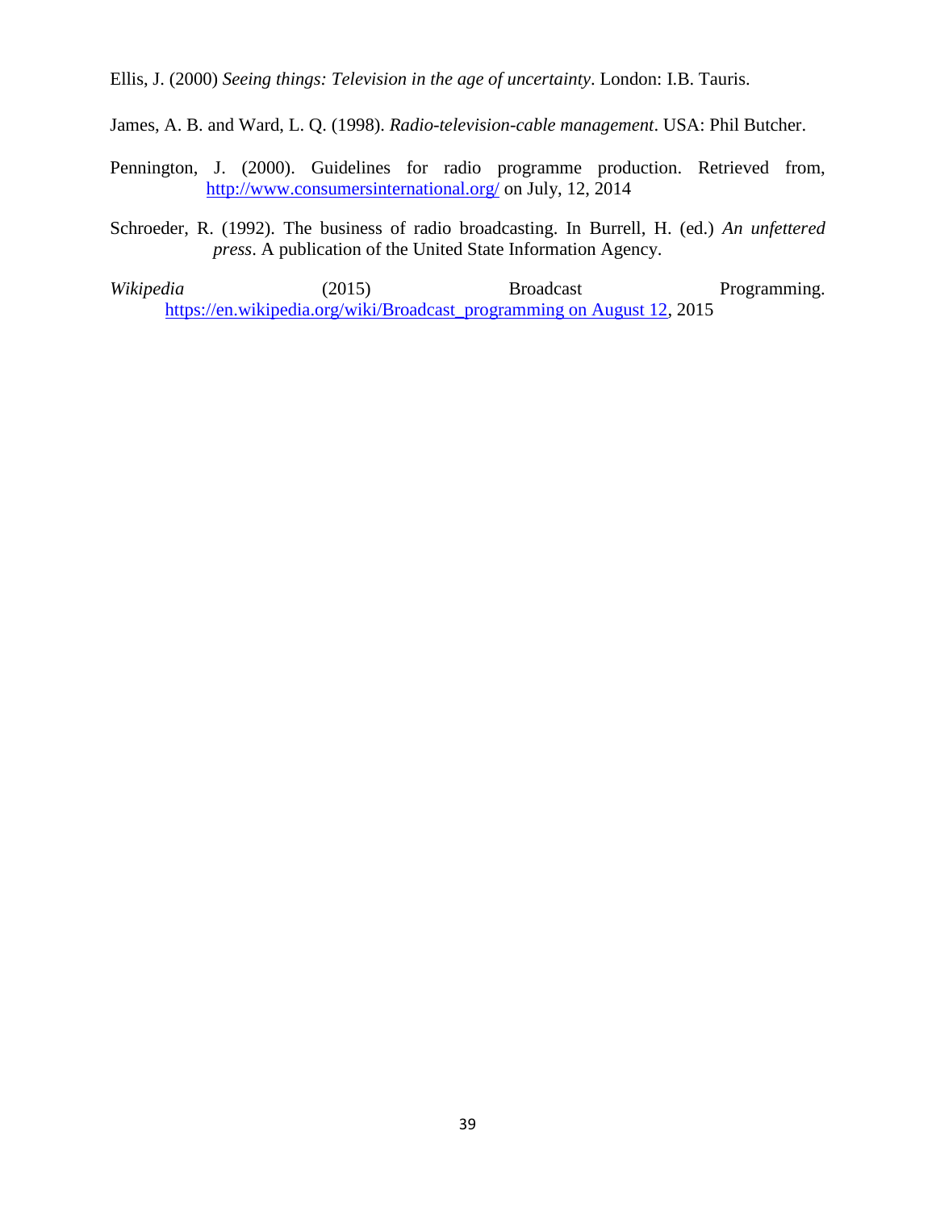Ellis, J. (2000) *Seeing things: Television in the age of uncertainty*. London: I.B. Tauris.

James, A. B. and Ward, L. Q. (1998). *Radio-television-cable management*. USA: Phil Butcher.

Pennington, J. (2000). Guidelines for radio programme production. Retrieved from, http://www.consumersinternational.org/ on July, 12, 2014

Schroeder, R. (1992). The business of radio broadcasting. In Burrell, H. (ed.) *An unfettered press*. A publication of the United State Information Agency.

*Wikipedia* (2015) Broadcast Programming. https://en.wikipedia.org/wiki/Broadcast_programming on August 12, 2015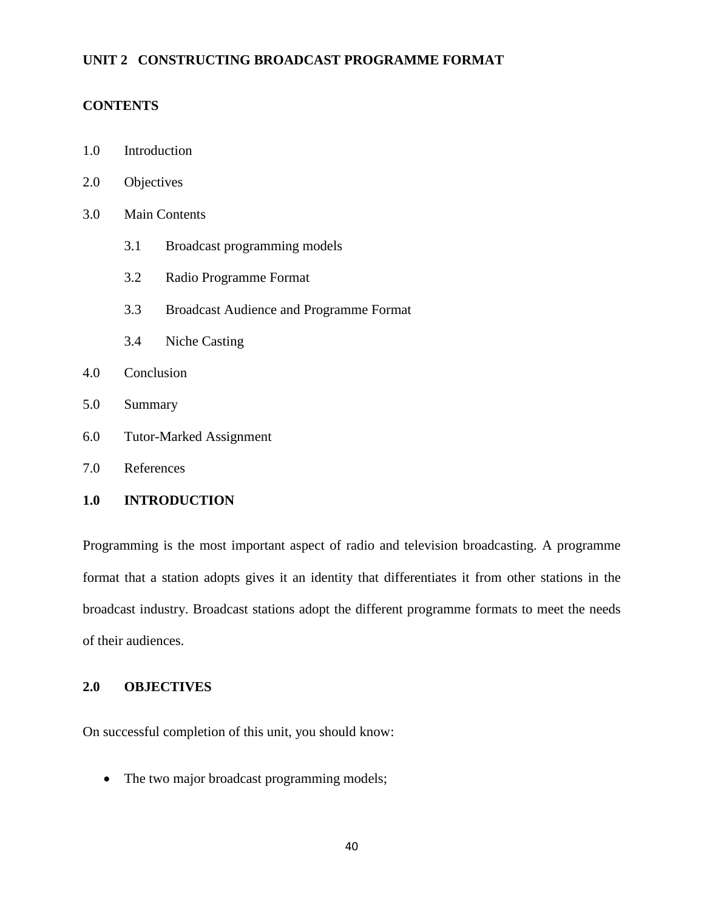## UNIT 2 CONSTRUCTING BROADCAST PROGRAMME FORMAT

**CONTENTS**

1.0 Introduction

2.0 Objectives

3.0 Main Contents

- 3.1 Broadcast programming models
- 3.2 Radio Programme Format
- 3.3 Broadcast Audience and Programme Format
- 3.4 Niche Casting

4.0 Conclusion

5.0 Summary

6.0 Tutor-Marked Assignment

7.0 References

### 1.0 INTRODUCTION

Programming is the most important aspect of radio and television broadcasting. A programme format that a station adopts gives it an identity that differentiates it from other stations in the broadcast industry. Broadcast stations adopt the different programme formats to meet the needs of their audiences.

### 2.0 OBJECTIVES

On successful completion of this unit, you should know:

- The two major broadcast programming models;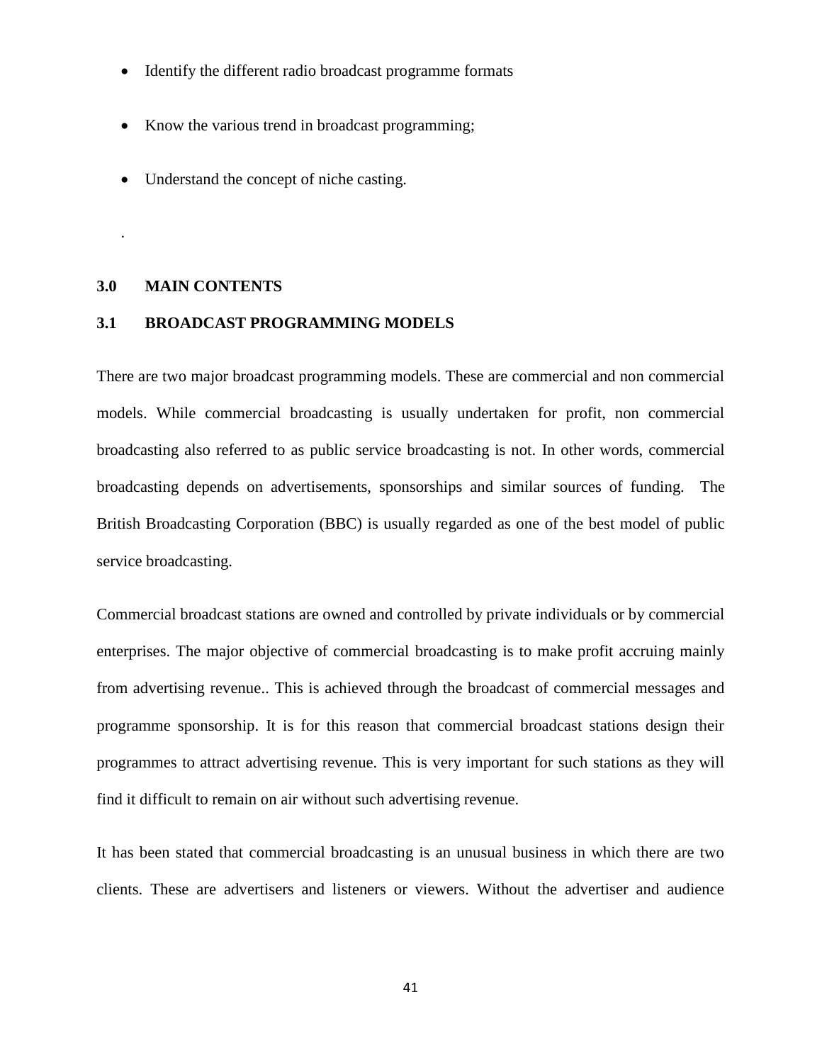- Identify the different radio broadcast programme formats
- Know the various trend in broadcast programming;
- Understand the concept of niche casting.

.

## 3.0 MAIN CONTENTS

### 3.1 BROADCAST PROGRAMMING MODELS

There are two major broadcast programming models. These are commercial and non commercial models. While commercial broadcasting is usually undertaken for profit, non commercial broadcasting also referred to as public service broadcasting is not. In other words, commercial broadcasting depends on advertisements, sponsorships and similar sources of funding. The British Broadcasting Corporation (BBC) is usually regarded as one of the best model of public service broadcasting.

Commercial broadcast stations are owned and controlled by private individuals or by commercial enterprises. The major objective of commercial broadcasting is to make profit accruing mainly from advertising revenue.. This is achieved through the broadcast of commercial messages and programme sponsorship. It is for this reason that commercial broadcast stations design their programmes to attract advertising revenue. This is very important for such stations as they will find it difficult to remain on air without such advertising revenue.

It has been stated that commercial broadcasting is an unusual business in which there are two clients. These are advertisers and listeners or viewers. Without the advertiser and audience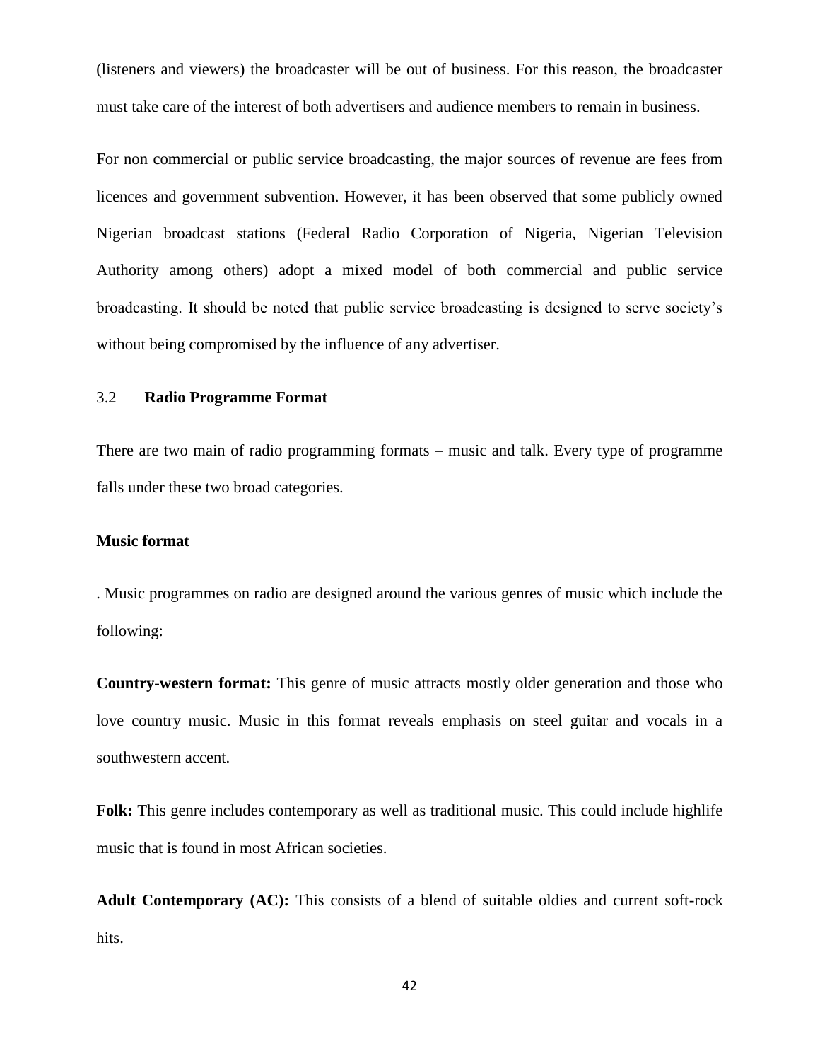(listeners and viewers) the broadcaster will be out of business. For this reason, the broadcaster must take care of the interest of both advertisers and audience members to remain in business.

For non commercial or public service broadcasting, the major sources of revenue are fees from licences and government subvention. However, it has been observed that some publicly owned Nigerian broadcast stations (Federal Radio Corporation of Nigeria, Nigerian Television Authority among others) adopt a mixed model of both commercial and public service broadcasting. It should be noted that public service broadcasting is designed to serve society's without being compromised by the influence of any advertiser.

### 3.2 **Radio Programme Format**

There are two main of radio programming formats – music and talk. Every type of programme falls under these two broad categories.

**Music format**

. Music programmes on radio are designed around the various genres of music which include the following:

**Country-western format:** This genre of music attracts mostly older generation and those who love country music. Music in this format reveals emphasis on steel guitar and vocals in a southwestern accent.

**Folk:** This genre includes contemporary as well as traditional music. This could include highlife music that is found in most African societies.

**Adult Contemporary (AC):** This consists of a blend of suitable oldies and current soft-rock hits.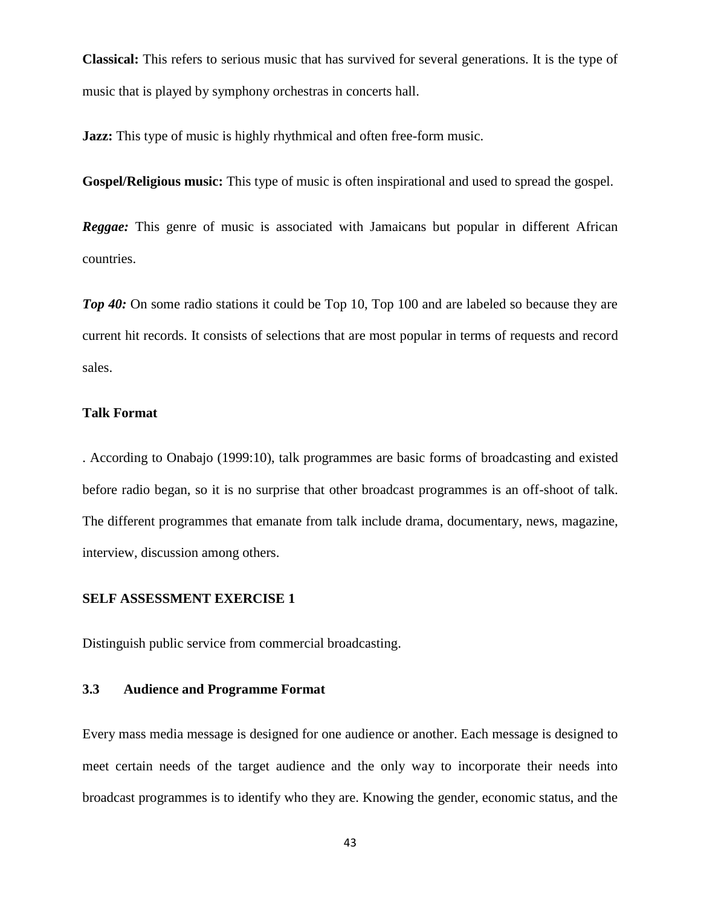**Classical:** This refers to serious music that has survived for several generations. It is the type of music that is played by symphony orchestras in concerts hall.

**Jazz:** This type of music is highly rhythmical and often free-form music.

**Gospel/Religious music:** This type of music is often inspirational and used to spread the gospel.

***Reggae:*** This genre of music is associated with Jamaicans but popular in different African countries.

***Top 40:*** On some radio stations it could be Top 10, Top 100 and are labeled so because they are current hit records. It consists of selections that are most popular in terms of requests and record sales.

**Talk Format**

. According to Onabajo (1999:10), talk programmes are basic forms of broadcasting and existed before radio began, so it is no surprise that other broadcast programmes is an off-shoot of talk. The different programmes that emanate from talk include drama, documentary, news, magazine, interview, discussion among others.

**SELF ASSESSMENT EXERCISE 1**

Distinguish public service from commercial broadcasting.

### 3.3 Audience and Programme Format

Every mass media message is designed for one audience or another. Each message is designed to meet certain needs of the target audience and the only way to incorporate their needs into broadcast programmes is to identify who they are. Knowing the gender, economic status, and the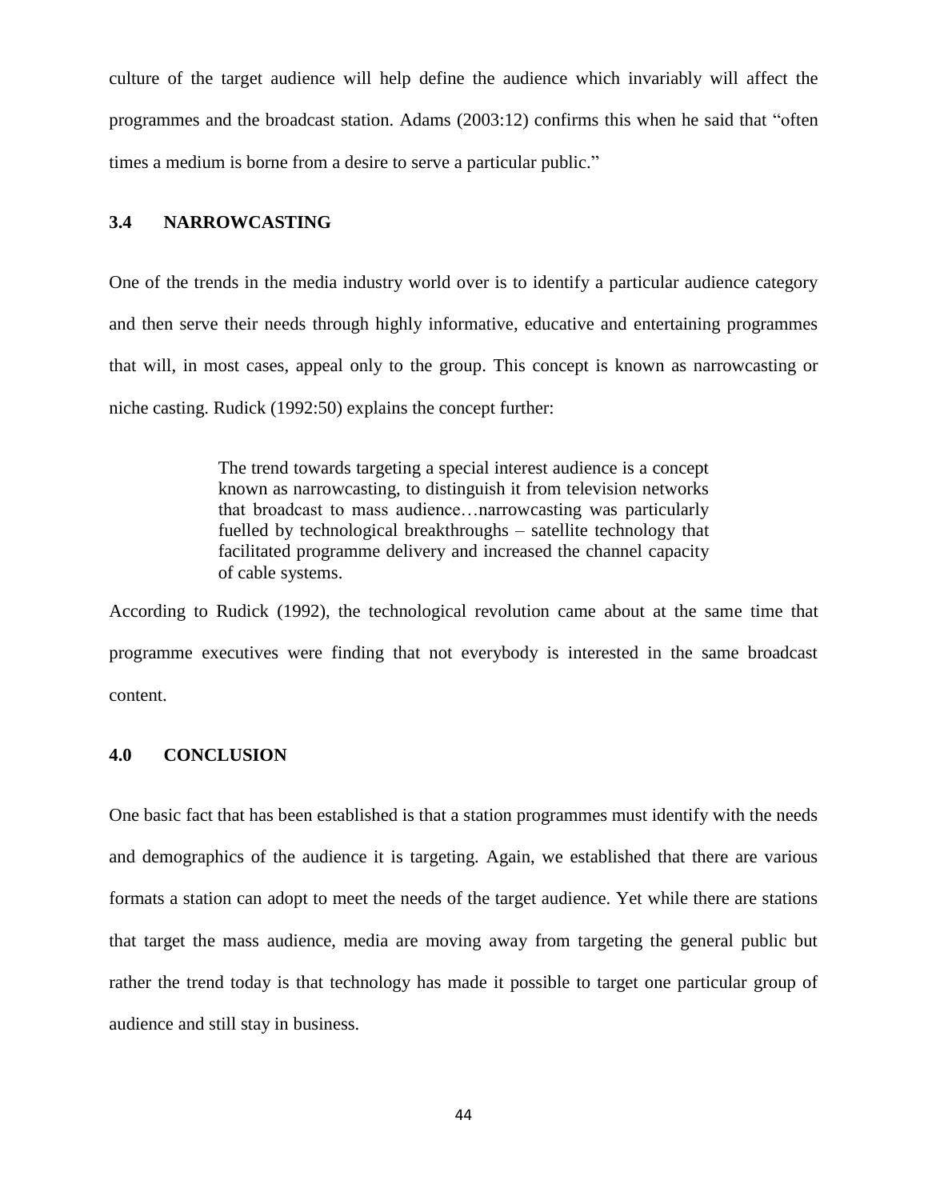culture of the target audience will help define the audience which invariably will affect the programmes and the broadcast station. Adams (2003:12) confirms this when he said that “often times a medium is borne from a desire to serve a particular public.”

## 3.4 NARROWCASTING

One of the trends in the media industry world over is to identify a particular audience category and then serve their needs through highly informative, educative and entertaining programmes that will, in most cases, appeal only to the group. This concept is known as narrowcasting or niche casting. Rudick (1992:50) explains the concept further:

> The trend towards targeting a special interest audience is a concept known as narrowcasting, to distinguish it from television networks that broadcast to mass audience…narrowcasting was particularly fuelled by technological breakthroughs – satellite technology that facilitated programme delivery and increased the channel capacity of cable systems.

According to Rudick (1992), the technological revolution came about at the same time that programme executives were finding that not everybody is interested in the same broadcast content.

## 4.0 CONCLUSION

One basic fact that has been established is that a station programmes must identify with the needs and demographics of the audience it is targeting. Again, we established that there are various formats a station can adopt to meet the needs of the target audience. Yet while there are stations that target the mass audience, media are moving away from targeting the general public but rather the trend today is that technology has made it possible to target one particular group of audience and still stay in business.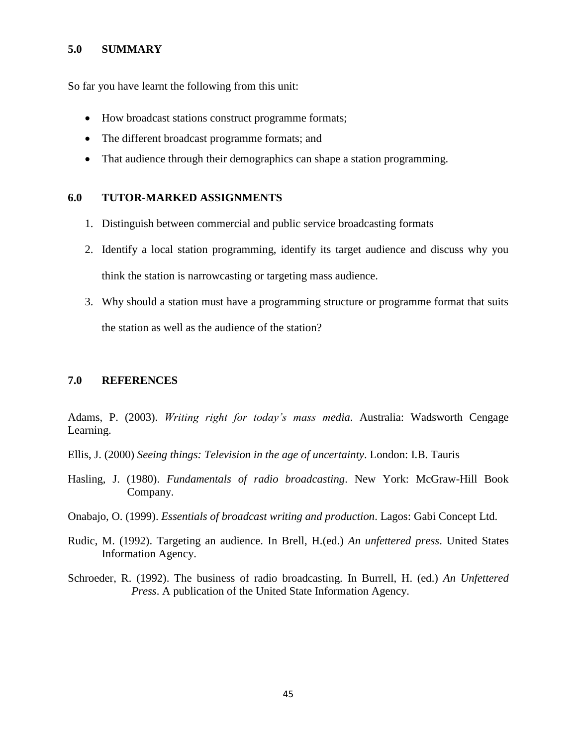## 5.0 SUMMARY

So far you have learnt the following from this unit:

- How broadcast stations construct programme formats;
- The different broadcast programme formats; and
- That audience through their demographics can shape a station programming.

## 6.0 TUTOR-MARKED ASSIGNMENTS

1. Distinguish between commercial and public service broadcasting formats
2. Identify a local station programming, identify its target audience and discuss why you think the station is narrowcasting or targeting mass audience.
3. Why should a station must have a programming structure or programme format that suits the station as well as the audience of the station?

## 7.0 REFERENCES

Adams, P. (2003). *Writing right for today's mass media*. Australia: Wadsworth Cengage Learning.

Ellis, J. (2000) *Seeing things: Television in the age of uncertainty*. London: I.B. Tauris

Hasling, J. (1980). *Fundamentals of radio broadcasting*. New York: McGraw-Hill Book Company.

Onabajo, O. (1999). *Essentials of broadcast writing and production*. Lagos: Gabi Concept Ltd.

Rudic, M. (1992). Targeting an audience. In Brell, H.(ed.) *An unfettered press*. United States Information Agency.

Schroeder, R. (1992). The business of radio broadcasting. In Burrell, H. (ed.) *An Unfettered Press*. A publication of the United State Information Agency.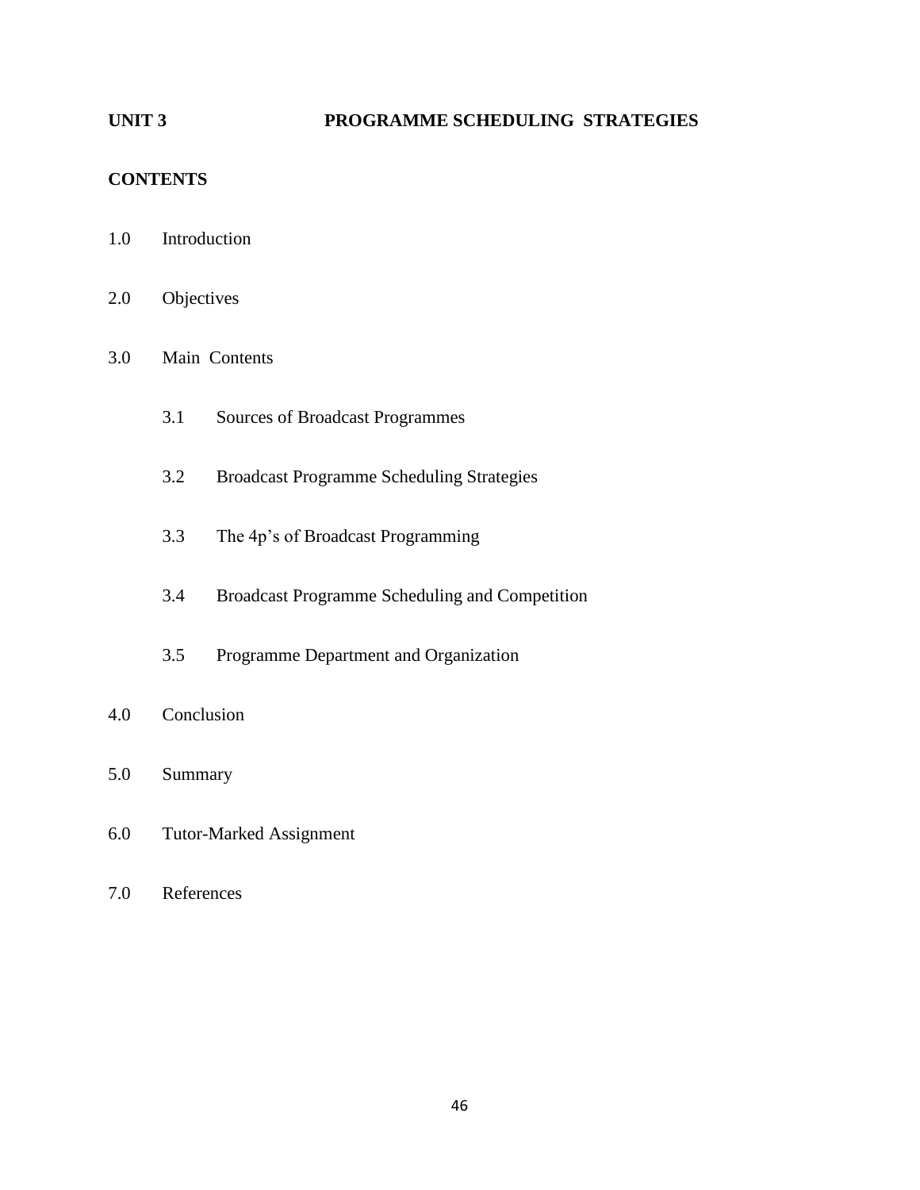## UNIT 3 PROGRAMME SCHEDULING STRATEGIES

### CONTENTS

1.0 Introduction

2.0 Objectives

3.0 Main Contents

- 3.1 Sources of Broadcast Programmes
- 3.2 Broadcast Programme Scheduling Strategies
- 3.3 The 4p's of Broadcast Programming
- 3.4 Broadcast Programme Scheduling and Competition
- 3.5 Programme Department and Organization

4.0 Conclusion

5.0 Summary

6.0 Tutor-Marked Assignment

7.0 References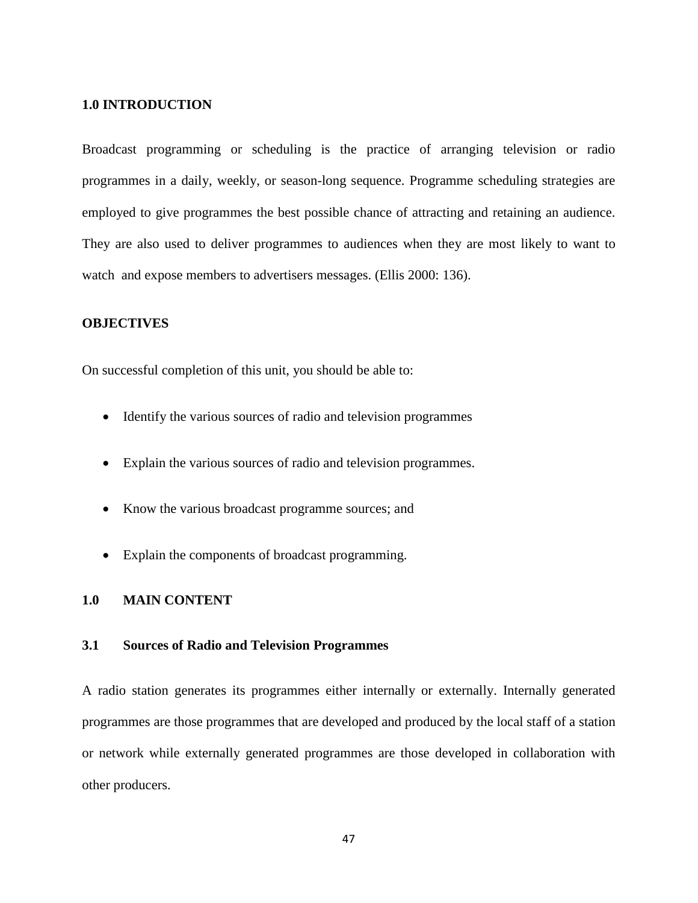## 1.0 INTRODUCTION

Broadcast programming or scheduling is the practice of arranging television or radio programmes in a daily, weekly, or season-long sequence. Programme scheduling strategies are employed to give programmes the best possible chance of attracting and retaining an audience. They are also used to deliver programmes to audiences when they are most likely to want to watch and expose members to advertisers messages. (Ellis 2000: 136).

## OBJECTIVES

On successful completion of this unit, you should be able to:

- Identify the various sources of radio and television programmes
- Explain the various sources of radio and television programmes.
- Know the various broadcast programme sources; and
- Explain the components of broadcast programming.

## 1.0 MAIN CONTENT

### 3.1 Sources of Radio and Television Programmes

A radio station generates its programmes either internally or externally. Internally generated programmes are those programmes that are developed and produced by the local staff of a station or network while externally generated programmes are those developed in collaboration with other producers.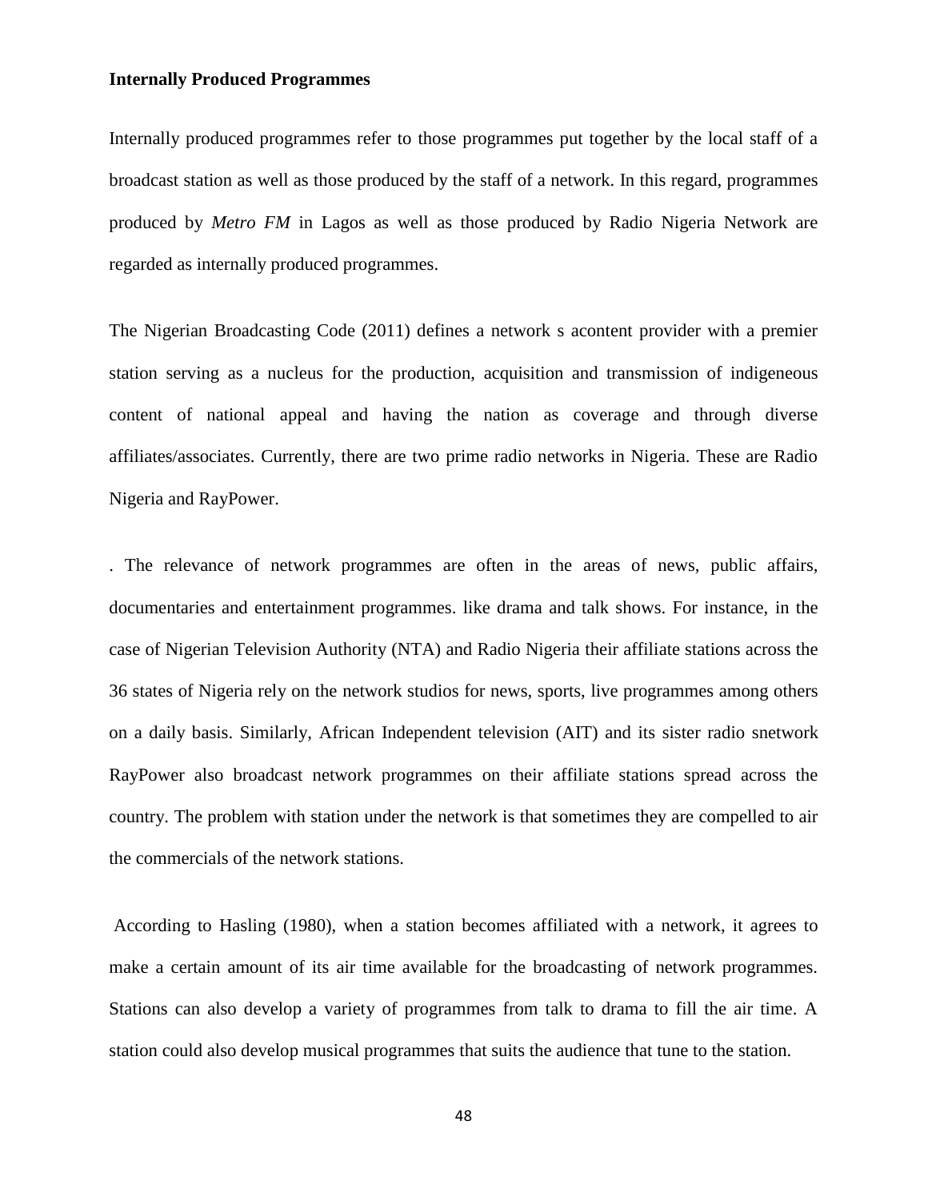**Internally Produced Programmes**

Internally produced programmes refer to those programmes put together by the local staff of a broadcast station as well as those produced by the staff of a network. In this regard, programmes produced by *Metro FM* in Lagos as well as those produced by Radio Nigeria Network are regarded as internally produced programmes.

The Nigerian Broadcasting Code (2011) defines a network s acontent provider with a premier station serving as a nucleus for the production, acquisition and transmission of indigeneous content of national appeal and having the nation as coverage and through diverse affiliates/associates. Currently, there are two prime radio networks in Nigeria. These are Radio Nigeria and RayPower.

. The relevance of network programmes are often in the areas of news, public affairs, documentaries and entertainment programmes. like drama and talk shows. For instance, in the case of Nigerian Television Authority (NTA) and Radio Nigeria their affiliate stations across the 36 states of Nigeria rely on the network studios for news, sports, live programmes among others on a daily basis. Similarly, African Independent television (AIT) and its sister radio snetwork RayPower also broadcast network programmes on their affiliate stations spread across the country. The problem with station under the network is that sometimes they are compelled to air the commercials of the network stations.

According to Hasling (1980), when a station becomes affiliated with a network, it agrees to make a certain amount of its air time available for the broadcasting of network programmes. Stations can also develop a variety of programmes from talk to drama to fill the air time. A station could also develop musical programmes that suits the audience that tune to the station.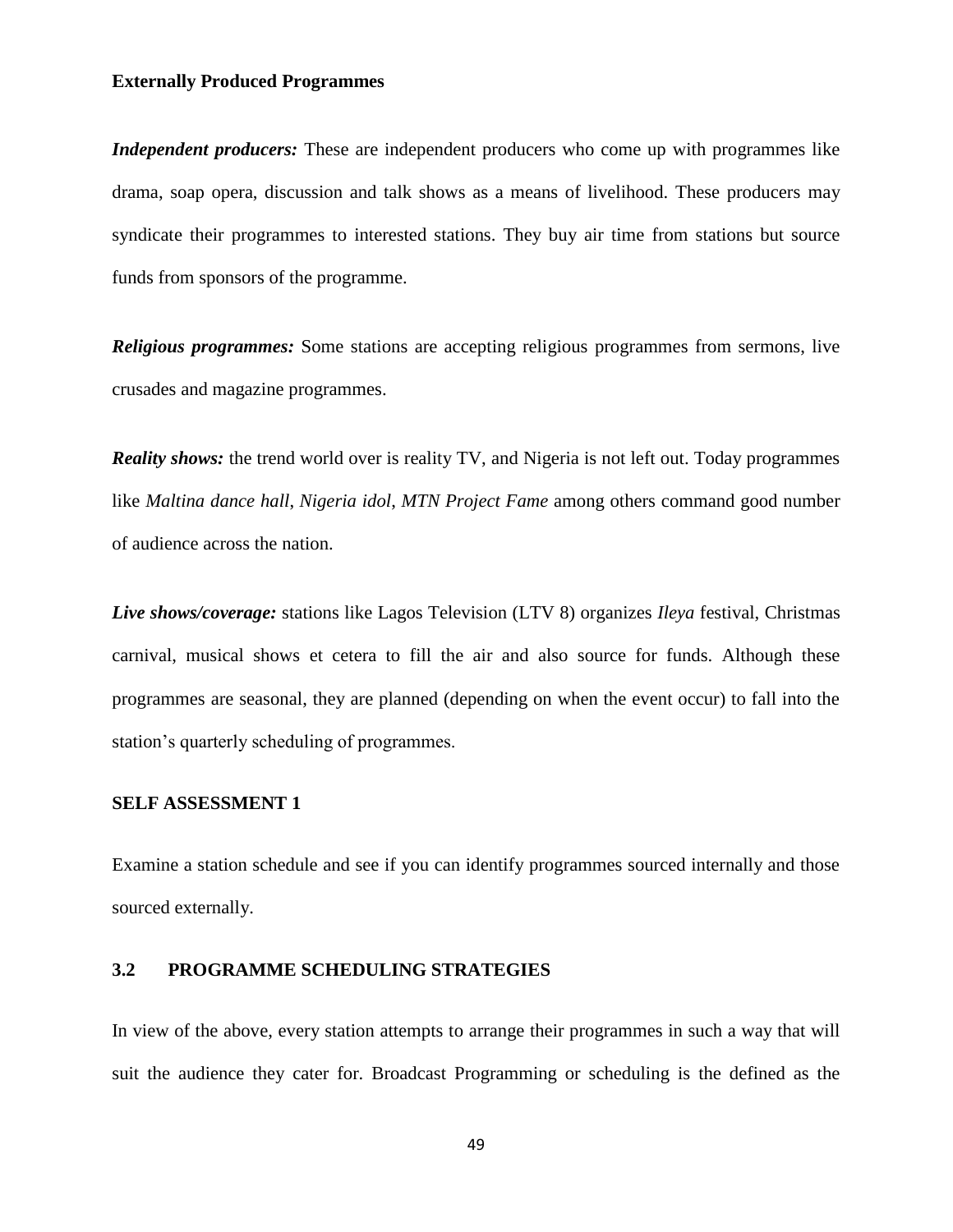**Externally Produced Programmes**

***Independent producers:*** These are independent producers who come up with programmes like drama, soap opera, discussion and talk shows as a means of livelihood. These producers may syndicate their programmes to interested stations. They buy air time from stations but source funds from sponsors of the programme.

***Religious programmes:*** Some stations are accepting religious programmes from sermons, live crusades and magazine programmes.

***Reality shows:*** the trend world over is reality TV, and Nigeria is not left out. Today programmes like *Maltina dance hall*, *Nigeria idol*, *MTN Project Fame* among others command good number of audience across the nation.

***Live shows/coverage:*** stations like Lagos Television (LTV 8) organizes *Ileya* festival, Christmas carnival, musical shows et cetera to fill the air and also source for funds. Although these programmes are seasonal, they are planned (depending on when the event occur) to fall into the station's quarterly scheduling of programmes.

**SELF ASSESSMENT 1**

Examine a station schedule and see if you can identify programmes sourced internally and those sourced externally.

## 3.2 PROGRAMME SCHEDULING STRATEGIES

In view of the above, every station attempts to arrange their programmes in such a way that will suit the audience they cater for. Broadcast Programming or scheduling is the defined as the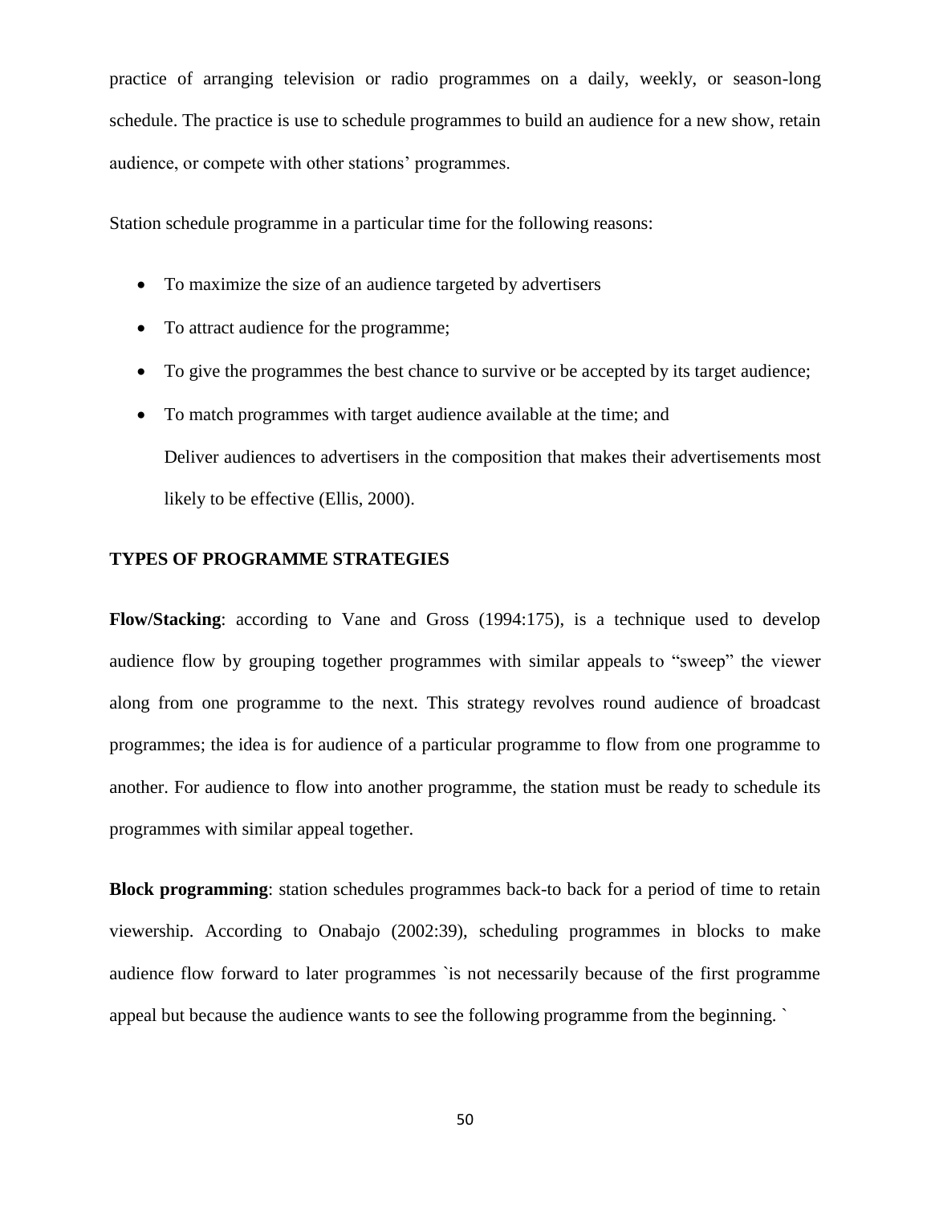practice of arranging television or radio programmes on a daily, weekly, or season-long schedule. The practice is use to schedule programmes to build an audience for a new show, retain audience, or compete with other stations' programmes.

Station schedule programme in a particular time for the following reasons:

- To maximize the size of an audience targeted by advertisers
- To attract audience for the programme;
- To give the programmes the best chance to survive or be accepted by its target audience;
- To match programmes with target audience available at the time; and

  Deliver audiences to advertisers in the composition that makes their advertisements most likely to be effective (Ellis, 2000).

**TYPES OF PROGRAMME STRATEGIES**

**Flow/Stacking**: according to Vane and Gross (1994:175), is a technique used to develop audience flow by grouping together programmes with similar appeals to "sweep" the viewer along from one programme to the next. This strategy revolves round audience of broadcast programmes; the idea is for audience of a particular programme to flow from one programme to another. For audience to flow into another programme, the station must be ready to schedule its programmes with similar appeal together.

**Block programming**: station schedules programmes back-to back for a period of time to retain viewership. According to Onabajo (2002:39), scheduling programmes in blocks to make audience flow forward to later programmes `is not necessarily because of the first programme appeal but because the audience wants to see the following programme from the beginning. `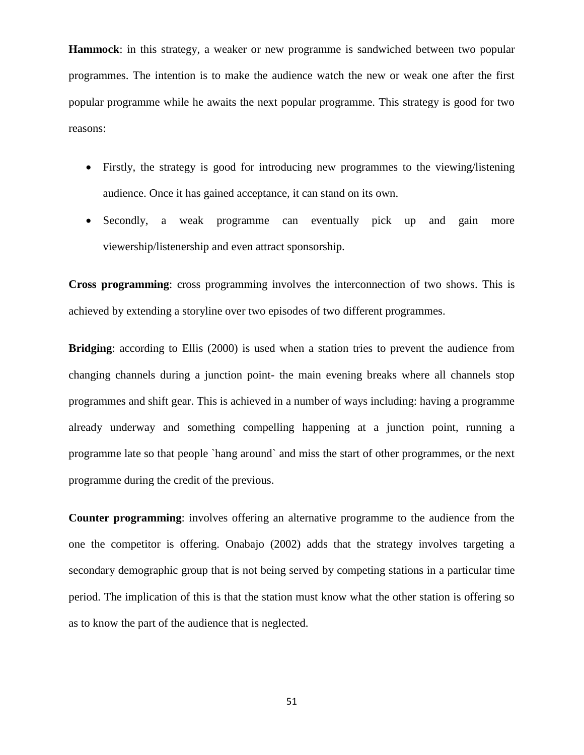**Hammock**: in this strategy, a weaker or new programme is sandwiched between two popular programmes. The intention is to make the audience watch the new or weak one after the first popular programme while he awaits the next popular programme. This strategy is good for two reasons:

- Firstly, the strategy is good for introducing new programmes to the viewing/listening audience. Once it has gained acceptance, it can stand on its own.
- Secondly, a weak programme can eventually pick up and gain more viewership/listenership and even attract sponsorship.

**Cross programming**: cross programming involves the interconnection of two shows. This is achieved by extending a storyline over two episodes of two different programmes.

**Bridging**: according to Ellis (2000) is used when a station tries to prevent the audience from changing channels during a junction point- the main evening breaks where all channels stop programmes and shift gear. This is achieved in a number of ways including: having a programme already underway and something compelling happening at a junction point, running a programme late so that people `hang around` and miss the start of other programmes, or the next programme during the credit of the previous.

**Counter programming**: involves offering an alternative programme to the audience from the one the competitor is offering. Onabajo (2002) adds that the strategy involves targeting a secondary demographic group that is not being served by competing stations in a particular time period. The implication of this is that the station must know what the other station is offering so as to know the part of the audience that is neglected.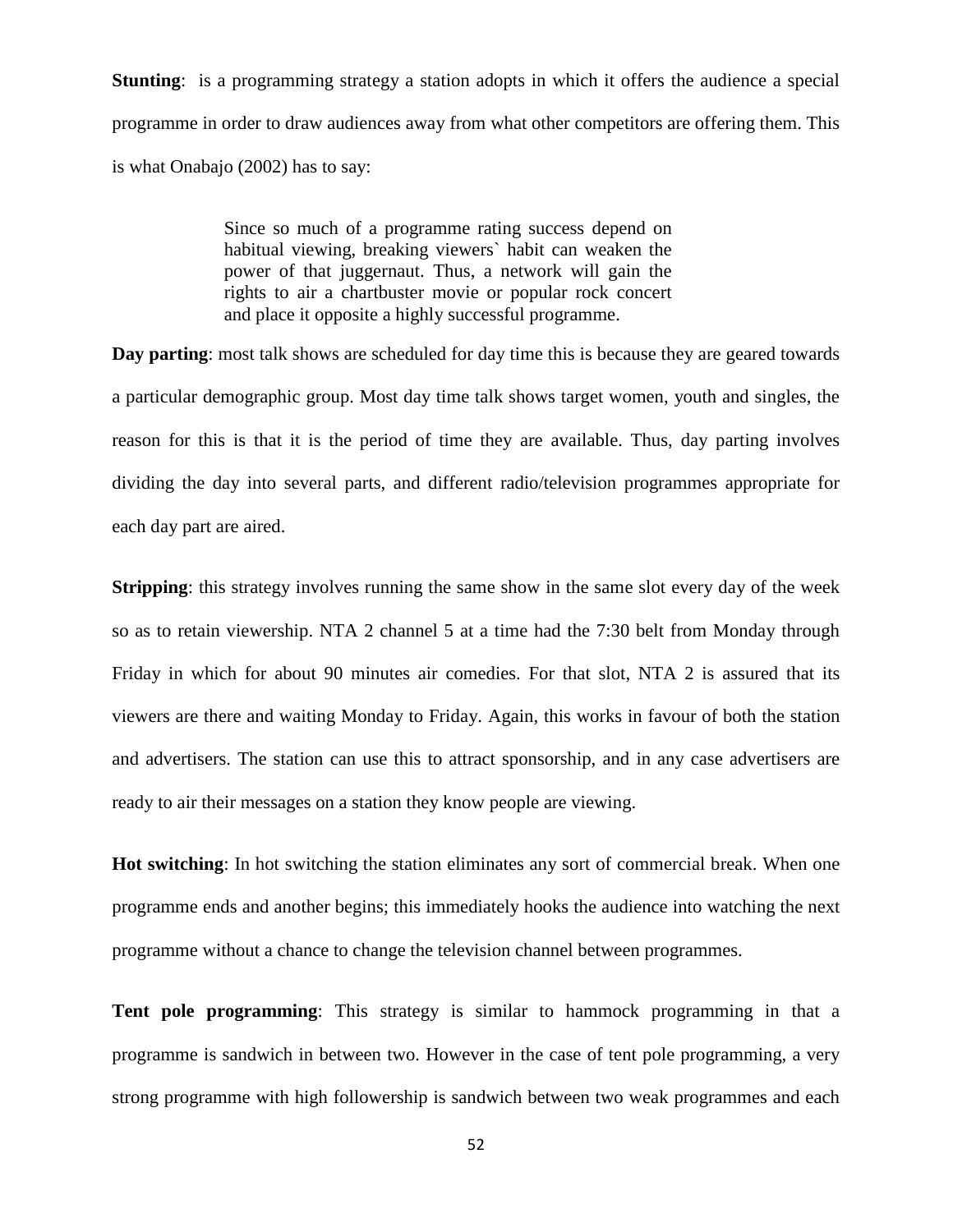**Stunting**: is a programming strategy a station adopts in which it offers the audience a special programme in order to draw audiences away from what other competitors are offering them. This is what Onabajo (2002) has to say:

> Since so much of a programme rating success depend on habitual viewing, breaking viewers` habit can weaken the power of that juggernaut. Thus, a network will gain the rights to air a chartbuster movie or popular rock concert and place it opposite a highly successful programme.

**Day parting**: most talk shows are scheduled for day time this is because they are geared towards a particular demographic group. Most day time talk shows target women, youth and singles, the reason for this is that it is the period of time they are available. Thus, day parting involves dividing the day into several parts, and different radio/television programmes appropriate for each day part are aired.

**Stripping**: this strategy involves running the same show in the same slot every day of the week so as to retain viewership. NTA 2 channel 5 at a time had the 7:30 belt from Monday through Friday in which for about 90 minutes air comedies. For that slot, NTA 2 is assured that its viewers are there and waiting Monday to Friday. Again, this works in favour of both the station and advertisers. The station can use this to attract sponsorship, and in any case advertisers are ready to air their messages on a station they know people are viewing.

**Hot switching**: In hot switching the station eliminates any sort of commercial break. When one programme ends and another begins; this immediately hooks the audience into watching the next programme without a chance to change the television channel between programmes.

**Tent pole programming**: This strategy is similar to hammock programming in that a programme is sandwich in between two. However in the case of tent pole programming, a very strong programme with high followership is sandwich between two weak programmes and each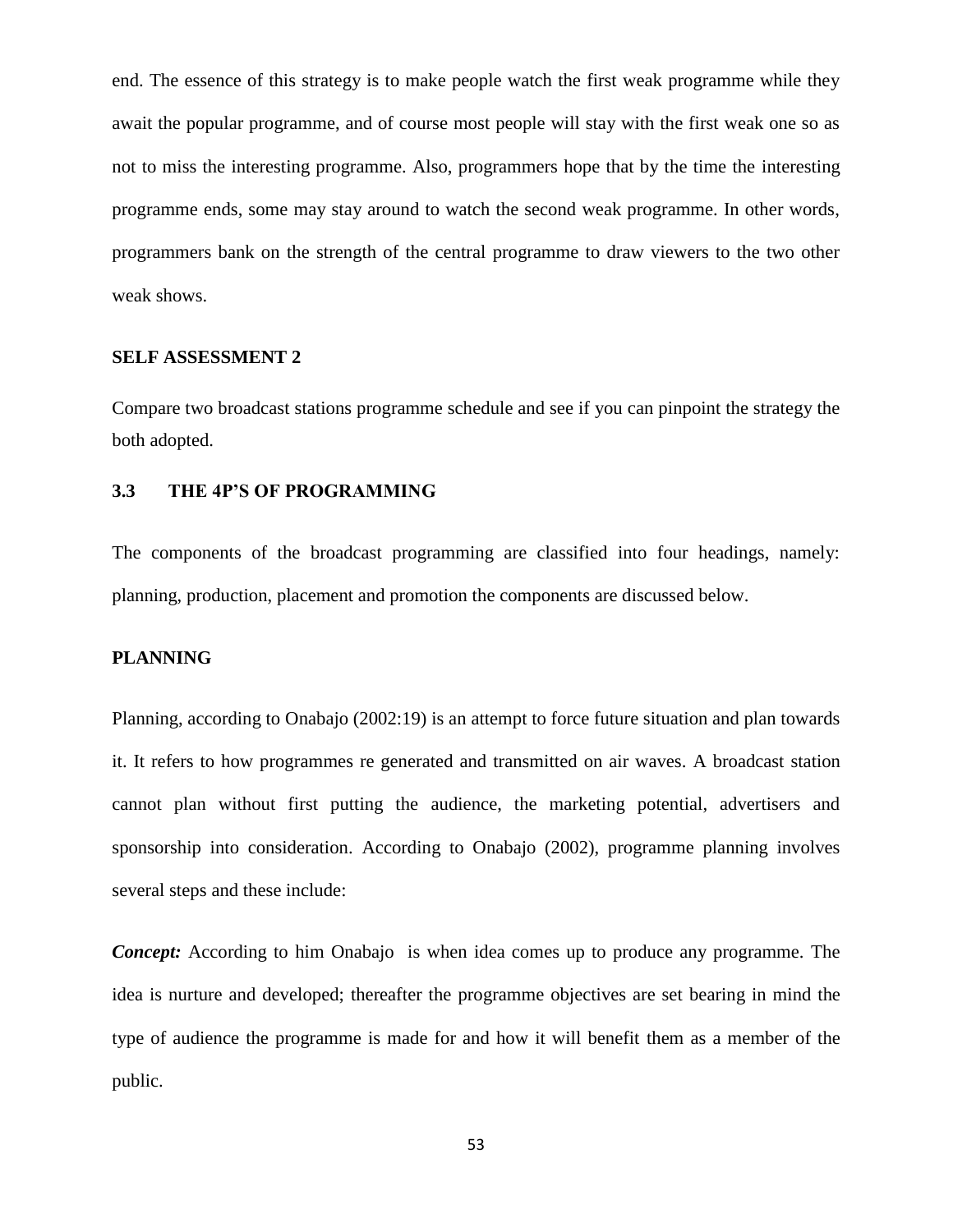end. The essence of this strategy is to make people watch the first weak programme while they await the popular programme, and of course most people will stay with the first weak one so as not to miss the interesting programme. Also, programmers hope that by the time the interesting programme ends, some may stay around to watch the second weak programme. In other words, programmers bank on the strength of the central programme to draw viewers to the two other weak shows.

**SELF ASSESSMENT 2**

Compare two broadcast stations programme schedule and see if you can pinpoint the strategy the both adopted.

### 3.3 THE 4P'S OF PROGRAMMING

The components of the broadcast programming are classified into four headings, namely: planning, production, placement and promotion the components are discussed below.

**PLANNING**

Planning, according to Onabajo (2002:19) is an attempt to force future situation and plan towards it. It refers to how programmes re generated and transmitted on air waves. A broadcast station cannot plan without first putting the audience, the marketing potential, advertisers and sponsorship into consideration. According to Onabajo (2002), programme planning involves several steps and these include:

***Concept:*** According to him Onabajo is when idea comes up to produce any programme. The idea is nurture and developed; thereafter the programme objectives are set bearing in mind the type of audience the programme is made for and how it will benefit them as a member of the public.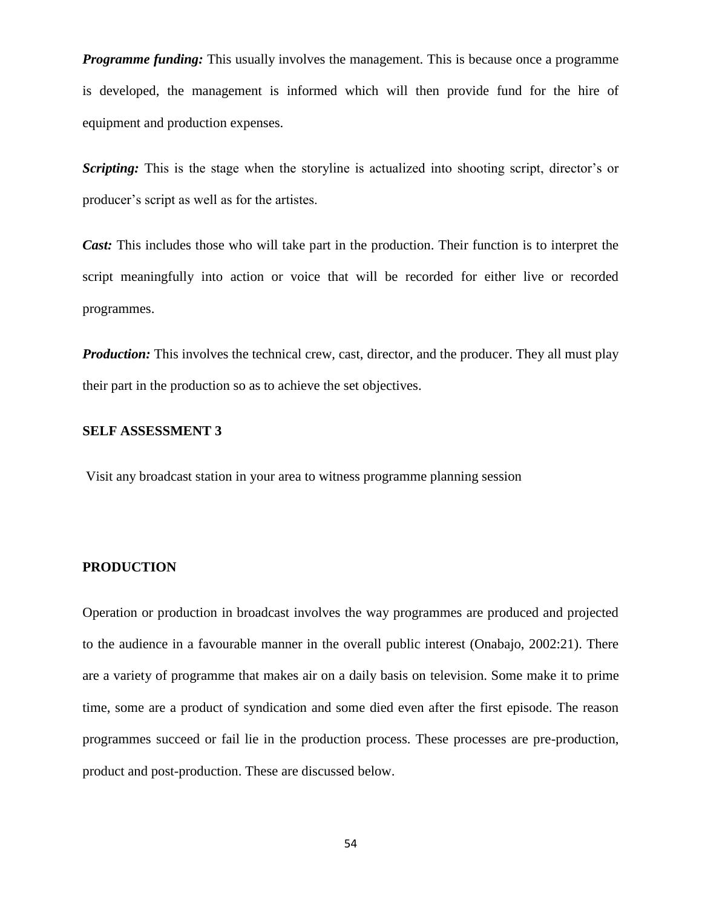***Programme funding:*** This usually involves the management. This is because once a programme is developed, the management is informed which will then provide fund for the hire of equipment and production expenses.

***Scripting:*** This is the stage when the storyline is actualized into shooting script, director's or producer's script as well as for the artistes.

***Cast:*** This includes those who will take part in the production. Their function is to interpret the script meaningfully into action or voice that will be recorded for either live or recorded programmes.

***Production:*** This involves the technical crew, cast, director, and the producer. They all must play their part in the production so as to achieve the set objectives.

**SELF ASSESSMENT 3**

Visit any broadcast station in your area to witness programme planning session

**PRODUCTION**

Operation or production in broadcast involves the way programmes are produced and projected to the audience in a favourable manner in the overall public interest (Onabajo, 2002:21). There are a variety of programme that makes air on a daily basis on television. Some make it to prime time, some are a product of syndication and some died even after the first episode. The reason programmes succeed or fail lie in the production process. These processes are pre-production, product and post-production. These are discussed below.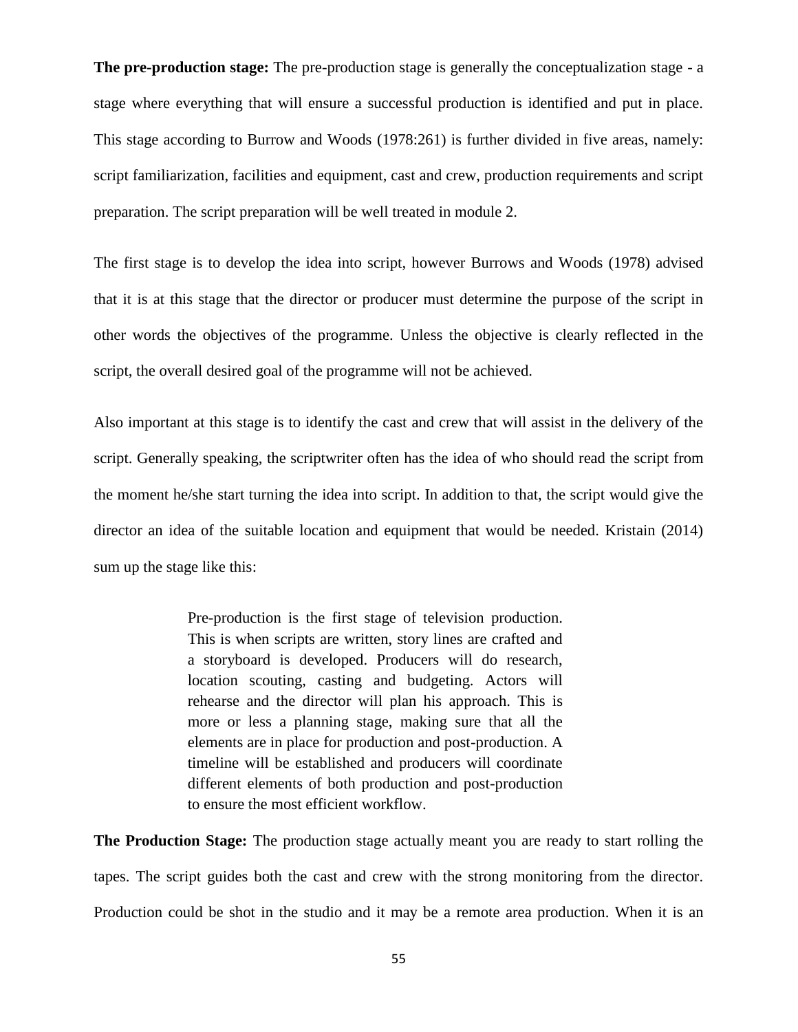**The pre-production stage:** The pre-production stage is generally the conceptualization stage - a stage where everything that will ensure a successful production is identified and put in place. This stage according to Burrow and Woods (1978:261) is further divided in five areas, namely: script familiarization, facilities and equipment, cast and crew, production requirements and script preparation. The script preparation will be well treated in module 2.

The first stage is to develop the idea into script, however Burrows and Woods (1978) advised that it is at this stage that the director or producer must determine the purpose of the script in other words the objectives of the programme. Unless the objective is clearly reflected in the script, the overall desired goal of the programme will not be achieved.

Also important at this stage is to identify the cast and crew that will assist in the delivery of the script. Generally speaking, the scriptwriter often has the idea of who should read the script from the moment he/she start turning the idea into script. In addition to that, the script would give the director an idea of the suitable location and equipment that would be needed. Kristain (2014) sum up the stage like this:

> Pre-production is the first stage of television production. This is when scripts are written, story lines are crafted and a storyboard is developed. Producers will do research, location scouting, casting and budgeting. Actors will rehearse and the director will plan his approach. This is more or less a planning stage, making sure that all the elements are in place for production and post-production. A timeline will be established and producers will coordinate different elements of both production and post-production to ensure the most efficient workflow.

**The Production Stage:** The production stage actually meant you are ready to start rolling the tapes. The script guides both the cast and crew with the strong monitoring from the director. Production could be shot in the studio and it may be a remote area production. When it is an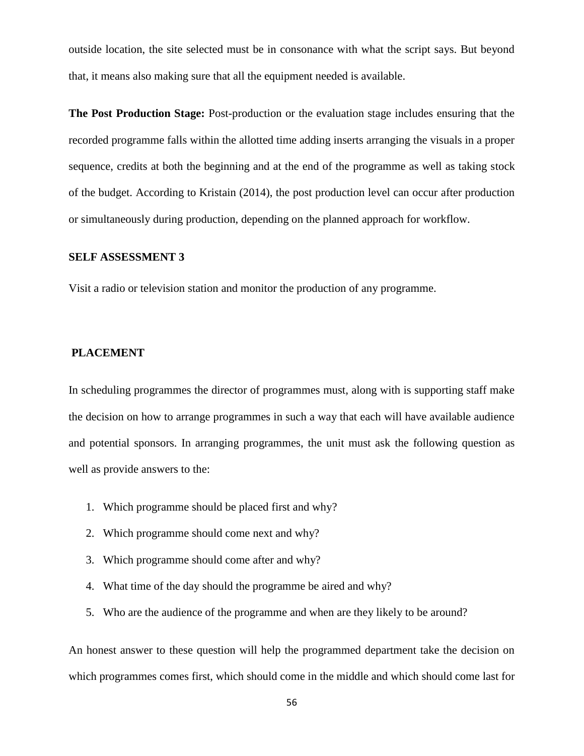outside location, the site selected must be in consonance with what the script says. But beyond that, it means also making sure that all the equipment needed is available.

**The Post Production Stage:** Post-production or the evaluation stage includes ensuring that the recorded programme falls within the allotted time adding inserts arranging the visuals in a proper sequence, credits at both the beginning and at the end of the programme as well as taking stock of the budget. According to Kristain (2014), the post production level can occur after production or simultaneously during production, depending on the planned approach for workflow.

**SELF ASSESSMENT 3**

Visit a radio or television station and monitor the production of any programme.

## PLACEMENT

In scheduling programmes the director of programmes must, along with is supporting staff make the decision on how to arrange programmes in such a way that each will have available audience and potential sponsors. In arranging programmes, the unit must ask the following question as well as provide answers to the:

1. Which programme should be placed first and why?
2. Which programme should come next and why?
3. Which programme should come after and why?
4. What time of the day should the programme be aired and why?
5. Who are the audience of the programme and when are they likely to be around?

An honest answer to these question will help the programmed department take the decision on which programmes comes first, which should come in the middle and which should come last for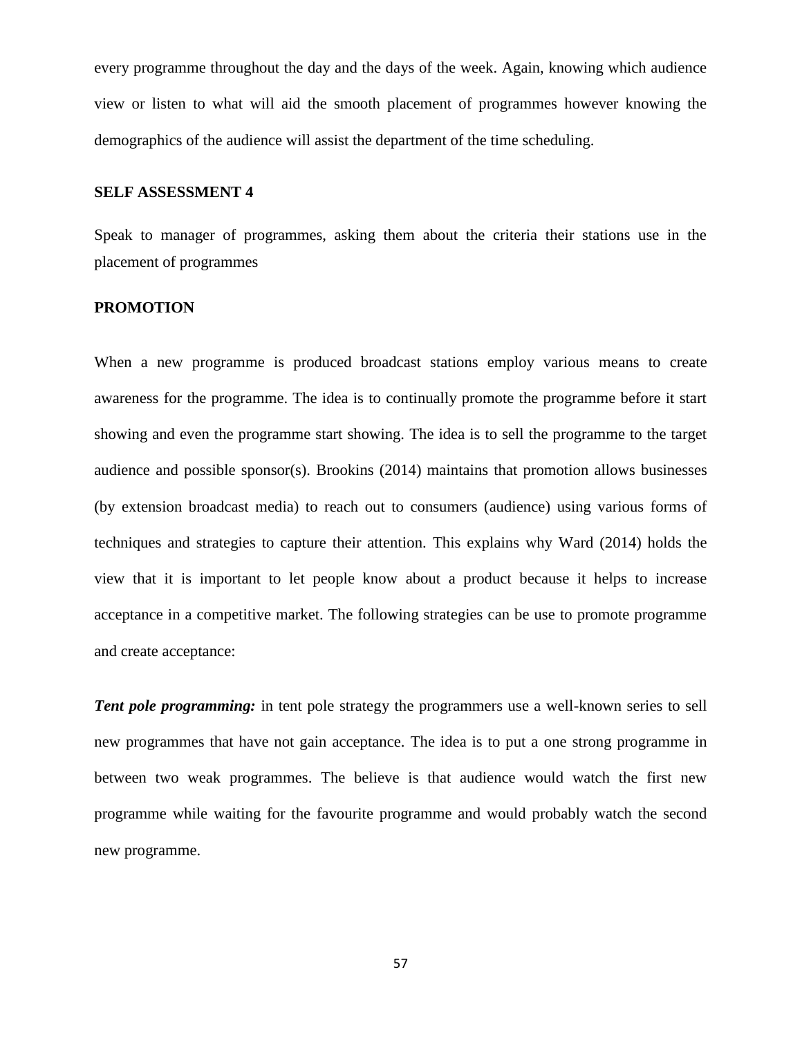every programme throughout the day and the days of the week. Again, knowing which audience view or listen to what will aid the smooth placement of programmes however knowing the demographics of the audience will assist the department of the time scheduling.

**SELF ASSESSMENT 4**

Speak to manager of programmes, asking them about the criteria their stations use in the placement of programmes

**PROMOTION**

When a new programme is produced broadcast stations employ various means to create awareness for the programme. The idea is to continually promote the programme before it start showing and even the programme start showing. The idea is to sell the programme to the target audience and possible sponsor(s). Brookins (2014) maintains that promotion allows businesses (by extension broadcast media) to reach out to consumers (audience) using various forms of techniques and strategies to capture their attention. This explains why Ward (2014) holds the view that it is important to let people know about a product because it helps to increase acceptance in a competitive market. The following strategies can be use to promote programme and create acceptance:

***Tent pole programming:*** in tent pole strategy the programmers use a well-known series to sell new programmes that have not gain acceptance. The idea is to put a one strong programme in between two weak programmes. The believe is that audience would watch the first new programme while waiting for the favourite programme and would probably watch the second new programme.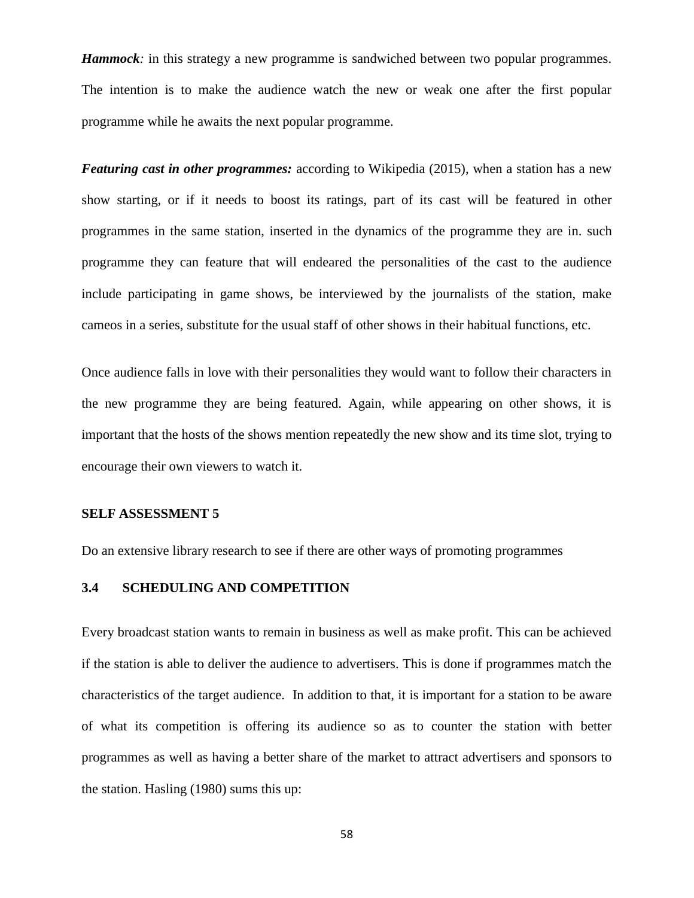***Hammock****:* in this strategy a new programme is sandwiched between two popular programmes. The intention is to make the audience watch the new or weak one after the first popular programme while he awaits the next popular programme.

***Featuring cast in other programmes:*** according to Wikipedia (2015), when a station has a new show starting, or if it needs to boost its ratings, part of its cast will be featured in other programmes in the same station, inserted in the dynamics of the programme they are in. such programme they can feature that will endeared the personalities of the cast to the audience include participating in game shows, be interviewed by the journalists of the station, make cameos in a series, substitute for the usual staff of other shows in their habitual functions, etc.

Once audience falls in love with their personalities they would want to follow their characters in the new programme they are being featured. Again, while appearing on other shows, it is important that the hosts of the shows mention repeatedly the new show and its time slot, trying to encourage their own viewers to watch it.

**SELF ASSESSMENT 5**

Do an extensive library research to see if there are other ways of promoting programmes

### 3.4 SCHEDULING AND COMPETITION

Every broadcast station wants to remain in business as well as make profit. This can be achieved if the station is able to deliver the audience to advertisers. This is done if programmes match the characteristics of the target audience. In addition to that, it is important for a station to be aware of what its competition is offering its audience so as to counter the station with better programmes as well as having a better share of the market to attract advertisers and sponsors to the station. Hasling (1980) sums this up: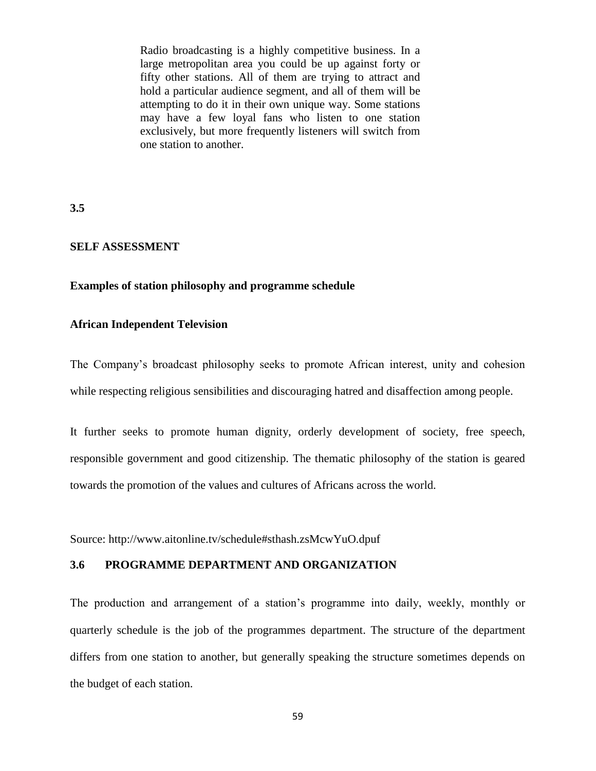> Radio broadcasting is a highly competitive business. In a large metropolitan area you could be up against forty or fifty other stations. All of them are trying to attract and hold a particular audience segment, and all of them will be attempting to do it in their own unique way. Some stations may have a few loyal fans who listen to one station exclusively, but more frequently listeners will switch from one station to another.

**3.5**

**SELF ASSESSMENT**

**Examples of station philosophy and programme schedule**

**African Independent Television**

The Company's broadcast philosophy seeks to promote African interest, unity and cohesion while respecting religious sensibilities and discouraging hatred and disaffection among people.

It further seeks to promote human dignity, orderly development of society, free speech, responsible government and good citizenship. The thematic philosophy of the station is geared towards the promotion of the values and cultures of Africans across the world.

Source: http://www.aitonline.tv/schedule#sthash.zsMcwYuO.dpuf

## 3.6 PROGRAMME DEPARTMENT AND ORGANIZATION

The production and arrangement of a station's programme into daily, weekly, monthly or quarterly schedule is the job of the programmes department. The structure of the department differs from one station to another, but generally speaking the structure sometimes depends on the budget of each station.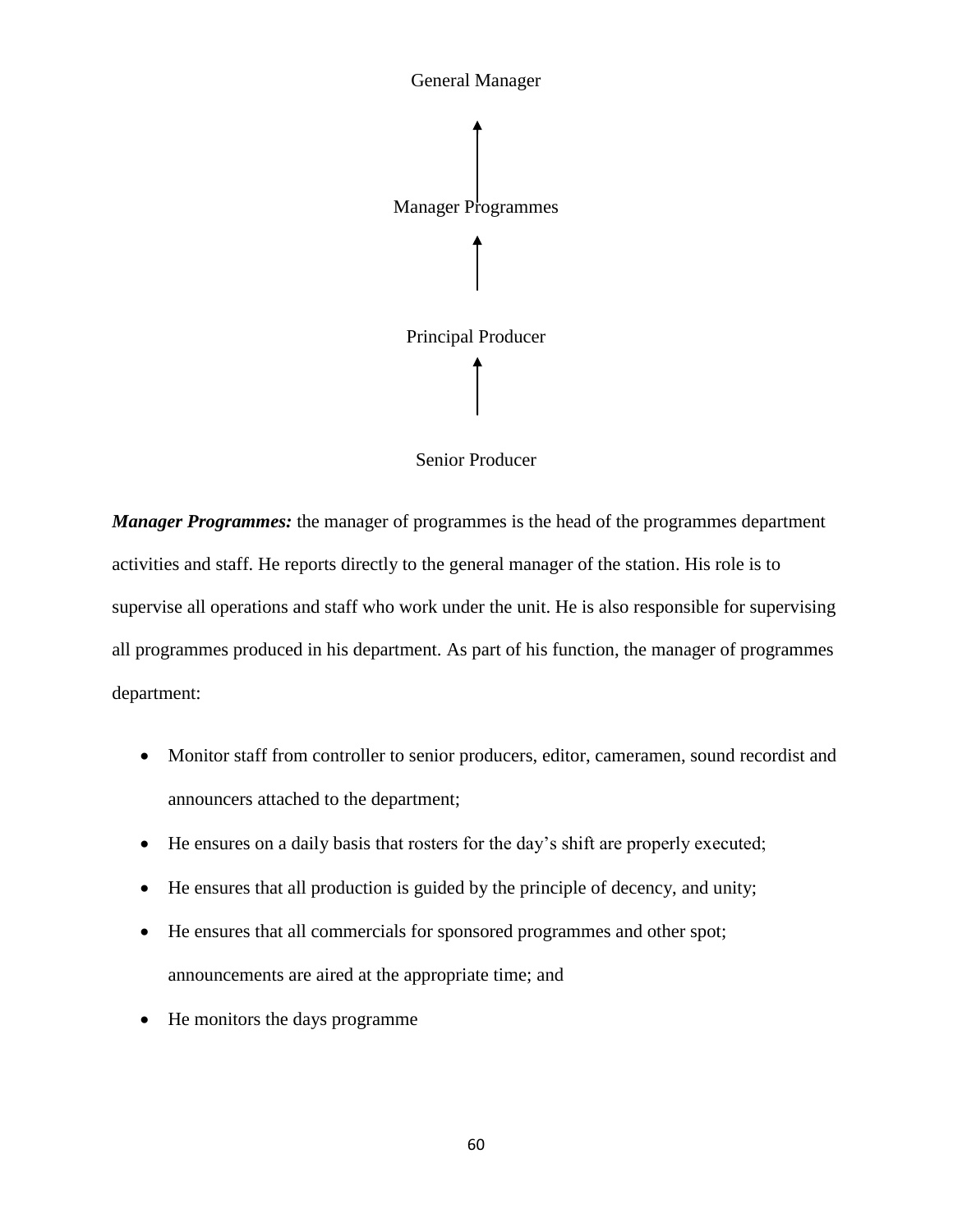General Manager

↑

Manager Programmes

↑

Principal Producer

↑

Senior Producer

***Manager Programmes:*** the manager of programmes is the head of the programmes department activities and staff. He reports directly to the general manager of the station. His role is to supervise all operations and staff who work under the unit. He is also responsible for supervising all programmes produced in his department. As part of his function, the manager of programmes department:

- Monitor staff from controller to senior producers, editor, cameramen, sound recordist and announcers attached to the department;
- He ensures on a daily basis that rosters for the day's shift are properly executed;
- He ensures that all production is guided by the principle of decency, and unity;
- He ensures that all commercials for sponsored programmes and other spot; announcements are aired at the appropriate time; and
- He monitors the days programme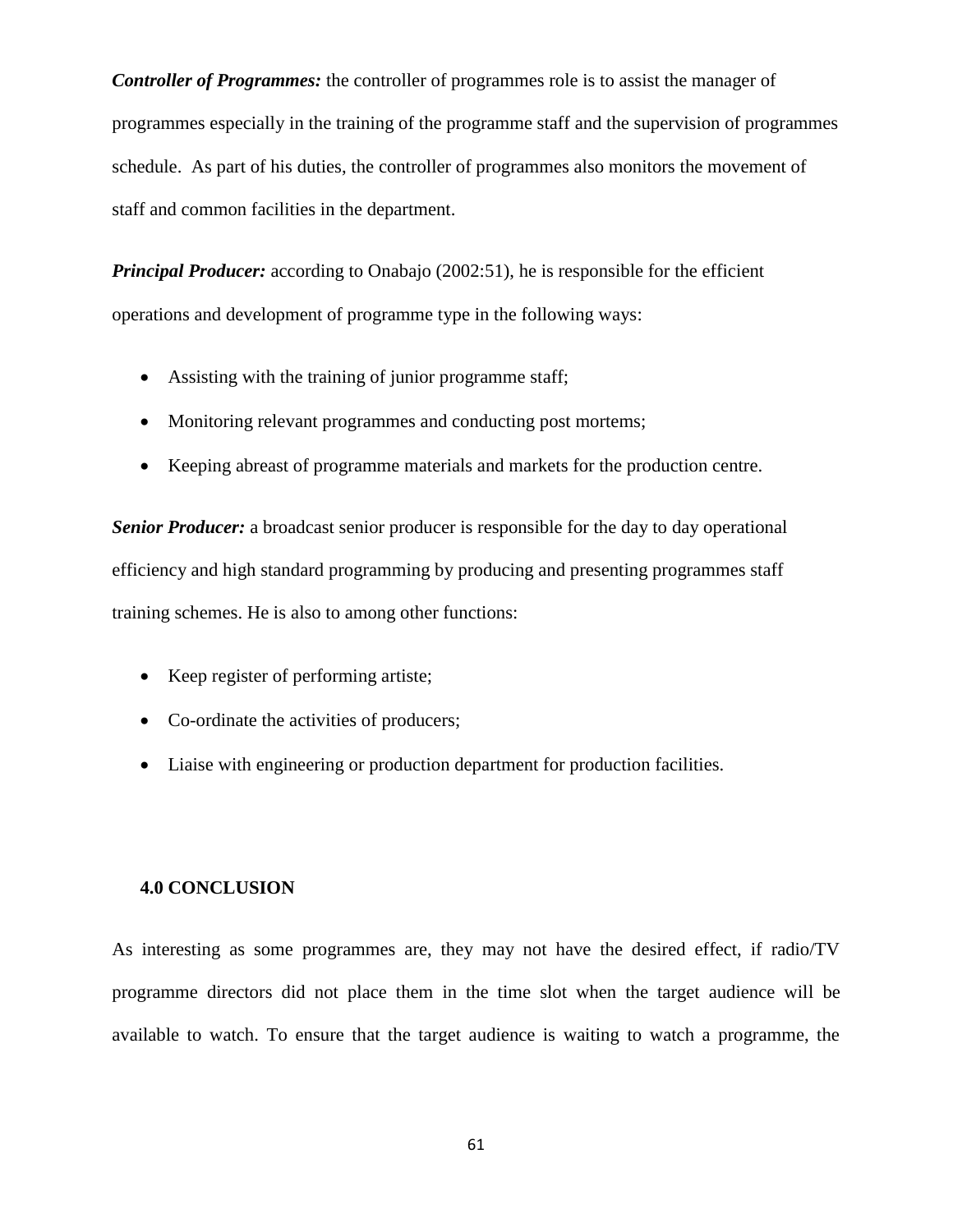***Controller of Programmes:*** the controller of programmes role is to assist the manager of programmes especially in the training of the programme staff and the supervision of programmes schedule. As part of his duties, the controller of programmes also monitors the movement of staff and common facilities in the department.

***Principal Producer:*** according to Onabajo (2002:51), he is responsible for the efficient operations and development of programme type in the following ways:

- Assisting with the training of junior programme staff;
- Monitoring relevant programmes and conducting post mortems;
- Keeping abreast of programme materials and markets for the production centre.

***Senior Producer:*** a broadcast senior producer is responsible for the day to day operational efficiency and high standard programming by producing and presenting programmes staff training schemes. He is also to among other functions:

- Keep register of performing artiste;
- Co-ordinate the activities of producers;
- Liaise with engineering or production department for production facilities.

## 4.0 CONCLUSION

As interesting as some programmes are, they may not have the desired effect, if radio/TV programme directors did not place them in the time slot when the target audience will be available to watch. To ensure that the target audience is waiting to watch a programme, the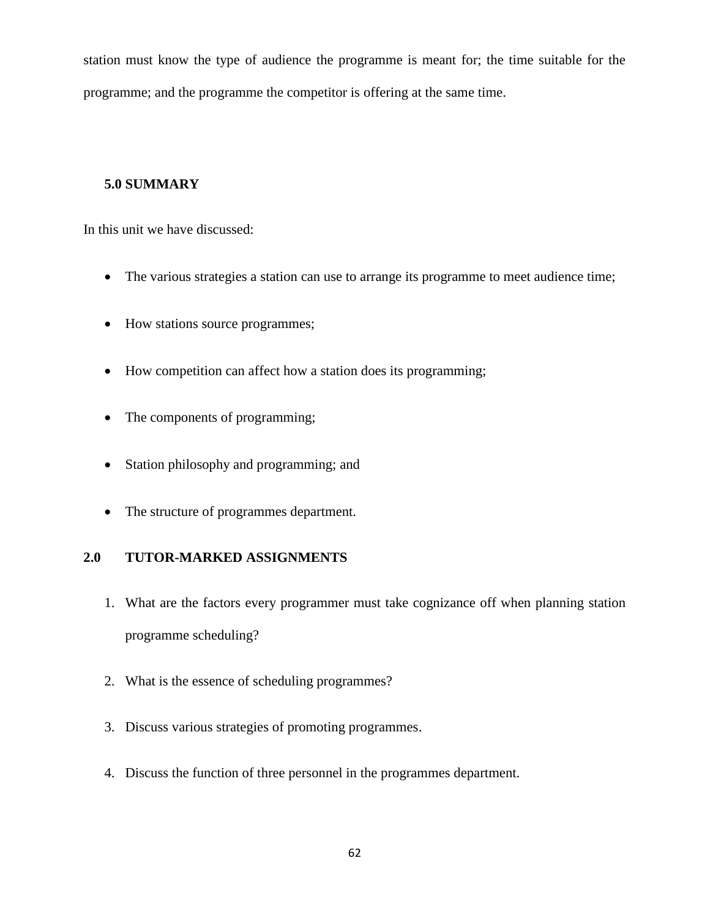station must know the type of audience the programme is meant for; the time suitable for the programme; and the programme the competitor is offering at the same time.

## 5.0 SUMMARY

In this unit we have discussed:

- The various strategies a station can use to arrange its programme to meet audience time;
- How stations source programmes;
- How competition can affect how a station does its programming;
- The components of programming;
- Station philosophy and programming; and
- The structure of programmes department.

## 2.0 TUTOR-MARKED ASSIGNMENTS

1. What are the factors every programmer must take cognizance off when planning station programme scheduling?
2. What is the essence of scheduling programmes?
3. Discuss various strategies of promoting programmes.
4. Discuss the function of three personnel in the programmes department.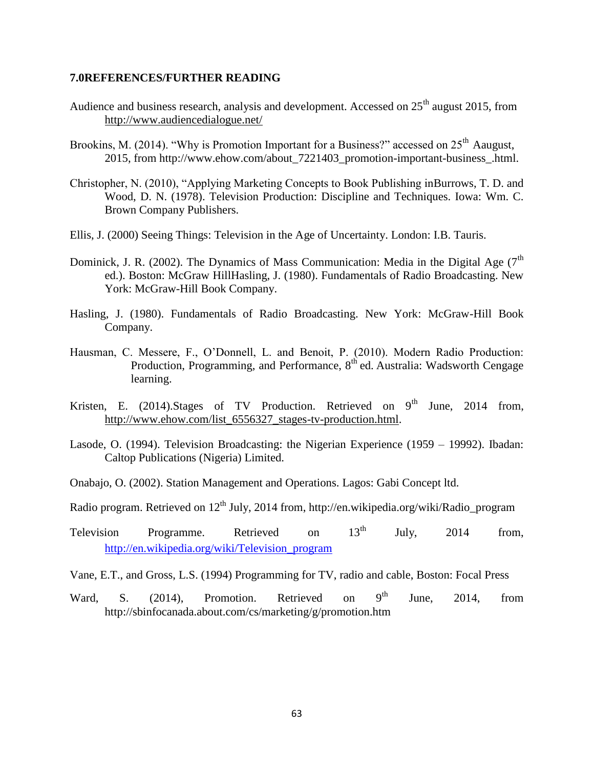### 7.0REFERENCES/FURTHER READING

Audience and business research, analysis and development. Accessed on 25th august 2015, from http://www.audiencedialogue.net/

Brookins, M. (2014). "Why is Promotion Important for a Business?" accessed on 25th Aaugust, 2015, from http://www.ehow.com/about_7221403_promotion-important-business_.html.

Christopher, N. (2010), "Applying Marketing Concepts to Book Publishing inBurrows, T. D. and Wood, D. N. (1978). Television Production: Discipline and Techniques. Iowa: Wm. C. Brown Company Publishers.

Ellis, J. (2000) Seeing Things: Television in the Age of Uncertainty. London: I.B. Tauris.

Dominick, J. R. (2002). The Dynamics of Mass Communication: Media in the Digital Age (7th ed.). Boston: McGraw HillHasling, J. (1980). Fundamentals of Radio Broadcasting. New York: McGraw-Hill Book Company.

Hasling, J. (1980). Fundamentals of Radio Broadcasting. New York: McGraw-Hill Book Company.

Hausman, C. Messere, F., O'Donnell, L. and Benoit, P. (2010). Modern Radio Production: Production, Programming, and Performance, 8th ed. Australia: Wadsworth Cengage learning.

Kristen, E. (2014).Stages of TV Production. Retrieved on 9th June, 2014 from, http://www.ehow.com/list_6556327_stages-tv-production.html.

Lasode, O. (1994). Television Broadcasting: the Nigerian Experience (1959 – 19992). Ibadan: Caltop Publications (Nigeria) Limited.

Onabajo, O. (2002). Station Management and Operations. Lagos: Gabi Concept ltd.

Radio program. Retrieved on 12th July, 2014 from, http://en.wikipedia.org/wiki/Radio_program

Television Programme. Retrieved on 13th July, 2014 from, http://en.wikipedia.org/wiki/Television_program

Vane, E.T., and Gross, L.S. (1994) Programming for TV, radio and cable, Boston: Focal Press

Ward, S. (2014), Promotion. Retrieved on 9th June, 2014, from http://sbinfocanada.about.com/cs/marketing/g/promotion.htm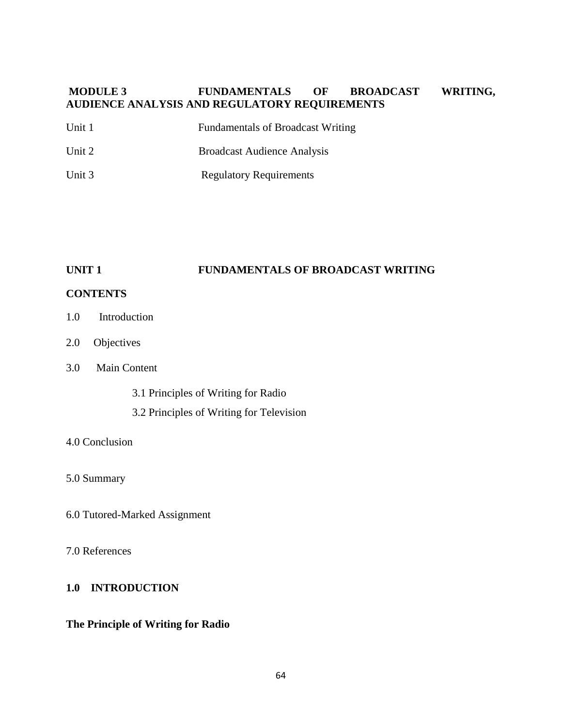## MODULE 3 FUNDAMENTALS OF BROADCAST WRITING, AUDIENCE ANALYSIS AND REGULATORY REQUIREMENTS

Unit 1 Fundamentals of Broadcast Writing

Unit 2 Broadcast Audience Analysis

Unit 3 Regulatory Requirements

## UNIT 1 FUNDAMENTALS OF BROADCAST WRITING

**CONTENTS**

1.0 Introduction

2.0 Objectives

3.0 Main Content

3.1 Principles of Writing for Radio

3.2 Principles of Writing for Television

4.0 Conclusion

5.0 Summary

6.0 Tutored-Marked Assignment

7.0 References

### 1.0 INTRODUCTION

**The Principle of Writing for Radio**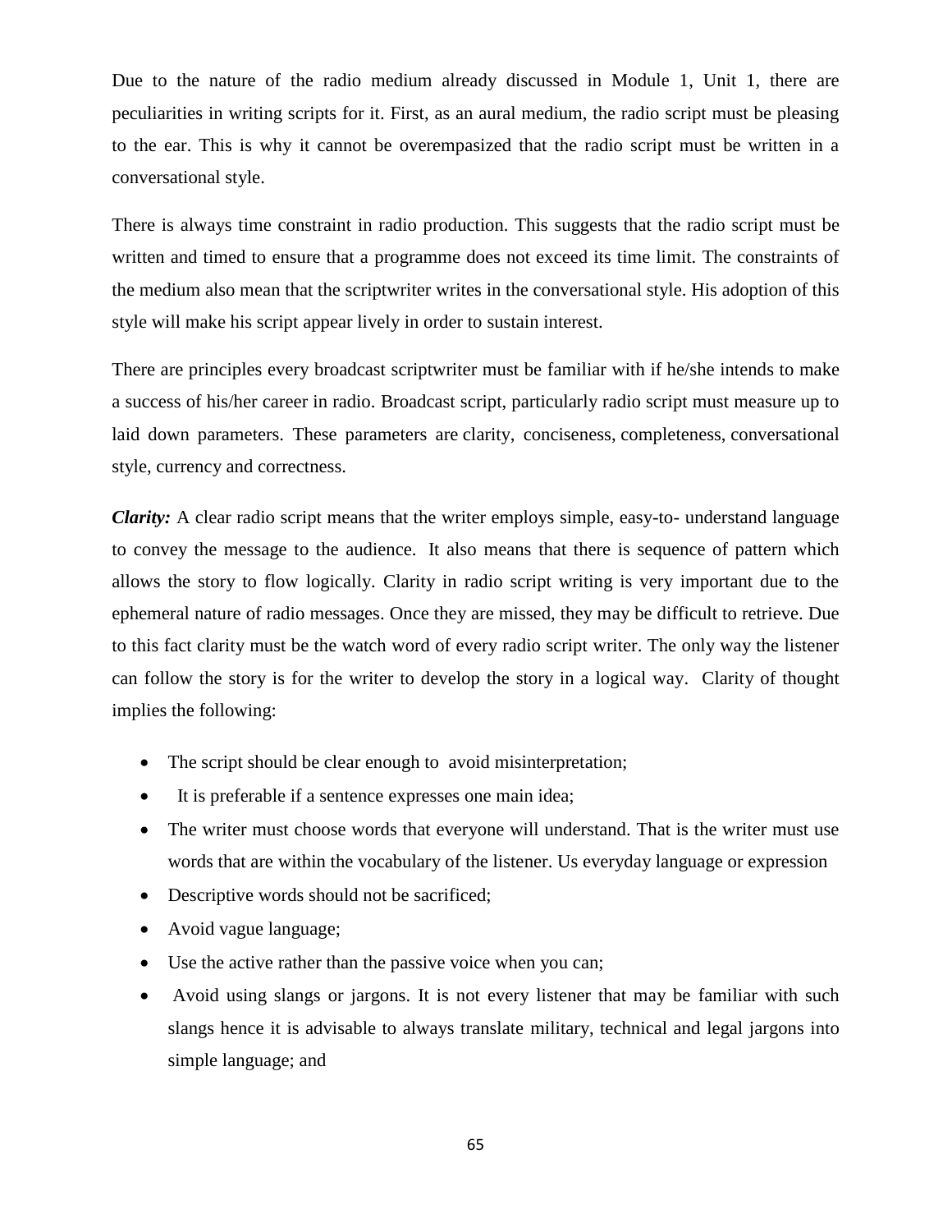Due to the nature of the radio medium already discussed in Module 1, Unit 1, there are peculiarities in writing scripts for it. First, as an aural medium, the radio script must be pleasing to the ear. This is why it cannot be overempasized that the radio script must be written in a conversational style.

There is always time constraint in radio production. This suggests that the radio script must be written and timed to ensure that a programme does not exceed its time limit. The constraints of the medium also mean that the scriptwriter writes in the conversational style. His adoption of this style will make his script appear lively in order to sustain interest.

There are principles every broadcast scriptwriter must be familiar with if he/she intends to make a success of his/her career in radio. Broadcast script, particularly radio script must measure up to laid down parameters. These parameters are clarity, conciseness, completeness, conversational style, currency and correctness.

***Clarity:*** A clear radio script means that the writer employs simple, easy-to- understand language to convey the message to the audience. It also means that there is sequence of pattern which allows the story to flow logically. Clarity in radio script writing is very important due to the ephemeral nature of radio messages. Once they are missed, they may be difficult to retrieve. Due to this fact clarity must be the watch word of every radio script writer. The only way the listener can follow the story is for the writer to develop the story in a logical way. Clarity of thought implies the following:

- The script should be clear enough to avoid misinterpretation;
- It is preferable if a sentence expresses one main idea;
- The writer must choose words that everyone will understand. That is the writer must use words that are within the vocabulary of the listener. Us everyday language or expression
- Descriptive words should not be sacrificed;
- Avoid vague language;
- Use the active rather than the passive voice when you can;
- Avoid using slangs or jargons. It is not every listener that may be familiar with such slangs hence it is advisable to always translate military, technical and legal jargons into simple language; and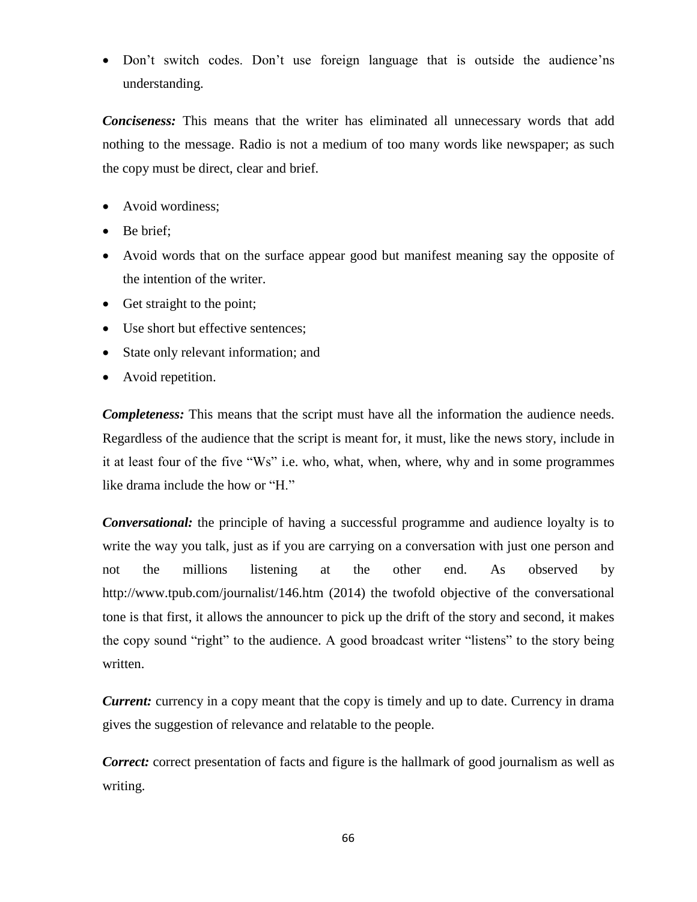- Don't switch codes. Don't use foreign language that is outside the audience'ns understanding.

***Conciseness:*** This means that the writer has eliminated all unnecessary words that add nothing to the message. Radio is not a medium of too many words like newspaper; as such the copy must be direct, clear and brief.

- Avoid wordiness;
- Be brief;
- Avoid words that on the surface appear good but manifest meaning say the opposite of the intention of the writer.
- Get straight to the point;
- Use short but effective sentences;
- State only relevant information; and
- Avoid repetition.

***Completeness:*** This means that the script must have all the information the audience needs. Regardless of the audience that the script is meant for, it must, like the news story, include in it at least four of the five "Ws" i.e. who, what, when, where, why and in some programmes like drama include the how or "H."

***Conversational:*** the principle of having a successful programme and audience loyalty is to write the way you talk, just as if you are carrying on a conversation with just one person and not the millions listening at the other end. As observed by http://www.tpub.com/journalist/146.htm (2014) the twofold objective of the conversational tone is that first, it allows the announcer to pick up the drift of the story and second, it makes the copy sound "right" to the audience. A good broadcast writer "listens" to the story being written.

***Current:*** currency in a copy meant that the copy is timely and up to date. Currency in drama gives the suggestion of relevance and relatable to the people.

***Correct:*** correct presentation of facts and figure is the hallmark of good journalism as well as writing.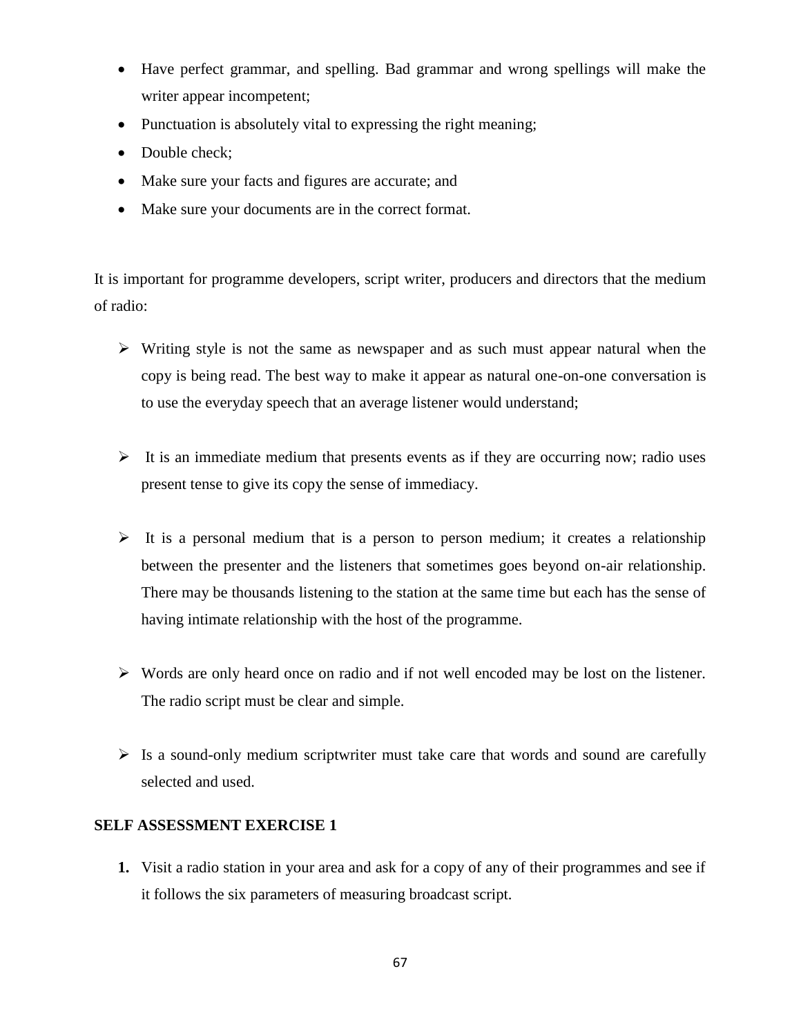- Have perfect grammar, and spelling. Bad grammar and wrong spellings will make the writer appear incompetent;
- Punctuation is absolutely vital to expressing the right meaning;
- Double check;
- Make sure your facts and figures are accurate; and
- Make sure your documents are in the correct format.

It is important for programme developers, script writer, producers and directors that the medium of radio:

- Writing style is not the same as newspaper and as such must appear natural when the copy is being read. The best way to make it appear as natural one-on-one conversation is to use the everyday speech that an average listener would understand;

- It is an immediate medium that presents events as if they are occurring now; radio uses present tense to give its copy the sense of immediacy.

- It is a personal medium that is a person to person medium; it creates a relationship between the presenter and the listeners that sometimes goes beyond on-air relationship. There may be thousands listening to the station at the same time but each has the sense of having intimate relationship with the host of the programme.

- Words are only heard once on radio and if not well encoded may be lost on the listener. The radio script must be clear and simple.

- Is a sound-only medium scriptwriter must take care that words and sound are carefully selected and used.

**SELF ASSESSMENT EXERCISE 1**

1. Visit a radio station in your area and ask for a copy of any of their programmes and see if it follows the six parameters of measuring broadcast script.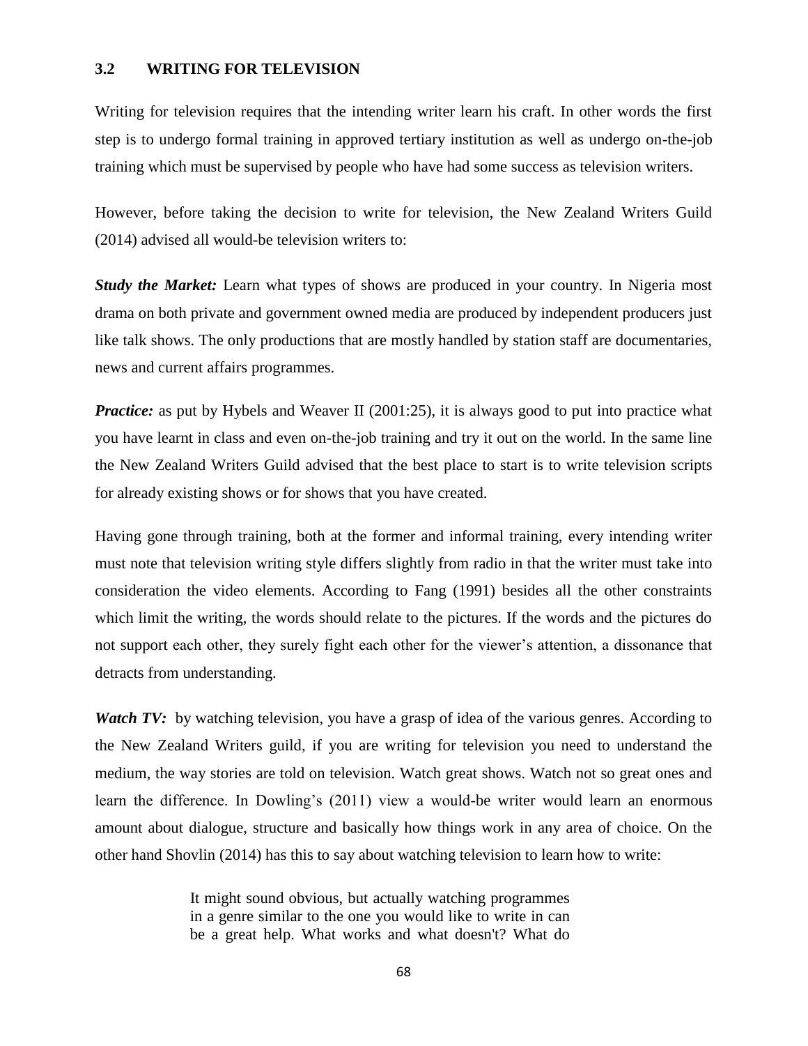### 3.2 WRITING FOR TELEVISION

Writing for television requires that the intending writer learn his craft. In other words the first step is to undergo formal training in approved tertiary institution as well as undergo on-the-job training which must be supervised by people who have had some success as television writers.

However, before taking the decision to write for television, the New Zealand Writers Guild (2014) advised all would-be television writers to:

***Study the Market:*** Learn what types of shows are produced in your country. In Nigeria most drama on both private and government owned media are produced by independent producers just like talk shows. The only productions that are mostly handled by station staff are documentaries, news and current affairs programmes.

***Practice:*** as put by Hybels and Weaver II (2001:25), it is always good to put into practice what you have learnt in class and even on-the-job training and try it out on the world. In the same line the New Zealand Writers Guild advised that the best place to start is to write television scripts for already existing shows or for shows that you have created.

Having gone through training, both at the former and informal training, every intending writer must note that television writing style differs slightly from radio in that the writer must take into consideration the video elements. According to Fang (1991) besides all the other constraints which limit the writing, the words should relate to the pictures. If the words and the pictures do not support each other, they surely fight each other for the viewer's attention, a dissonance that detracts from understanding.

***Watch TV:*** by watching television, you have a grasp of idea of the various genres. According to the New Zealand Writers guild, if you are writing for television you need to understand the medium, the way stories are told on television. Watch great shows. Watch not so great ones and learn the difference. In Dowling's (2011) view a would-be writer would learn an enormous amount about dialogue, structure and basically how things work in any area of choice. On the other hand Shovlin (2014) has this to say about watching television to learn how to write:

> It might sound obvious, but actually watching programmes in a genre similar to the one you would like to write in can be a great help. What works and what doesn't? What do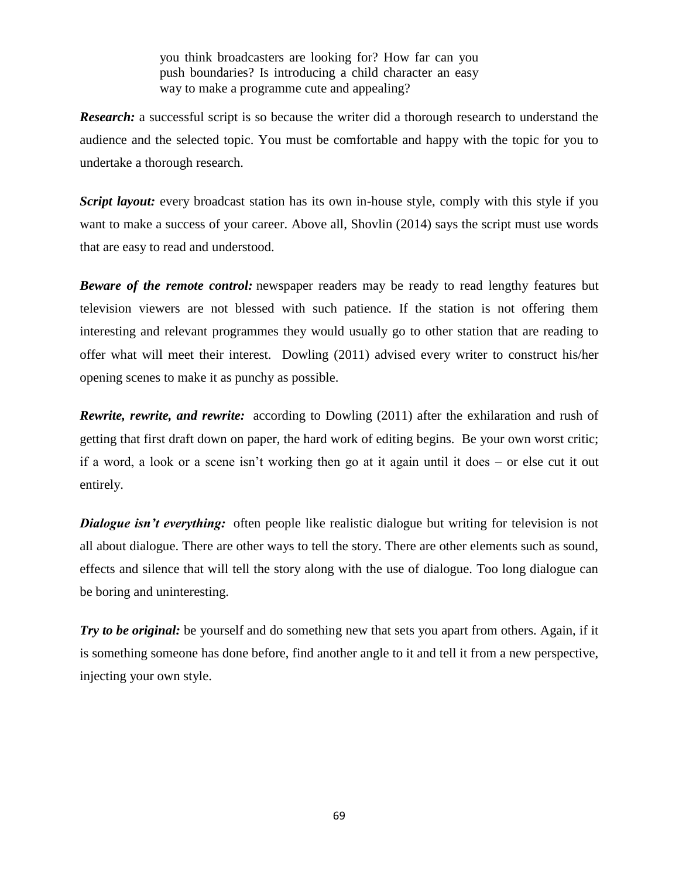> you think broadcasters are looking for? How far can you push boundaries? Is introducing a child character an easy way to make a programme cute and appealing?

***Research:*** a successful script is so because the writer did a thorough research to understand the audience and the selected topic. You must be comfortable and happy with the topic for you to undertake a thorough research.

***Script layout:*** every broadcast station has its own in-house style, comply with this style if you want to make a success of your career. Above all, Shovlin (2014) says the script must use words that are easy to read and understood.

***Beware of the remote control:*** newspaper readers may be ready to read lengthy features but television viewers are not blessed with such patience. If the station is not offering them interesting and relevant programmes they would usually go to other station that are reading to offer what will meet their interest. Dowling (2011) advised every writer to construct his/her opening scenes to make it as punchy as possible.

***Rewrite, rewrite, and rewrite:*** according to Dowling (2011) after the exhilaration and rush of getting that first draft down on paper, the hard work of editing begins. Be your own worst critic; if a word, a look or a scene isn't working then go at it again until it does – or else cut it out entirely.

***Dialogue isn't everything:*** often people like realistic dialogue but writing for television is not all about dialogue. There are other ways to tell the story. There are other elements such as sound, effects and silence that will tell the story along with the use of dialogue. Too long dialogue can be boring and uninteresting.

***Try to be original:*** be yourself and do something new that sets you apart from others. Again, if it is something someone has done before, find another angle to it and tell it from a new perspective, injecting your own style.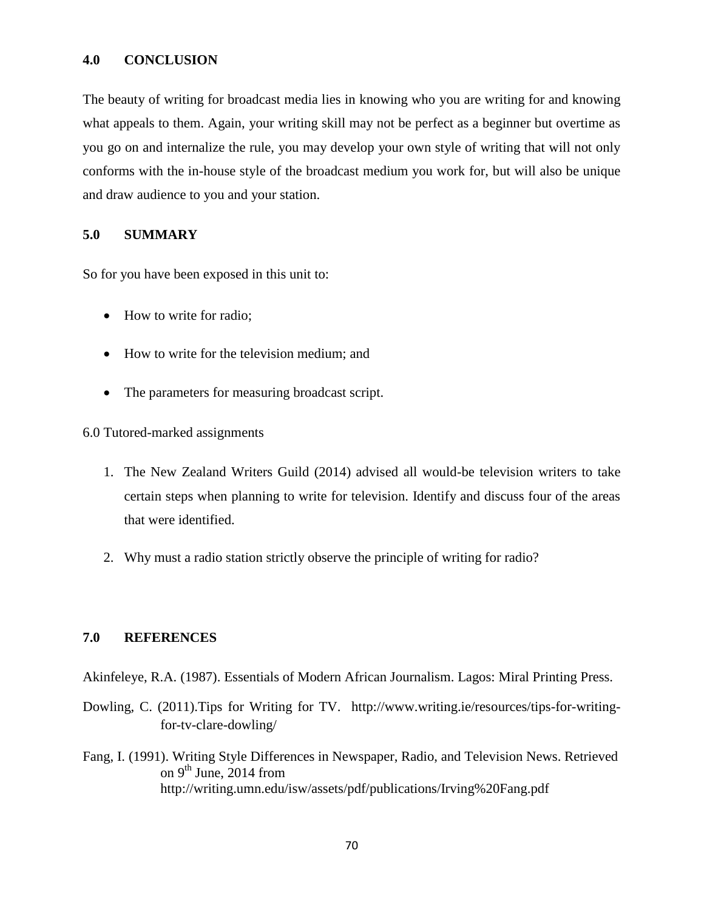## 4.0 CONCLUSION

The beauty of writing for broadcast media lies in knowing who you are writing for and knowing what appeals to them. Again, your writing skill may not be perfect as a beginner but overtime as you go on and internalize the rule, you may develop your own style of writing that will not only conforms with the in-house style of the broadcast medium you work for, but will also be unique and draw audience to you and your station.

## 5.0 SUMMARY

So for you have been exposed in this unit to:

- How to write for radio;
- How to write for the television medium; and
- The parameters for measuring broadcast script.

6.0 Tutored-marked assignments

1. The New Zealand Writers Guild (2014) advised all would-be television writers to take certain steps when planning to write for television. Identify and discuss four of the areas that were identified.
2. Why must a radio station strictly observe the principle of writing for radio?

## 7.0 REFERENCES

Akinfeleye, R.A. (1987). Essentials of Modern African Journalism. Lagos: Miral Printing Press.

Dowling, C. (2011).Tips for Writing for TV. http://www.writing.ie/resources/tips-for-writing-for-tv-clare-dowling/

Fang, I. (1991). Writing Style Differences in Newspaper, Radio, and Television News. Retrieved on 9th June, 2014 from http://writing.umn.edu/isw/assets/pdf/publications/Irving%20Fang.pdf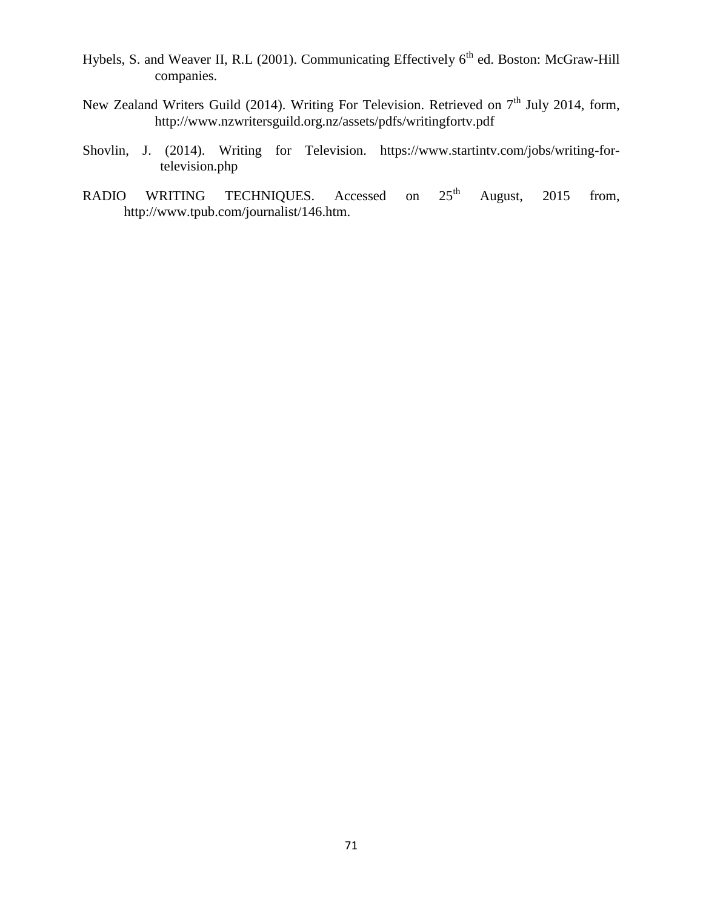Hybels, S. and Weaver II, R.L (2001). Communicating Effectively 6th ed. Boston: McGraw-Hill companies.

New Zealand Writers Guild (2014). Writing For Television. Retrieved on 7th July 2014, form, http://www.nzwritersguild.org.nz/assets/pdfs/writingfortv.pdf

Shovlin, J. (2014). Writing for Television. https://www.startintv.com/jobs/writing-for-television.php

RADIO WRITING TECHNIQUES. Accessed on 25th August, 2015 from, http://www.tpub.com/journalist/146.htm.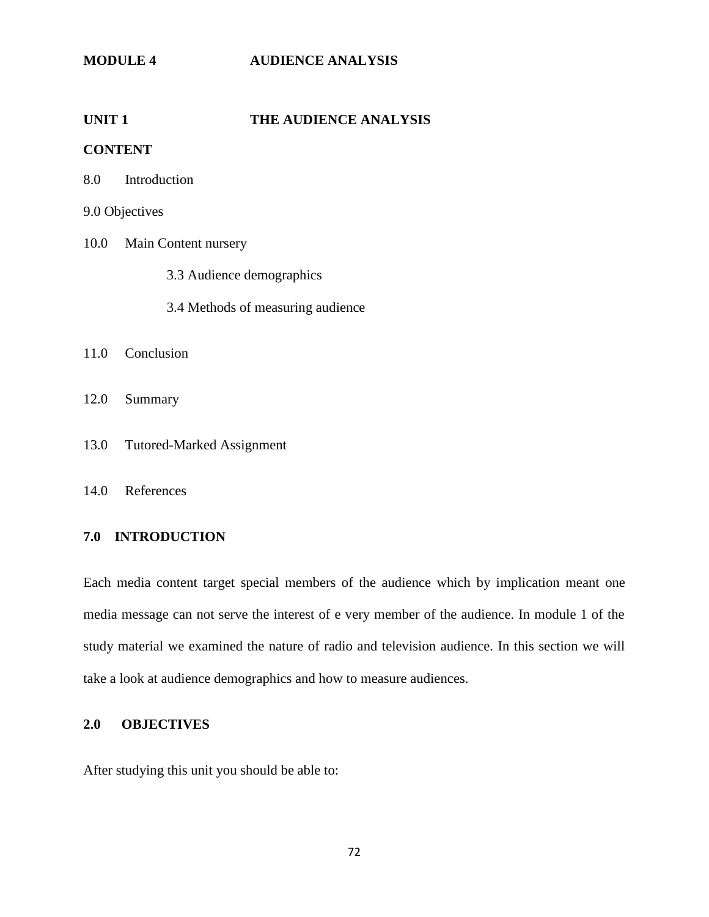**MODULE 4 AUDIENCE ANALYSIS**

**UNIT 1 THE AUDIENCE ANALYSIS**

**CONTENT**

8.0 Introduction

9.0 Objectives

10.0 Main Content nursery

3.3 Audience demographics

3.4 Methods of measuring audience

11.0 Conclusion

12.0 Summary

13.0 Tutored-Marked Assignment

14.0 References

## 7.0 INTRODUCTION

Each media content target special members of the audience which by implication meant one media message can not serve the interest of e very member of the audience. In module 1 of the study material we examined the nature of radio and television audience. In this section we will take a look at audience demographics and how to measure audiences.

## 2.0 OBJECTIVES

After studying this unit you should be able to: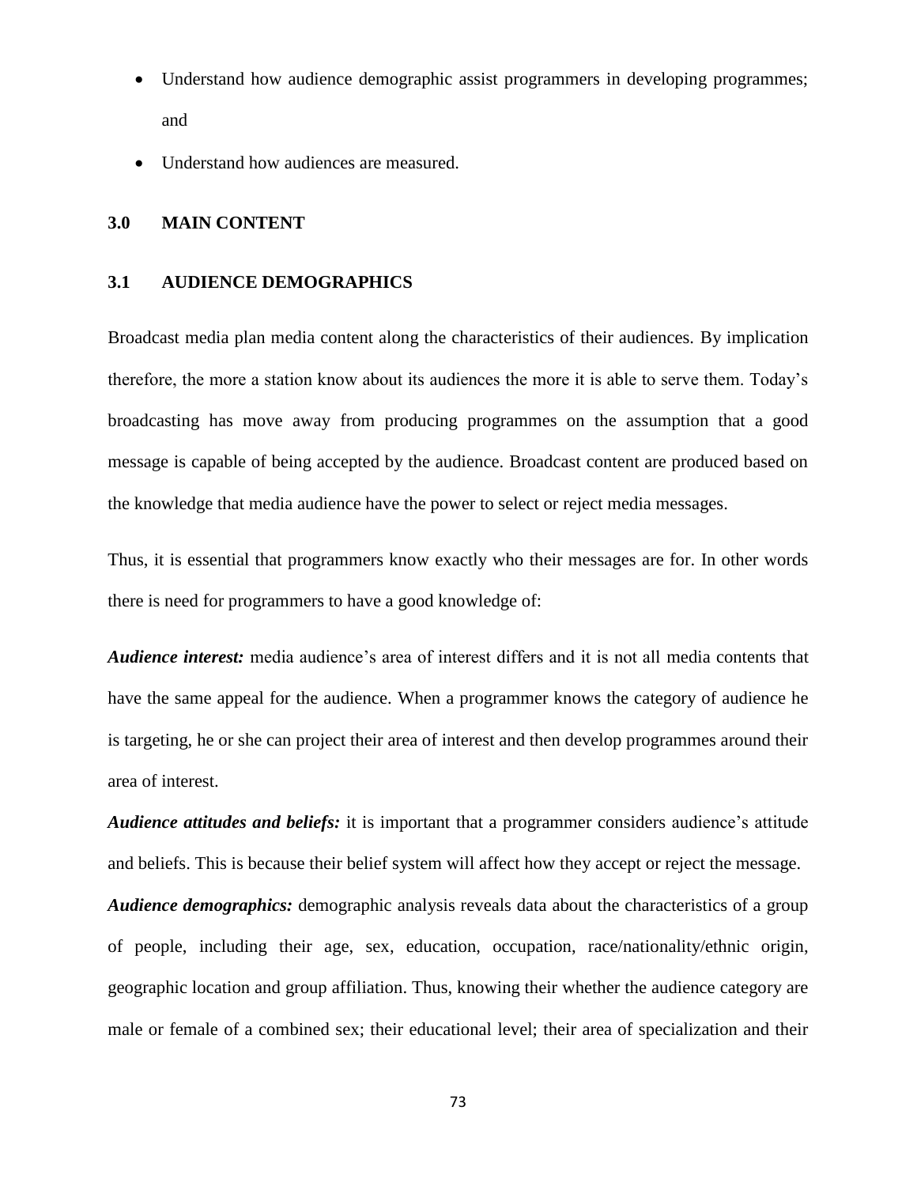- Understand how audience demographic assist programmers in developing programmes; and
- Understand how audiences are measured.

## 3.0 MAIN CONTENT

### 3.1 AUDIENCE DEMOGRAPHICS

Broadcast media plan media content along the characteristics of their audiences. By implication therefore, the more a station know about its audiences the more it is able to serve them. Today's broadcasting has move away from producing programmes on the assumption that a good message is capable of being accepted by the audience. Broadcast content are produced based on the knowledge that media audience have the power to select or reject media messages.

Thus, it is essential that programmers know exactly who their messages are for. In other words there is need for programmers to have a good knowledge of:

***Audience interest:*** media audience's area of interest differs and it is not all media contents that have the same appeal for the audience. When a programmer knows the category of audience he is targeting, he or she can project their area of interest and then develop programmes around their area of interest.

***Audience attitudes and beliefs:*** it is important that a programmer considers audience's attitude and beliefs. This is because their belief system will affect how they accept or reject the message.

***Audience demographics:*** demographic analysis reveals data about the characteristics of a group of people, including their age, sex, education, occupation, race/nationality/ethnic origin, geographic location and group affiliation. Thus, knowing their whether the audience category are male or female of a combined sex; their educational level; their area of specialization and their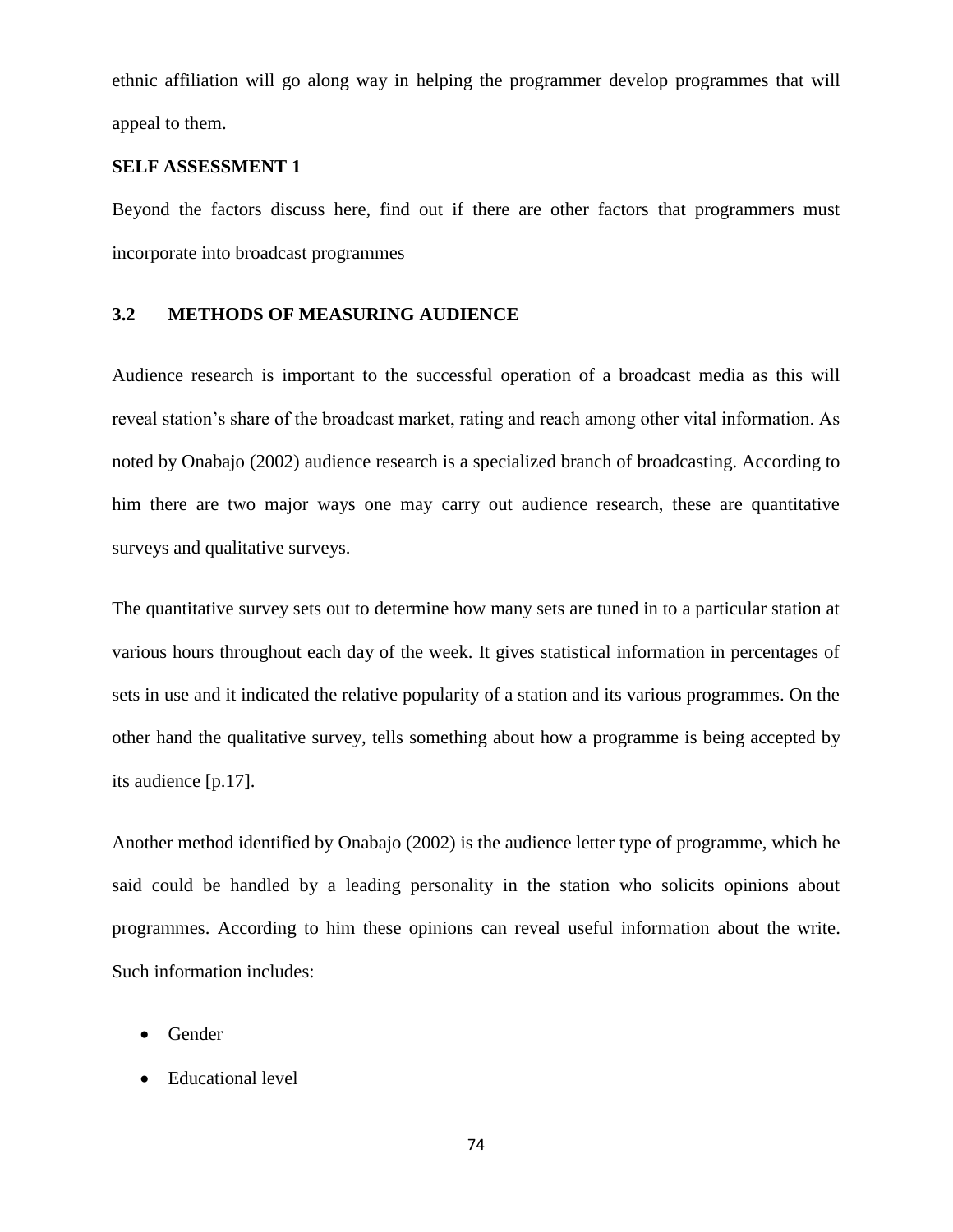ethnic affiliation will go along way in helping the programmer develop programmes that will appeal to them.

**SELF ASSESSMENT 1**

Beyond the factors discuss here, find out if there are other factors that programmers must incorporate into broadcast programmes

### 3.2 METHODS OF MEASURING AUDIENCE

Audience research is important to the successful operation of a broadcast media as this will reveal station's share of the broadcast market, rating and reach among other vital information. As noted by Onabajo (2002) audience research is a specialized branch of broadcasting. According to him there are two major ways one may carry out audience research, these are quantitative surveys and qualitative surveys.

The quantitative survey sets out to determine how many sets are tuned in to a particular station at various hours throughout each day of the week. It gives statistical information in percentages of sets in use and it indicated the relative popularity of a station and its various programmes. On the other hand the qualitative survey, tells something about how a programme is being accepted by its audience [p.17].

Another method identified by Onabajo (2002) is the audience letter type of programme, which he said could be handled by a leading personality in the station who solicits opinions about programmes. According to him these opinions can reveal useful information about the write. Such information includes:

- Gender
- Educational level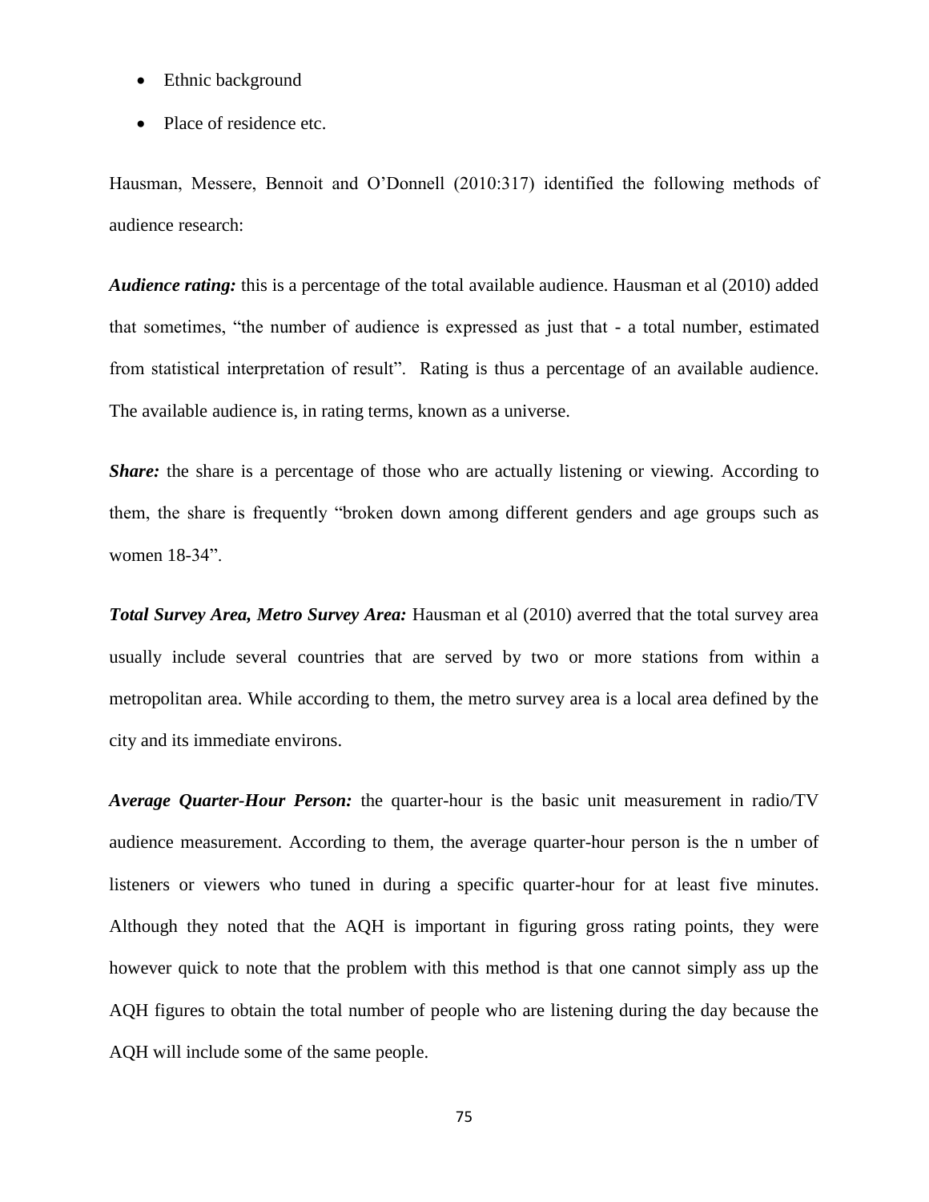- Ethnic background
- Place of residence etc.

Hausman, Messere, Bennoit and O'Donnell (2010:317) identified the following methods of audience research:

***Audience rating:*** this is a percentage of the total available audience. Hausman et al (2010) added that sometimes, "the number of audience is expressed as just that - a total number, estimated from statistical interpretation of result". Rating is thus a percentage of an available audience. The available audience is, in rating terms, known as a universe.

***Share:*** the share is a percentage of those who are actually listening or viewing. According to them, the share is frequently "broken down among different genders and age groups such as women 18-34".

***Total Survey Area, Metro Survey Area:*** Hausman et al (2010) averred that the total survey area usually include several countries that are served by two or more stations from within a metropolitan area. While according to them, the metro survey area is a local area defined by the city and its immediate environs.

***Average Quarter-Hour Person:*** the quarter-hour is the basic unit measurement in radio/TV audience measurement. According to them, the average quarter-hour person is the n umber of listeners or viewers who tuned in during a specific quarter-hour for at least five minutes. Although they noted that the AQH is important in figuring gross rating points, they were however quick to note that the problem with this method is that one cannot simply ass up the AQH figures to obtain the total number of people who are listening during the day because the AQH will include some of the same people.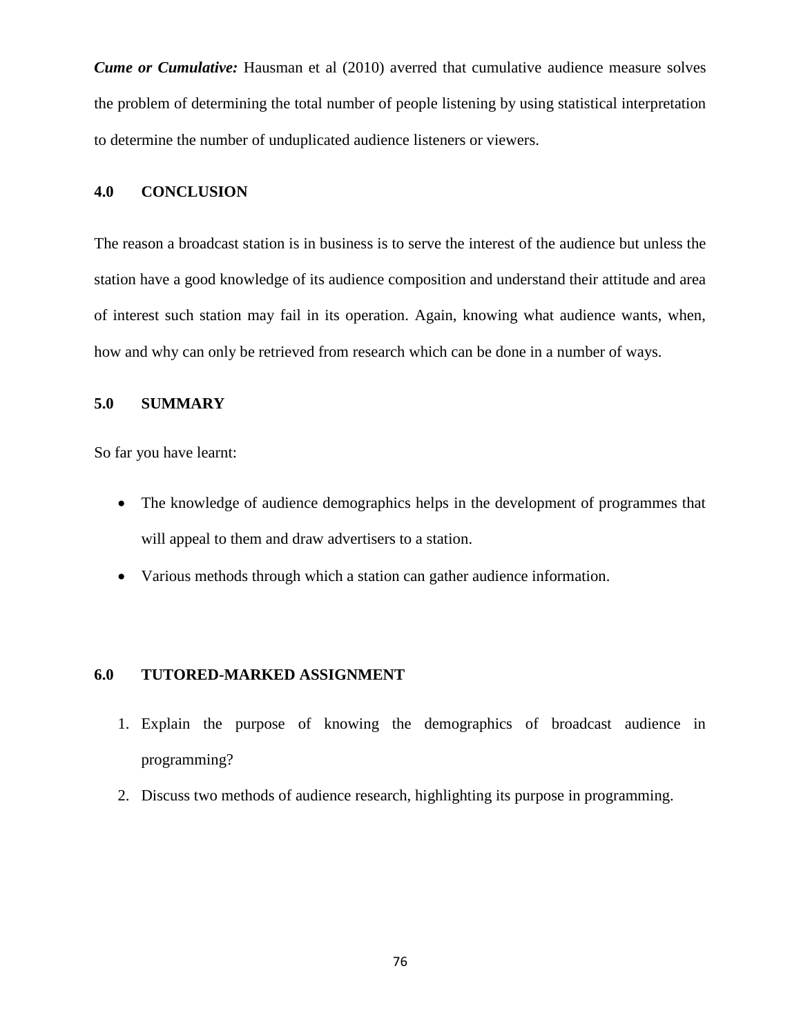***Cume or Cumulative:*** Hausman et al (2010) averred that cumulative audience measure solves the problem of determining the total number of people listening by using statistical interpretation to determine the number of unduplicated audience listeners or viewers.

## 4.0 CONCLUSION

The reason a broadcast station is in business is to serve the interest of the audience but unless the station have a good knowledge of its audience composition and understand their attitude and area of interest such station may fail in its operation. Again, knowing what audience wants, when, how and why can only be retrieved from research which can be done in a number of ways.

## 5.0 SUMMARY

So far you have learnt:

- The knowledge of audience demographics helps in the development of programmes that will appeal to them and draw advertisers to a station.
- Various methods through which a station can gather audience information.

## 6.0 TUTORED-MARKED ASSIGNMENT

1. Explain the purpose of knowing the demographics of broadcast audience in programming?
2. Discuss two methods of audience research, highlighting its purpose in programming.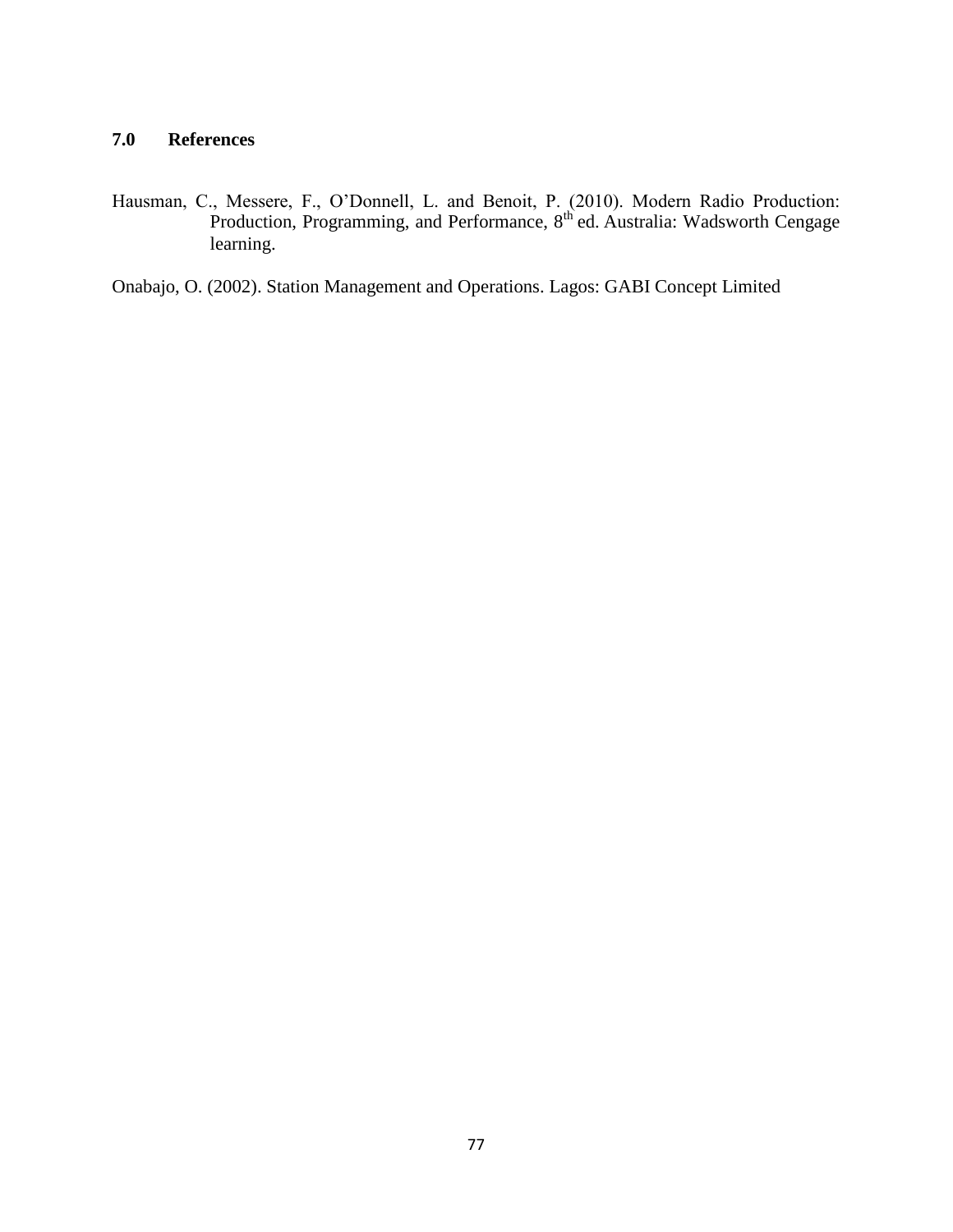## 7.0 References

Hausman, C., Messere, F., O'Donnell, L. and Benoit, P. (2010). Modern Radio Production: Production, Programming, and Performance, 8th ed. Australia: Wadsworth Cengage learning.

Onabajo, O. (2002). Station Management and Operations. Lagos: GABI Concept Limited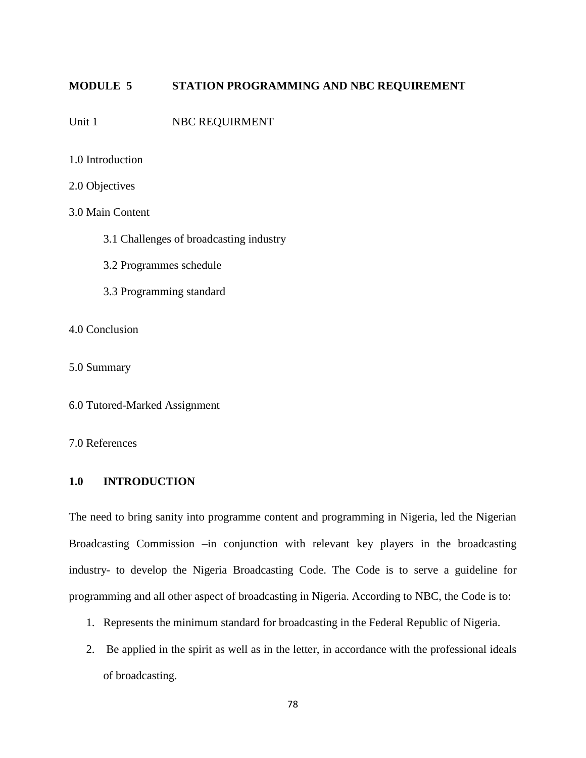## MODULE 5 STATION PROGRAMMING AND NBC REQUIREMENT

Unit 1 NBC REQUIRMENT

1.0 Introduction

2.0 Objectives

3.0 Main Content

- 3.1 Challenges of broadcasting industry
- 3.2 Programmes schedule
- 3.3 Programming standard

4.0 Conclusion

5.0 Summary

6.0 Tutored-Marked Assignment

7.0 References

### 1.0 INTRODUCTION

The need to bring sanity into programme content and programming in Nigeria, led the Nigerian Broadcasting Commission –in conjunction with relevant key players in the broadcasting industry- to develop the Nigeria Broadcasting Code. The Code is to serve a guideline for programming and all other aspect of broadcasting in Nigeria. According to NBC, the Code is to:

1. Represents the minimum standard for broadcasting in the Federal Republic of Nigeria.
2. Be applied in the spirit as well as in the letter, in accordance with the professional ideals of broadcasting.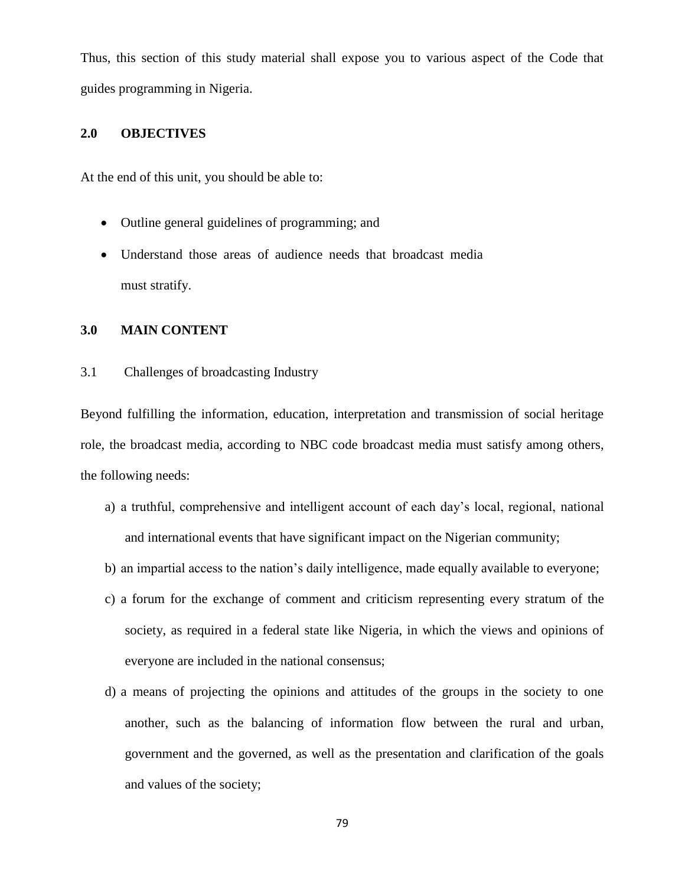Thus, this section of this study material shall expose you to various aspect of the Code that guides programming in Nigeria.

## 2.0 OBJECTIVES

At the end of this unit, you should be able to:

- Outline general guidelines of programming; and
- Understand those areas of audience needs that broadcast media must stratify.

## 3.0 MAIN CONTENT

### 3.1 Challenges of broadcasting Industry

Beyond fulfilling the information, education, interpretation and transmission of social heritage role, the broadcast media, according to NBC code broadcast media must satisfy among others, the following needs:

a) a truthful, comprehensive and intelligent account of each day's local, regional, national and international events that have significant impact on the Nigerian community;

b) an impartial access to the nation's daily intelligence, made equally available to everyone;

c) a forum for the exchange of comment and criticism representing every stratum of the society, as required in a federal state like Nigeria, in which the views and opinions of everyone are included in the national consensus;

d) a means of projecting the opinions and attitudes of the groups in the society to one another, such as the balancing of information flow between the rural and urban, government and the governed, as well as the presentation and clarification of the goals and values of the society;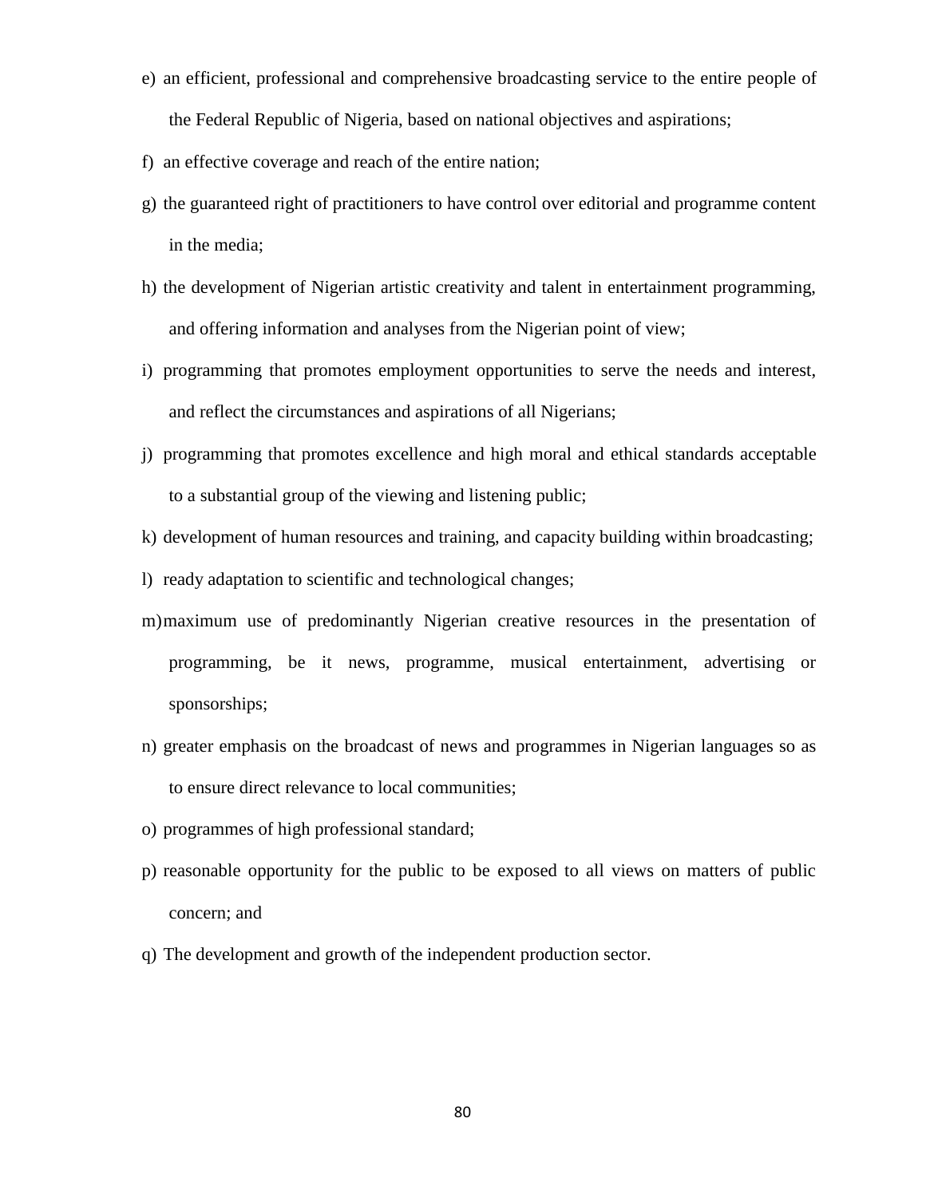e) an efficient, professional and comprehensive broadcasting service to the entire people of the Federal Republic of Nigeria, based on national objectives and aspirations;

f) an effective coverage and reach of the entire nation;

g) the guaranteed right of practitioners to have control over editorial and programme content in the media;

h) the development of Nigerian artistic creativity and talent in entertainment programming, and offering information and analyses from the Nigerian point of view;

i) programming that promotes employment opportunities to serve the needs and interest, and reflect the circumstances and aspirations of all Nigerians;

j) programming that promotes excellence and high moral and ethical standards acceptable to a substantial group of the viewing and listening public;

k) development of human resources and training, and capacity building within broadcasting;

l) ready adaptation to scientific and technological changes;

m) maximum use of predominantly Nigerian creative resources in the presentation of programming, be it news, programme, musical entertainment, advertising or sponsorships;

n) greater emphasis on the broadcast of news and programmes in Nigerian languages so as to ensure direct relevance to local communities;

o) programmes of high professional standard;

p) reasonable opportunity for the public to be exposed to all views on matters of public concern; and

q) The development and growth of the independent production sector.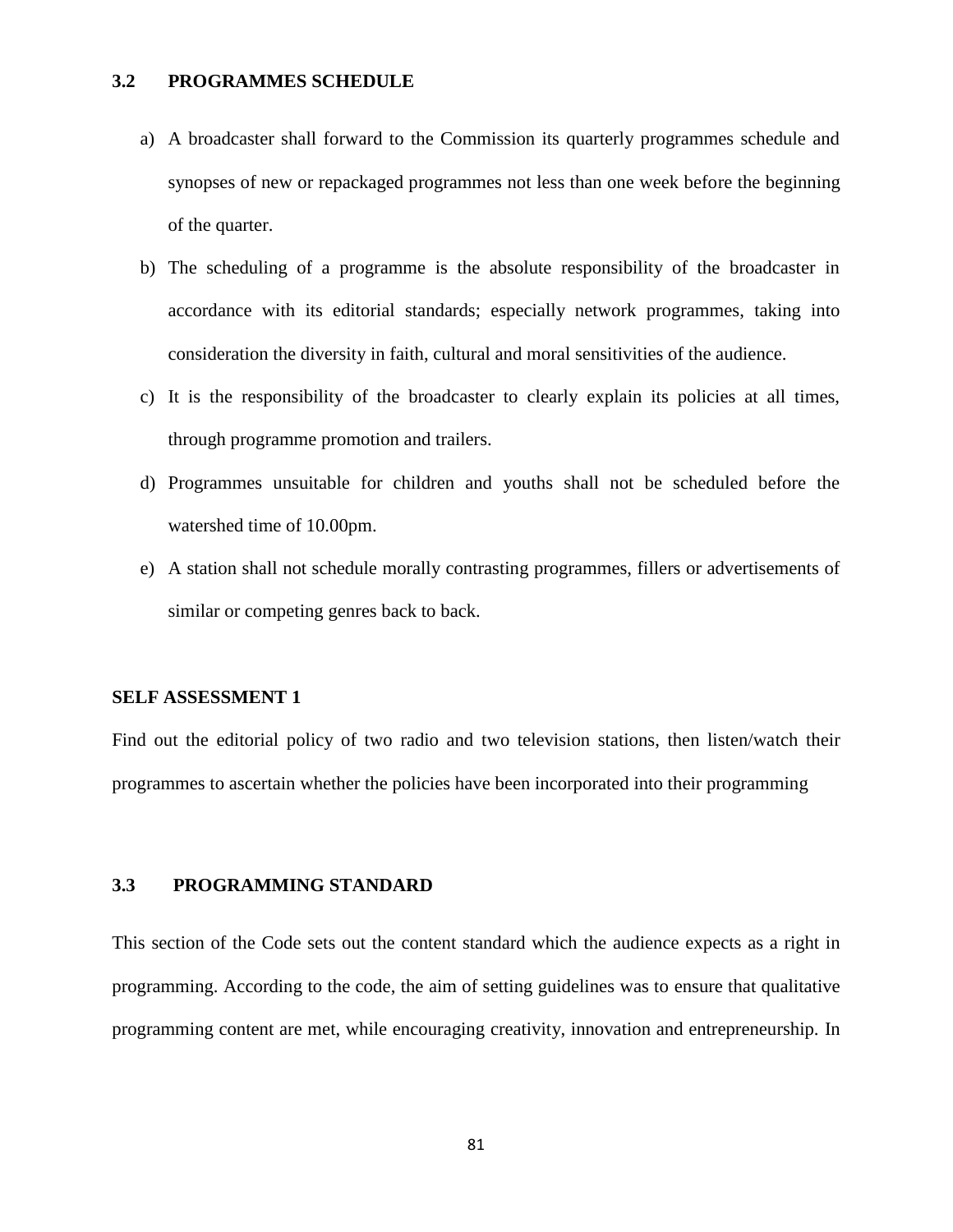### 3.2 PROGRAMMES SCHEDULE

a) A broadcaster shall forward to the Commission its quarterly programmes schedule and synopses of new or repackaged programmes not less than one week before the beginning of the quarter.

b) The scheduling of a programme is the absolute responsibility of the broadcaster in accordance with its editorial standards; especially network programmes, taking into consideration the diversity in faith, cultural and moral sensitivities of the audience.

c) It is the responsibility of the broadcaster to clearly explain its policies at all times, through programme promotion and trailers.

d) Programmes unsuitable for children and youths shall not be scheduled before the watershed time of 10.00pm.

e) A station shall not schedule morally contrasting programmes, fillers or advertisements of similar or competing genres back to back.

**SELF ASSESSMENT 1**

Find out the editorial policy of two radio and two television stations, then listen/watch their programmes to ascertain whether the policies have been incorporated into their programming

### 3.3 PROGRAMMING STANDARD

This section of the Code sets out the content standard which the audience expects as a right in programming. According to the code, the aim of setting guidelines was to ensure that qualitative programming content are met, while encouraging creativity, innovation and entrepreneurship. In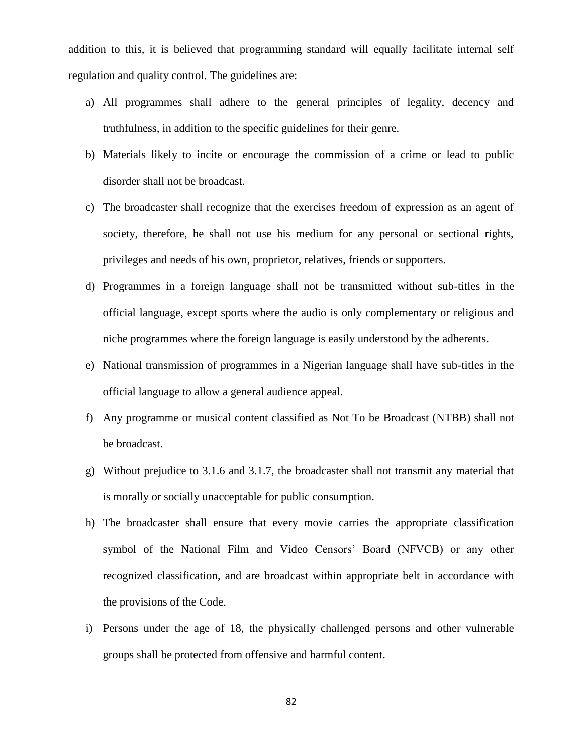addition to this, it is believed that programming standard will equally facilitate internal self regulation and quality control. The guidelines are:

a) All programmes shall adhere to the general principles of legality, decency and truthfulness, in addition to the specific guidelines for their genre.

b) Materials likely to incite or encourage the commission of a crime or lead to public disorder shall not be broadcast.

c) The broadcaster shall recognize that the exercises freedom of expression as an agent of society, therefore, he shall not use his medium for any personal or sectional rights, privileges and needs of his own, proprietor, relatives, friends or supporters.

d) Programmes in a foreign language shall not be transmitted without sub-titles in the official language, except sports where the audio is only complementary or religious and niche programmes where the foreign language is easily understood by the adherents.

e) National transmission of programmes in a Nigerian language shall have sub-titles in the official language to allow a general audience appeal.

f) Any programme or musical content classified as Not To be Broadcast (NTBB) shall not be broadcast.

g) Without prejudice to 3.1.6 and 3.1.7, the broadcaster shall not transmit any material that is morally or socially unacceptable for public consumption.

h) The broadcaster shall ensure that every movie carries the appropriate classification symbol of the National Film and Video Censors' Board (NFVCB) or any other recognized classification, and are broadcast within appropriate belt in accordance with the provisions of the Code.

i) Persons under the age of 18, the physically challenged persons and other vulnerable groups shall be protected from offensive and harmful content.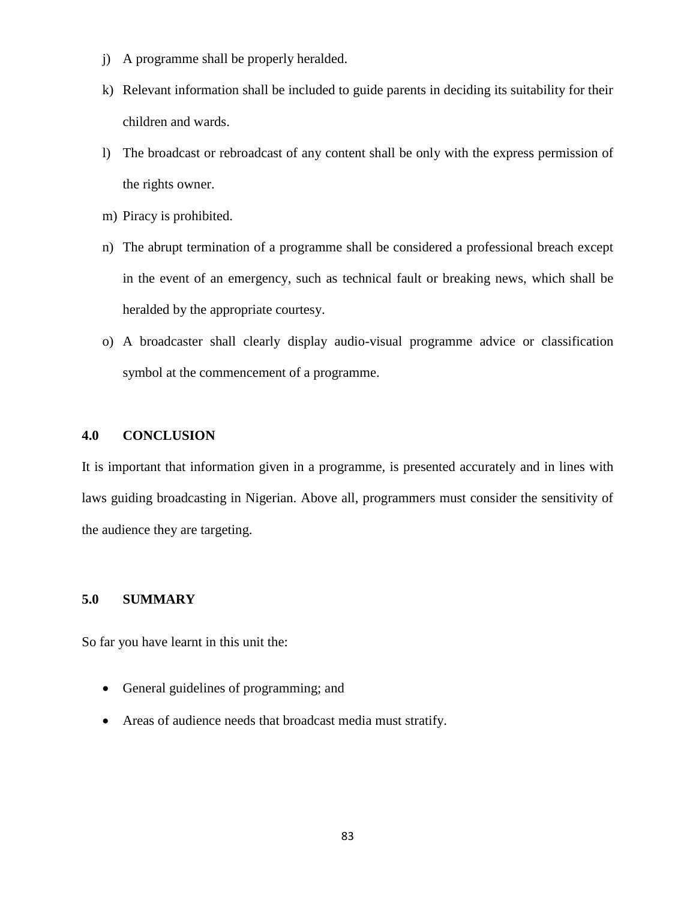j) A programme shall be properly heralded.

k) Relevant information shall be included to guide parents in deciding its suitability for their children and wards.

l) The broadcast or rebroadcast of any content shall be only with the express permission of the rights owner.

m) Piracy is prohibited.

n) The abrupt termination of a programme shall be considered a professional breach except in the event of an emergency, such as technical fault or breaking news, which shall be heralded by the appropriate courtesy.

o) A broadcaster shall clearly display audio-visual programme advice or classification symbol at the commencement of a programme.

## 4.0 CONCLUSION

It is important that information given in a programme, is presented accurately and in lines with laws guiding broadcasting in Nigerian. Above all, programmers must consider the sensitivity of the audience they are targeting.

## 5.0 SUMMARY

So far you have learnt in this unit the:

- General guidelines of programming; and
- Areas of audience needs that broadcast media must stratify.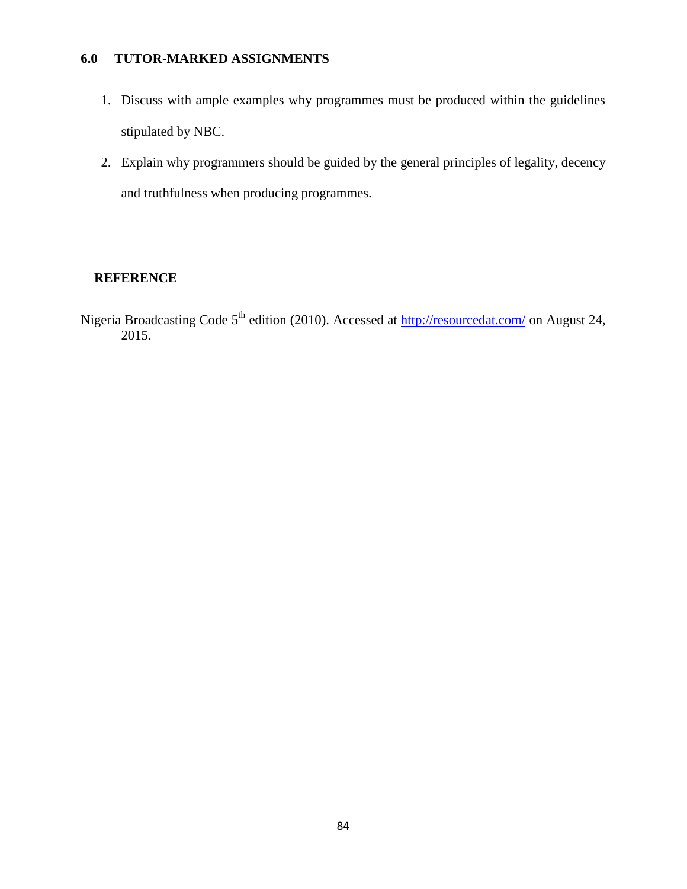## 6.0 TUTOR-MARKED ASSIGNMENTS

1. Discuss with ample examples why programmes must be produced within the guidelines stipulated by NBC.
2. Explain why programmers should be guided by the general principles of legality, decency and truthfulness when producing programmes.

## REFERENCE

Nigeria Broadcasting Code 5th edition (2010). Accessed at http://resourcedat.com/ on August 24, 2015.